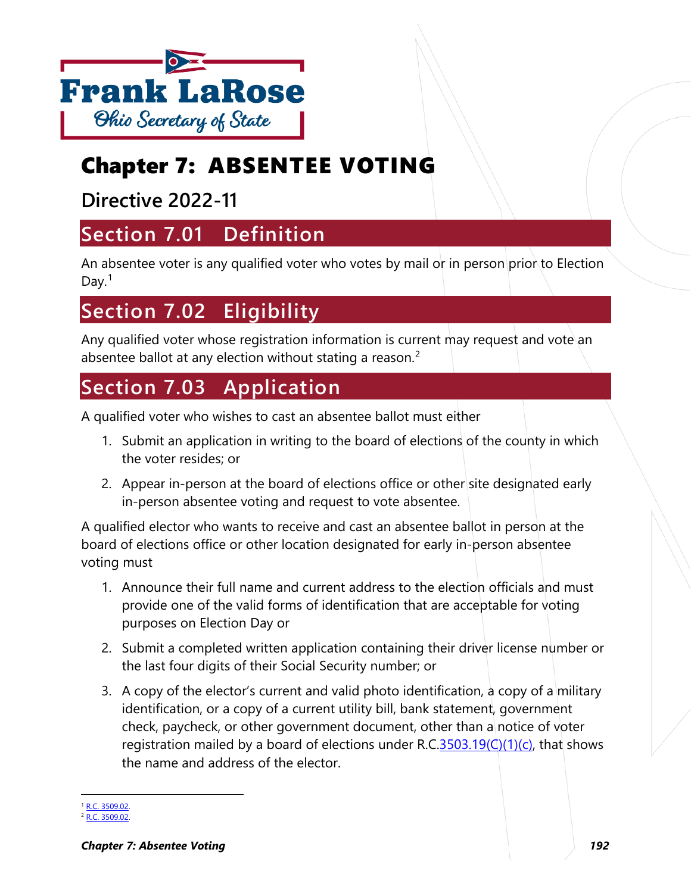Frank LaRose
Ohio Secretary of State

# Chapter 7: ABSENTEE VOTING

## Directive 2022-11

## Section 7.01 Definition

An absentee voter is any qualified voter who votes by mail or in person prior to Election Day.[1]

## Section 7.02 Eligibility

Any qualified voter whose registration information is current may request and vote an absentee ballot at any election without stating a reason.[2]

## Section 7.03 Application

A qualified voter who wishes to cast an absentee ballot must either

1. Submit an application in writing to the board of elections of the county in which the voter resides; or
2. Appear in-person at the board of elections office or other site designated early in-person absentee voting and request to vote absentee.

A qualified elector who wants to receive and cast an absentee ballot in person at the board of elections office or other location designated for early in-person absentee voting must

1. Announce their full name and current address to the election officials and must provide one of the valid forms of identification that are acceptable for voting purposes on Election Day or
2. Submit a completed written application containing their driver license number or the last four digits of their Social Security number; or
3. A copy of the elector's current and valid photo identification, a copy of a military identification, or a copy of a current utility bill, bank statement, government check, paycheck, or other government document, other than a notice of voter registration mailed by a board of elections under R.C.3503.19(C)(1)(c), that shows the name and address of the elector.

---

[1] R.C. 3509.02.
[2] R.C. 3509.02.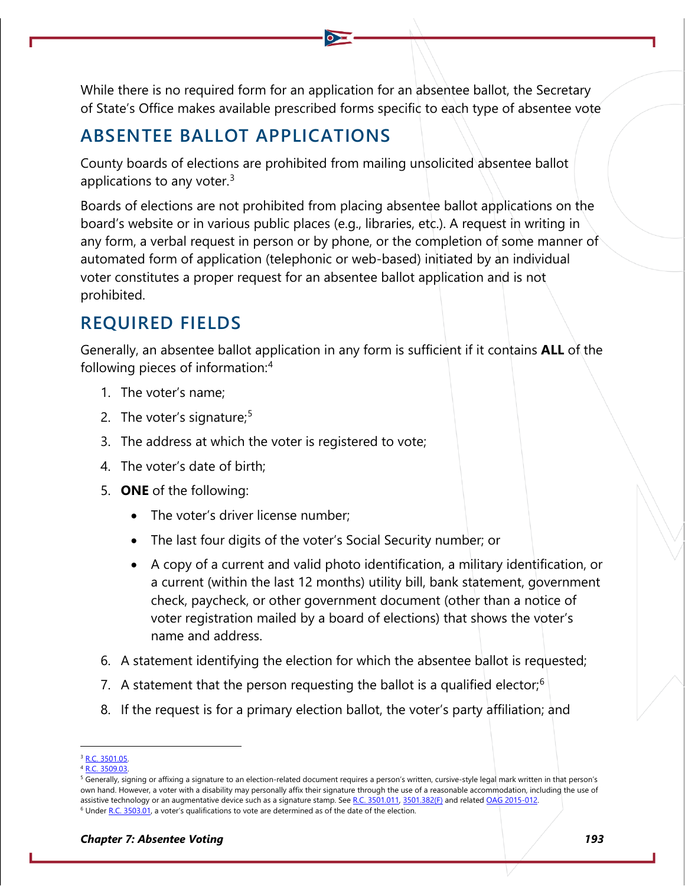While there is no required form for an application for an absentee ballot, the Secretary of State's Office makes available prescribed forms specific to each type of absentee vote

## ABSENTEE BALLOT APPLICATIONS

County boards of elections are prohibited from mailing unsolicited absentee ballot applications to any voter.[3]

Boards of elections are not prohibited from placing absentee ballot applications on the board's website or in various public places (e.g., libraries, etc.). A request in writing in any form, a verbal request in person or by phone, or the completion of some manner of automated form of application (telephonic or web-based) initiated by an individual voter constitutes a proper request for an absentee ballot application and is not prohibited.

## REQUIRED FIELDS

Generally, an absentee ballot application in any form is sufficient if it contains **ALL** of the following pieces of information:[4]

1. The voter's name;
2. The voter's signature;[5]
3. The address at which the voter is registered to vote;
4. The voter's date of birth;
5. **ONE** of the following:
    - The voter's driver license number;
    - The last four digits of the voter's Social Security number; or
    - A copy of a current and valid photo identification, a military identification, or a current (within the last 12 months) utility bill, bank statement, government check, paycheck, or other government document (other than a notice of voter registration mailed by a board of elections) that shows the voter's name and address.
6. A statement identifying the election for which the absentee ballot is requested;
7. A statement that the person requesting the ballot is a qualified elector;[6]
8. If the request is for a primary election ballot, the voter's party affiliation; and

---

[3] R.C. 3501.05.

[4] R.C. 3509.03.

[5] Generally, signing or affixing a signature to an election-related document requires a person's written, cursive-style legal mark written in that person's own hand. However, a voter with a disability may personally affix their signature through the use of a reasonable accommodation, including the use of assistive technology or an augmentative device such as a signature stamp. See R.C. 3501.011, 3501.382(F) and related OAG 2015-012.

[6] Under R.C. 3503.01, a voter's qualifications to vote are determined as of the date of the election.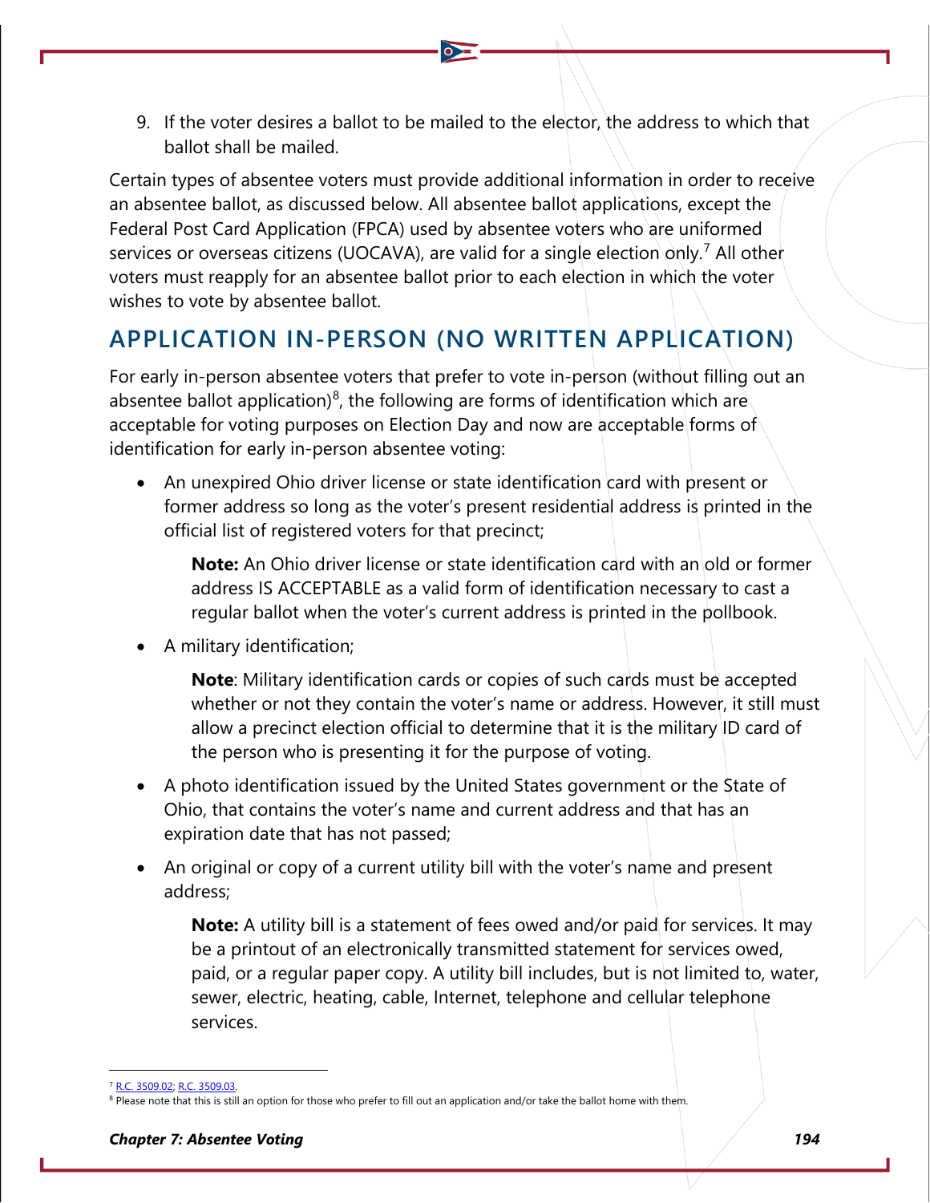9. If the voter desires a ballot to be mailed to the elector, the address to which that ballot shall be mailed.

Certain types of absentee voters must provide additional information in order to receive an absentee ballot, as discussed below. All absentee ballot applications, except the Federal Post Card Application (FPCA) used by absentee voters who are uniformed services or overseas citizens (UOCAVA), are valid for a single election only.[7] All other voters must reapply for an absentee ballot prior to each election in which the voter wishes to vote by absentee ballot.

## APPLICATION IN-PERSON (NO WRITTEN APPLICATION)

For early in-person absentee voters that prefer to vote in-person (without filling out an absentee ballot application)[8], the following are forms of identification which are acceptable for voting purposes on Election Day and now are acceptable forms of identification for early in-person absentee voting:

- An unexpired Ohio driver license or state identification card with present or former address so long as the voter's present residential address is printed in the official list of registered voters for that precinct;

  **Note:** An Ohio driver license or state identification card with an old or former address IS ACCEPTABLE as a valid form of identification necessary to cast a regular ballot when the voter's current address is printed in the pollbook.

- A military identification;

  **Note**: Military identification cards or copies of such cards must be accepted whether or not they contain the voter's name or address. However, it still must allow a precinct election official to determine that it is the military ID card of the person who is presenting it for the purpose of voting.

- A photo identification issued by the United States government or the State of Ohio, that contains the voter's name and current address and that has an expiration date that has not passed;

- An original or copy of a current utility bill with the voter's name and present address;

  **Note:** A utility bill is a statement of fees owed and/or paid for services. It may be a printout of an electronically transmitted statement for services owed, paid, or a regular paper copy. A utility bill includes, but is not limited to, water, sewer, electric, heating, cable, Internet, telephone and cellular telephone services.

---

[7] R.C. 3509.02; R.C. 3509.03.

[8] Please note that this is still an option for those who prefer to fill out an application and/or take the ballot home with them.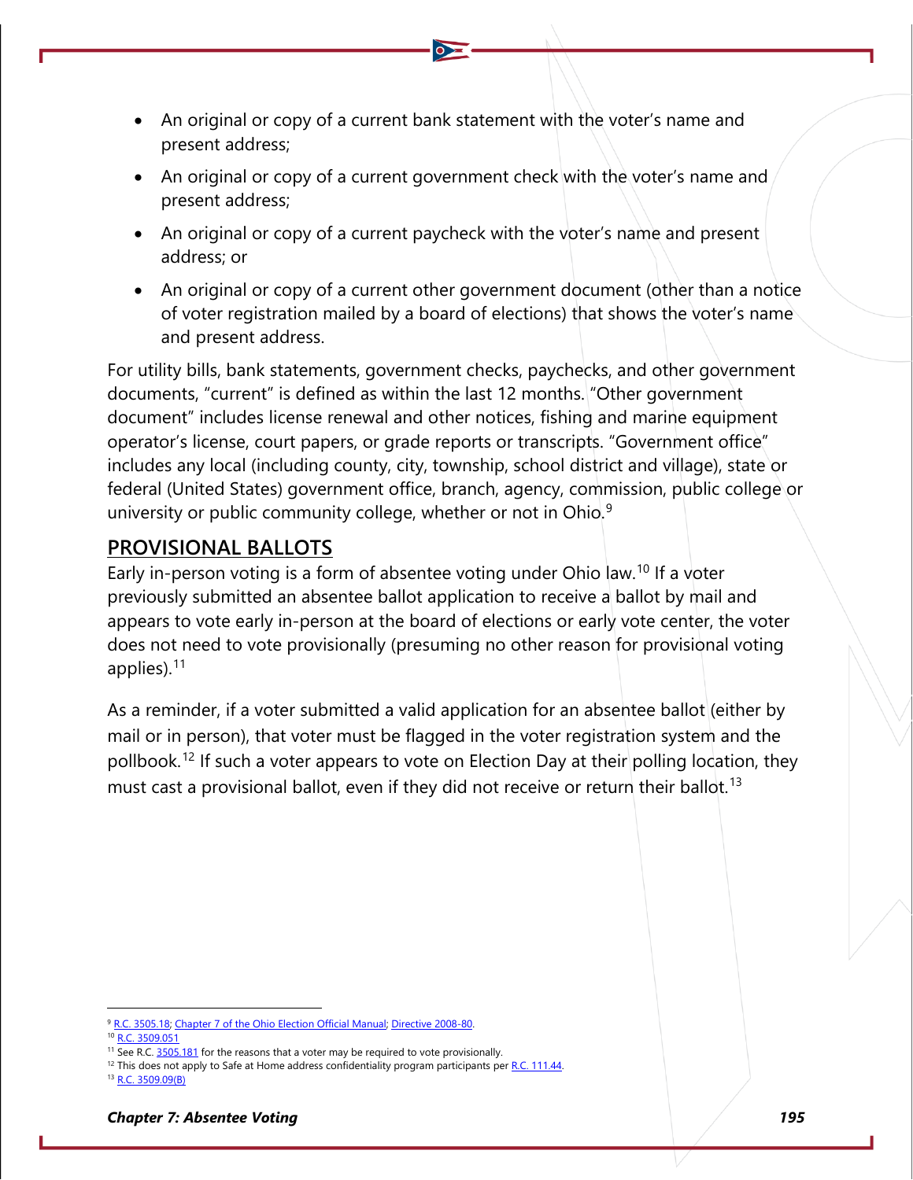- An original or copy of a current bank statement with the voter's name and present address;
- An original or copy of a current government check with the voter's name and present address;
- An original or copy of a current paycheck with the voter's name and present address; or
- An original or copy of a current other government document (other than a notice of voter registration mailed by a board of elections) that shows the voter's name and present address.

For utility bills, bank statements, government checks, paychecks, and other government documents, "current" is defined as within the last 12 months. "Other government document" includes license renewal and other notices, fishing and marine equipment operator's license, court papers, or grade reports or transcripts. "Government office" includes any local (including county, city, township, school district and village), state or federal (United States) government office, branch, agency, commission, public college or university or public community college, whether or not in Ohio.[9]

## PROVISIONAL BALLOTS

Early in-person voting is a form of absentee voting under Ohio law.[10] If a voter previously submitted an absentee ballot application to receive a ballot by mail and appears to vote early in-person at the board of elections or early vote center, the voter does not need to vote provisionally (presuming no other reason for provisional voting applies).[11]

As a reminder, if a voter submitted a valid application for an absentee ballot (either by mail or in person), that voter must be flagged in the voter registration system and the pollbook.[12] If such a voter appears to vote on Election Day at their polling location, they must cast a provisional ballot, even if they did not receive or return their ballot.[13]

---

[9] R.C. 3505.18; Chapter 7 of the Ohio Election Official Manual; Directive 2008-80.

[10] R.C. 3509.051

[11] See R.C. 3505.181 for the reasons that a voter may be required to vote provisionally.

[12] This does not apply to Safe at Home address confidentiality program participants per R.C. 111.44.

[13] R.C. 3509.09(B)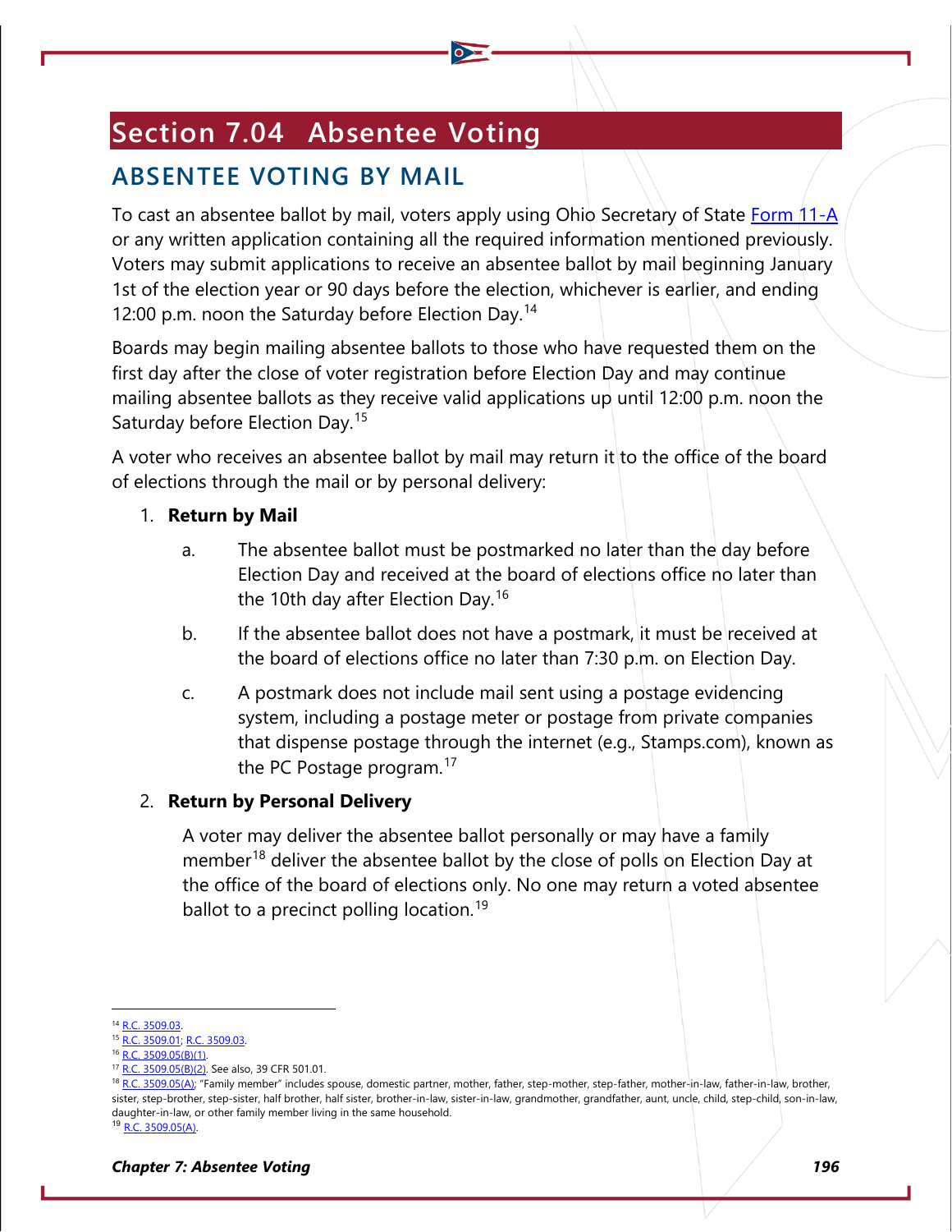# Section 7.04 Absentee Voting

## ABSENTEE VOTING BY MAIL

To cast an absentee ballot by mail, voters apply using Ohio Secretary of State Form 11-A or any written application containing all the required information mentioned previously. Voters may submit applications to receive an absentee ballot by mail beginning January 1st of the election year or 90 days before the election, whichever is earlier, and ending 12:00 p.m. noon the Saturday before Election Day.[14]

Boards may begin mailing absentee ballots to those who have requested them on the first day after the close of voter registration before Election Day and may continue mailing absentee ballots as they receive valid applications up until 12:00 p.m. noon the Saturday before Election Day.[15]

A voter who receives an absentee ballot by mail may return it to the office of the board of elections through the mail or by personal delivery:

1. **Return by Mail**

   a. The absentee ballot must be postmarked no later than the day before Election Day and received at the board of elections office no later than the 10th day after Election Day.[16]

   b. If the absentee ballot does not have a postmark, it must be received at the board of elections office no later than 7:30 p.m. on Election Day.

   c. A postmark does not include mail sent using a postage evidencing system, including a postage meter or postage from private companies that dispense postage through the internet (e.g., Stamps.com), known as the PC Postage program.[17]

2. **Return by Personal Delivery**

   A voter may deliver the absentee ballot personally or may have a family member[18] deliver the absentee ballot by the close of polls on Election Day at the office of the board of elections only. No one may return a voted absentee ballot to a precinct polling location.[19]

---

[14] R.C. 3509.03.
[15] R.C. 3509.01; R.C. 3509.03.
[16] R.C. 3509.05(B)(1).
[17] R.C. 3509.05(B)(2). See also, 39 CFR 501.01.
[18] R.C. 3509.05(A); "Family member" includes spouse, domestic partner, mother, father, step-mother, step-father, mother-in-law, father-in-law, brother, sister, step-brother, step-sister, half brother, half sister, brother-in-law, sister-in-law, grandmother, grandfather, aunt, uncle, child, step-child, son-in-law, daughter-in-law, or other family member living in the same household.
[19] R.C. 3509.05(A).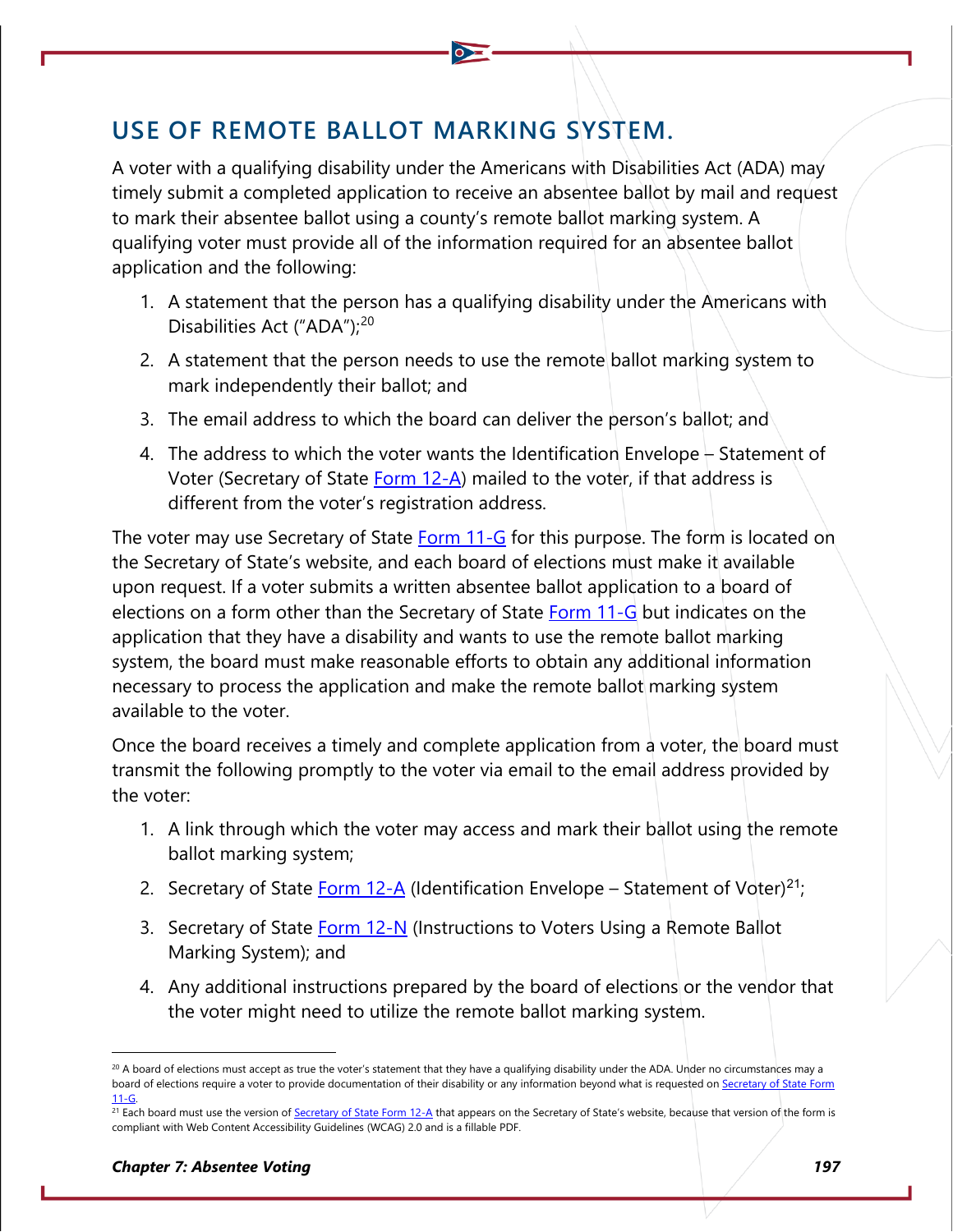## USE OF REMOTE BALLOT MARKING SYSTEM.

A voter with a qualifying disability under the Americans with Disabilities Act (ADA) may timely submit a completed application to receive an absentee ballot by mail and request to mark their absentee ballot using a county's remote ballot marking system. A qualifying voter must provide all of the information required for an absentee ballot application and the following:

1. A statement that the person has a qualifying disability under the Americans with Disabilities Act ("ADA");[20]
2. A statement that the person needs to use the remote ballot marking system to mark independently their ballot; and
3. The email address to which the board can deliver the person's ballot; and
4. The address to which the voter wants the Identification Envelope – Statement of Voter (Secretary of State Form 12-A) mailed to the voter, if that address is different from the voter's registration address.

The voter may use Secretary of State Form 11-G for this purpose. The form is located on the Secretary of State's website, and each board of elections must make it available upon request. If a voter submits a written absentee ballot application to a board of elections on a form other than the Secretary of State Form 11-G but indicates on the application that they have a disability and wants to use the remote ballot marking system, the board must make reasonable efforts to obtain any additional information necessary to process the application and make the remote ballot marking system available to the voter.

Once the board receives a timely and complete application from a voter, the board must transmit the following promptly to the voter via email to the email address provided by the voter:

1. A link through which the voter may access and mark their ballot using the remote ballot marking system;
2. Secretary of State Form 12-A (Identification Envelope – Statement of Voter)[21];
3. Secretary of State Form 12-N (Instructions to Voters Using a Remote Ballot Marking System); and
4. Any additional instructions prepared by the board of elections or the vendor that the voter might need to utilize the remote ballot marking system.

---

[20] A board of elections must accept as true the voter's statement that they have a qualifying disability under the ADA. Under no circumstances may a board of elections require a voter to provide documentation of their disability or any information beyond what is requested on Secretary of State Form 11-G.

[21] Each board must use the version of Secretary of State Form 12-A that appears on the Secretary of State's website, because that version of the form is compliant with Web Content Accessibility Guidelines (WCAG) 2.0 and is a fillable PDF.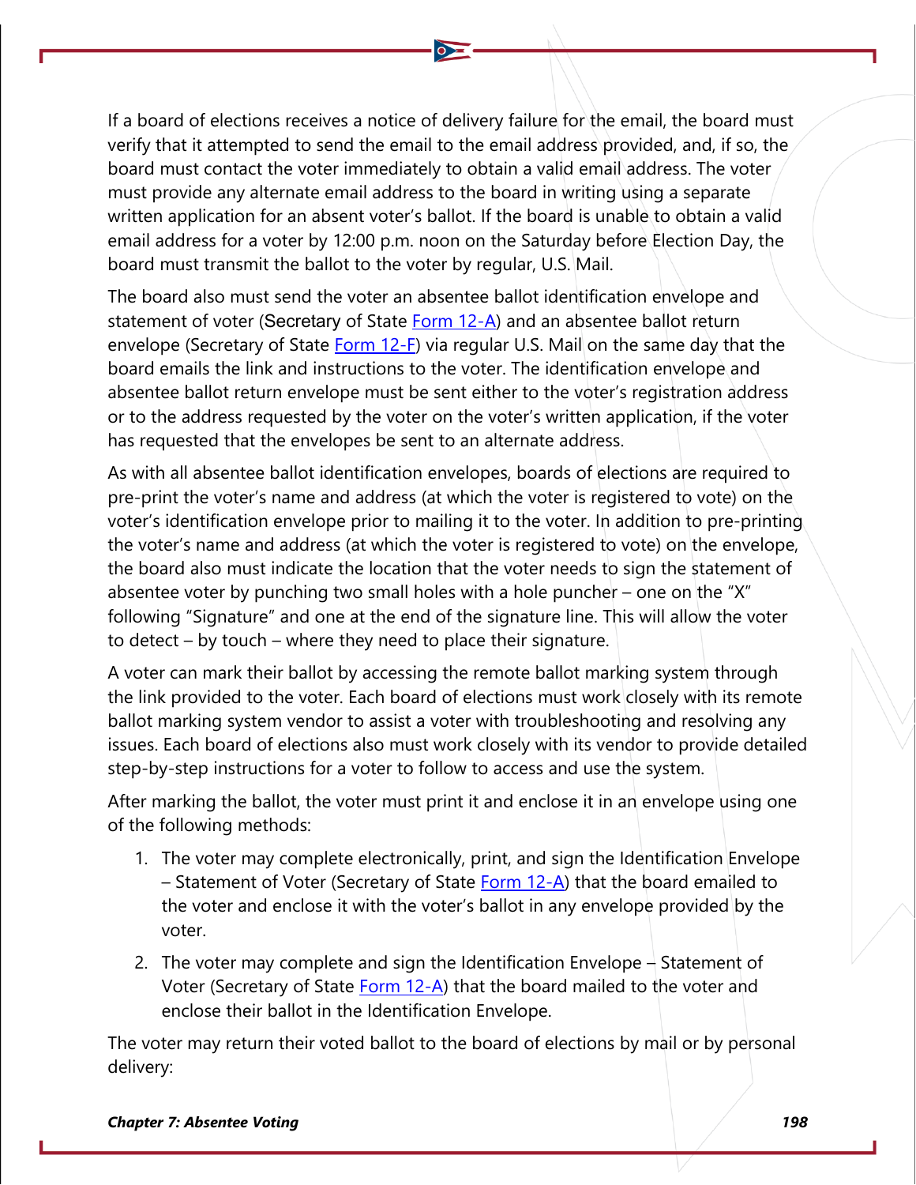If a board of elections receives a notice of delivery failure for the email, the board must verify that it attempted to send the email to the email address provided, and, if so, the board must contact the voter immediately to obtain a valid email address. The voter must provide any alternate email address to the board in writing using a separate written application for an absent voter's ballot. If the board is unable to obtain a valid email address for a voter by 12:00 p.m. noon on the Saturday before Election Day, the board must transmit the ballot to the voter by regular, U.S. Mail.

The board also must send the voter an absentee ballot identification envelope and statement of voter (Secretary of State [Form 12-A]) and an absentee ballot return envelope (Secretary of State [Form 12-F]) via regular U.S. Mail on the same day that the board emails the link and instructions to the voter. The identification envelope and absentee ballot return envelope must be sent either to the voter's registration address or to the address requested by the voter on the voter's written application, if the voter has requested that the envelopes be sent to an alternate address.

As with all absentee ballot identification envelopes, boards of elections are required to pre-print the voter's name and address (at which the voter is registered to vote) on the voter's identification envelope prior to mailing it to the voter. In addition to pre-printing the voter's name and address (at which the voter is registered to vote) on the envelope, the board also must indicate the location that the voter needs to sign the statement of absentee voter by punching two small holes with a hole puncher – one on the "X" following "Signature" and one at the end of the signature line. This will allow the voter to detect – by touch – where they need to place their signature.

A voter can mark their ballot by accessing the remote ballot marking system through the link provided to the voter. Each board of elections must work closely with its remote ballot marking system vendor to assist a voter with troubleshooting and resolving any issues. Each board of elections also must work closely with its vendor to provide detailed step-by-step instructions for a voter to follow to access and use the system.

After marking the ballot, the voter must print it and enclose it in an envelope using one of the following methods:

1. The voter may complete electronically, print, and sign the Identification Envelope – Statement of Voter (Secretary of State [Form 12-A]) that the board emailed to the voter and enclose it with the voter's ballot in any envelope provided by the voter.
2. The voter may complete and sign the Identification Envelope – Statement of Voter (Secretary of State [Form 12-A]) that the board mailed to the voter and enclose their ballot in the Identification Envelope.

The voter may return their voted ballot to the board of elections by mail or by personal delivery: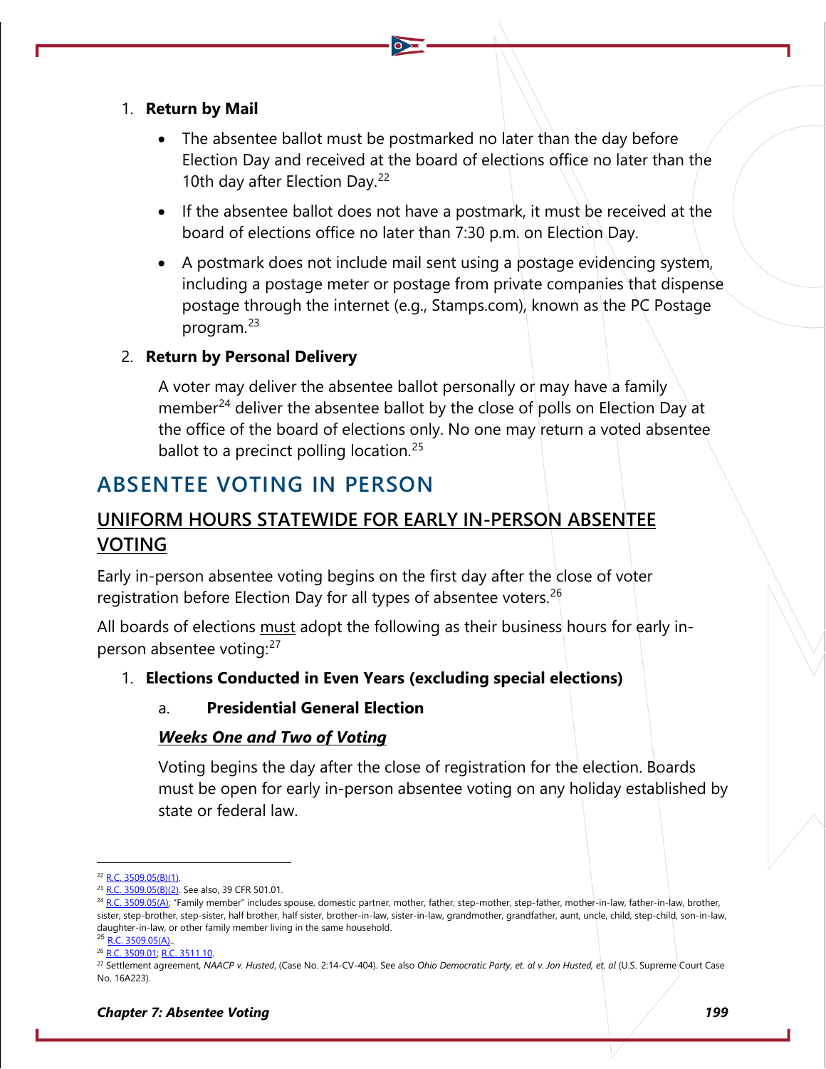1. **Return by Mail**

   - The absentee ballot must be postmarked no later than the day before Election Day and received at the board of elections office no later than the 10th day after Election Day.[22]
   - If the absentee ballot does not have a postmark, it must be received at the board of elections office no later than 7:30 p.m. on Election Day.
   - A postmark does not include mail sent using a postage evidencing system, including a postage meter or postage from private companies that dispense postage through the internet (e.g., Stamps.com), known as the PC Postage program.[23]

2. **Return by Personal Delivery**

   A voter may deliver the absentee ballot personally or may have a family member[24] deliver the absentee ballot by the close of polls on Election Day at the office of the board of elections only. No one may return a voted absentee ballot to a precinct polling location.[25]

## ABSENTEE VOTING IN PERSON

### UNIFORM HOURS STATEWIDE FOR EARLY IN-PERSON ABSENTEE VOTING

Early in-person absentee voting begins on the first day after the close of voter registration before Election Day for all types of absentee voters.[26]

All boards of elections must adopt the following as their business hours for early in-person absentee voting:[27]

1. **Elections Conducted in Even Years (excluding special elections)**

   a. **Presidential General Election**

   ***Weeks One and Two of Voting***

   Voting begins the day after the close of registration for the election. Boards must be open for early in-person absentee voting on any holiday established by state or federal law.

---

[22] R.C. 3509.05(B)(1).

[23] R.C. 3509.05(B)(2). See also, 39 CFR 501.01.

[24] R.C. 3509.05(A); "Family member" includes spouse, domestic partner, mother, father, step-mother, step-father, mother-in-law, father-in-law, brother, sister, step-brother, step-sister, half brother, half sister, brother-in-law, sister-in-law, grandmother, grandfather, aunt, uncle, child, step-child, son-in-law, daughter-in-law, or other family member living in the same household.

[25] R.C. 3509.05(A)..

[26] R.C. 3509.01; R.C. 3511.10.

[27] Settlement agreement, *NAACP v. Husted*, (Case No. 2:14-CV-404). See also *Ohio Democratic Party, et. al v. Jon Husted, et. al* (U.S. Supreme Court Case No. 16A223).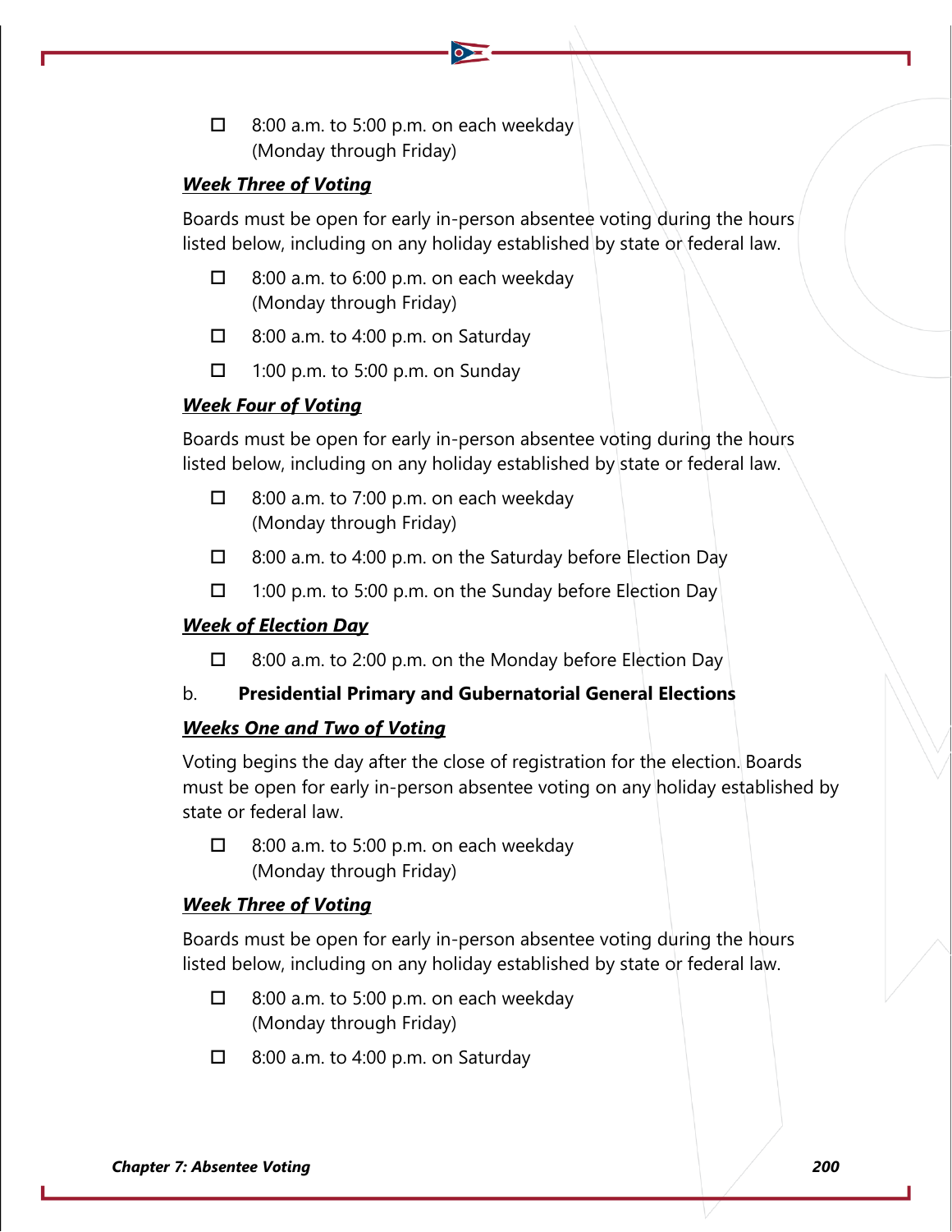- ☐ 8:00 a.m. to 5:00 p.m. on each weekday (Monday through Friday)

***Week Three of Voting***

Boards must be open for early in-person absentee voting during the hours listed below, including on any holiday established by state or federal law.

- ☐ 8:00 a.m. to 6:00 p.m. on each weekday (Monday through Friday)
- ☐ 8:00 a.m. to 4:00 p.m. on Saturday
- ☐ 1:00 p.m. to 5:00 p.m. on Sunday

***Week Four of Voting***

Boards must be open for early in-person absentee voting during the hours listed below, including on any holiday established by state or federal law.

- ☐ 8:00 a.m. to 7:00 p.m. on each weekday (Monday through Friday)
- ☐ 8:00 a.m. to 4:00 p.m. on the Saturday before Election Day
- ☐ 1:00 p.m. to 5:00 p.m. on the Sunday before Election Day

***Week of Election Day***

- ☐ 8:00 a.m. to 2:00 p.m. on the Monday before Election Day

b. **Presidential Primary and Gubernatorial General Elections**

***Weeks One and Two of Voting***

Voting begins the day after the close of registration for the election. Boards must be open for early in-person absentee voting on any holiday established by state or federal law.

- ☐ 8:00 a.m. to 5:00 p.m. on each weekday (Monday through Friday)

***Week Three of Voting***

Boards must be open for early in-person absentee voting during the hours listed below, including on any holiday established by state or federal law.

- ☐ 8:00 a.m. to 5:00 p.m. on each weekday (Monday through Friday)
- ☐ 8:00 a.m. to 4:00 p.m. on Saturday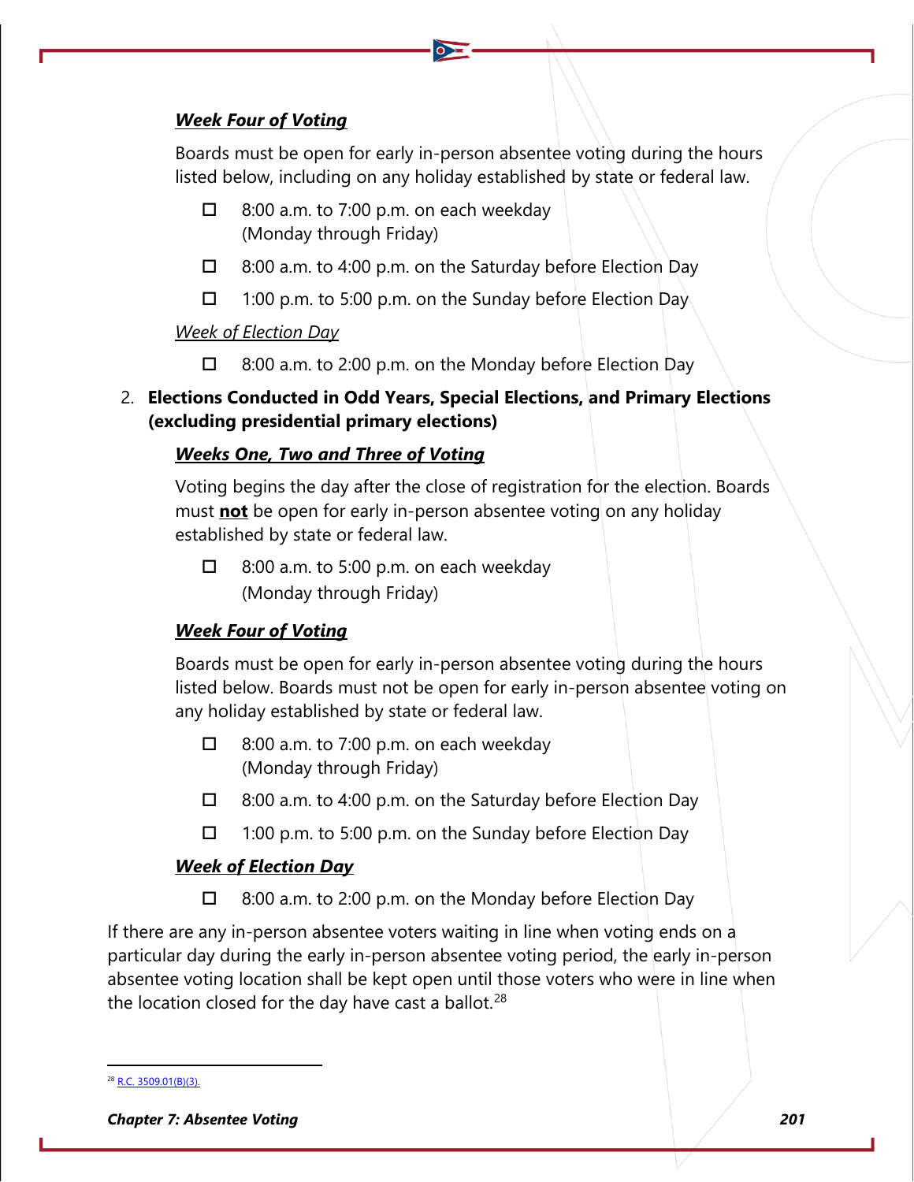***Week Four of Voting***

Boards must be open for early in-person absentee voting during the hours listed below, including on any holiday established by state or federal law.

- ☐ 8:00 a.m. to 7:00 p.m. on each weekday (Monday through Friday)
- ☐ 8:00 a.m. to 4:00 p.m. on the Saturday before Election Day
- ☐ 1:00 p.m. to 5:00 p.m. on the Sunday before Election Day

*Week of Election Day*

- ☐ 8:00 a.m. to 2:00 p.m. on the Monday before Election Day

2. **Elections Conducted in Odd Years, Special Elections, and Primary Elections (excluding presidential primary elections)**

***Weeks One, Two and Three of Voting***

Voting begins the day after the close of registration for the election. Boards must **not** be open for early in-person absentee voting on any holiday established by state or federal law.

- ☐ 8:00 a.m. to 5:00 p.m. on each weekday (Monday through Friday)

***Week Four of Voting***

Boards must be open for early in-person absentee voting during the hours listed below. Boards must not be open for early in-person absentee voting on any holiday established by state or federal law.

- ☐ 8:00 a.m. to 7:00 p.m. on each weekday (Monday through Friday)
- ☐ 8:00 a.m. to 4:00 p.m. on the Saturday before Election Day
- ☐ 1:00 p.m. to 5:00 p.m. on the Sunday before Election Day

***Week of Election Day***

- ☐ 8:00 a.m. to 2:00 p.m. on the Monday before Election Day

If there are any in-person absentee voters waiting in line when voting ends on a particular day during the early in-person absentee voting period, the early in-person absentee voting location shall be kept open until those voters who were in line when the location closed for the day have cast a ballot.[28]

---

[28] R.C. 3509.01(B)(3).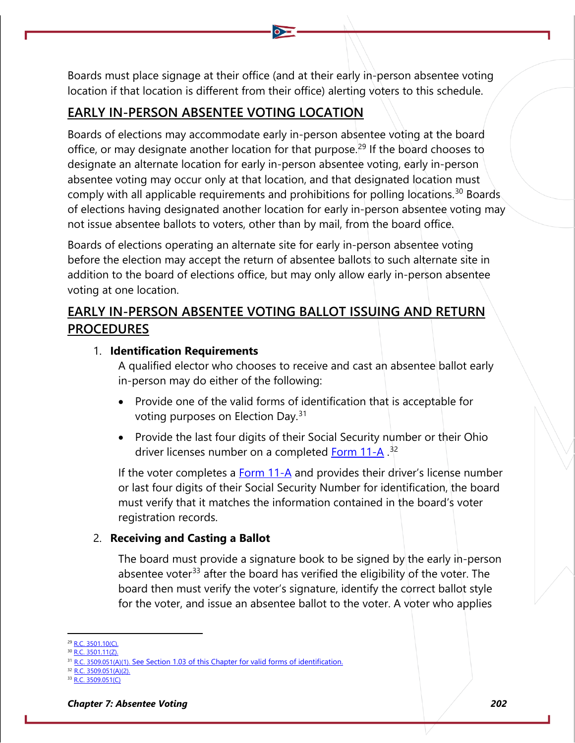Boards must place signage at their office (and at their early in-person absentee voting location if that location is different from their office) alerting voters to this schedule.

## EARLY IN-PERSON ABSENTEE VOTING LOCATION

Boards of elections may accommodate early in-person absentee voting at the board office, or may designate another location for that purpose.[29] If the board chooses to designate an alternate location for early in-person absentee voting, early in-person absentee voting may occur only at that location, and that designated location must comply with all applicable requirements and prohibitions for polling locations.[30] Boards of elections having designated another location for early in-person absentee voting may not issue absentee ballots to voters, other than by mail, from the board office.

Boards of elections operating an alternate site for early in-person absentee voting before the election may accept the return of absentee ballots to such alternate site in addition to the board of elections office, but may only allow early in-person absentee voting at one location.

## EARLY IN-PERSON ABSENTEE VOTING BALLOT ISSUING AND RETURN PROCEDURES

1. **Identification Requirements**

   A qualified elector who chooses to receive and cast an absentee ballot early in-person may do either of the following:

   - Provide one of the valid forms of identification that is acceptable for voting purposes on Election Day.[31]
   - Provide the last four digits of their Social Security number or their Ohio driver licenses number on a completed Form 11-A .[32]

   If the voter completes a Form 11-A and provides their driver's license number or last four digits of their Social Security Number for identification, the board must verify that it matches the information contained in the board's voter registration records.

2. **Receiving and Casting a Ballot**

   The board must provide a signature book to be signed by the early in-person absentee voter[33] after the board has verified the eligibility of the voter. The board then must verify the voter's signature, identify the correct ballot style for the voter, and issue an absentee ballot to the voter. A voter who applies

---

[29] R.C. 3501.10(C).
[30] R.C. 3501.11(Z).
[31] R.C. 3509.051(A)(1). See Section 1.03 of this Chapter for valid forms of identification.
[32] R.C. 3509.051(A)(2).
[33] R.C. 3509.051(C)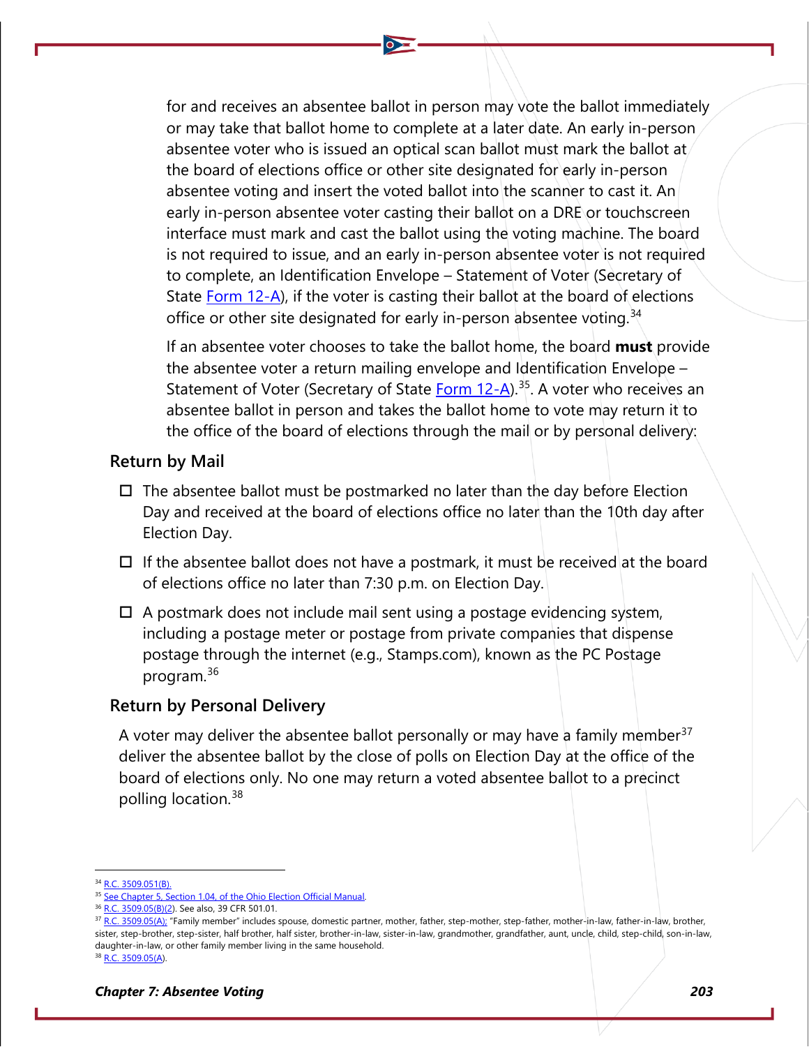for and receives an absentee ballot in person may vote the ballot immediately or may take that ballot home to complete at a later date. An early in-person absentee voter who is issued an optical scan ballot must mark the ballot at the board of elections office or other site designated for early in-person absentee voting and insert the voted ballot into the scanner to cast it. An early in-person absentee voter casting their ballot on a DRE or touchscreen interface must mark and cast the ballot using the voting machine. The board is not required to issue, and an early in-person absentee voter is not required to complete, an Identification Envelope – Statement of Voter (Secretary of State Form 12-A), if the voter is casting their ballot at the board of elections office or other site designated for early in-person absentee voting.[34]

If an absentee voter chooses to take the ballot home, the board **must** provide the absentee voter a return mailing envelope and Identification Envelope – Statement of Voter (Secretary of State Form 12-A).[35]. A voter who receives an absentee ballot in person and takes the ballot home to vote may return it to the office of the board of elections through the mail or by personal delivery:

### Return by Mail

- ☐ The absentee ballot must be postmarked no later than the day before Election Day and received at the board of elections office no later than the 10th day after Election Day.
- ☐ If the absentee ballot does not have a postmark, it must be received at the board of elections office no later than 7:30 p.m. on Election Day.
- ☐ A postmark does not include mail sent using a postage evidencing system, including a postage meter or postage from private companies that dispense postage through the internet (e.g., Stamps.com), known as the PC Postage program.[36]

### Return by Personal Delivery

A voter may deliver the absentee ballot personally or may have a family member[37] deliver the absentee ballot by the close of polls on Election Day at the office of the board of elections only. No one may return a voted absentee ballot to a precinct polling location.[38]

---

[34] R.C. 3509.051(B).

[35] See Chapter 5, Section 1.04, of the Ohio Election Official Manual.

[36] R.C. 3509.05(B)(2). See also, 39 CFR 501.01.

[37] R.C. 3509.05(A); "Family member" includes spouse, domestic partner, mother, father, step-mother, step-father, mother-in-law, father-in-law, brother, sister, step-brother, step-sister, half brother, half sister, brother-in-law, sister-in-law, grandmother, grandfather, aunt, uncle, child, step-child, son-in-law, daughter-in-law, or other family member living in the same household.

[38] R.C. 3509.05(A).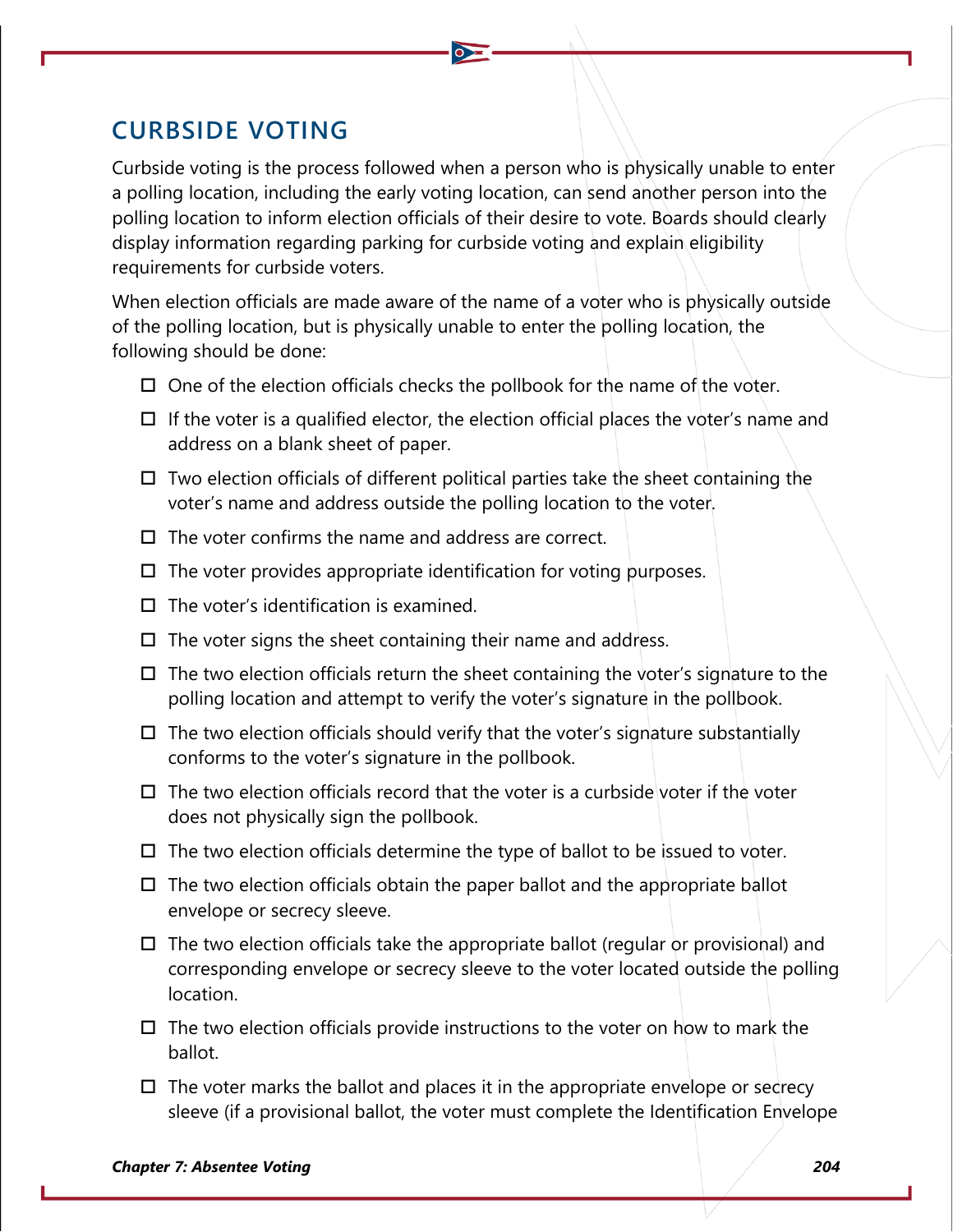## CURBSIDE VOTING

Curbside voting is the process followed when a person who is physically unable to enter a polling location, including the early voting location, can send another person into the polling location to inform election officials of their desire to vote. Boards should clearly display information regarding parking for curbside voting and explain eligibility requirements for curbside voters.

When election officials are made aware of the name of a voter who is physically outside of the polling location, but is physically unable to enter the polling location, the following should be done:

- ☐ One of the election officials checks the pollbook for the name of the voter.
- ☐ If the voter is a qualified elector, the election official places the voter's name and address on a blank sheet of paper.
- ☐ Two election officials of different political parties take the sheet containing the voter's name and address outside the polling location to the voter.
- ☐ The voter confirms the name and address are correct.
- ☐ The voter provides appropriate identification for voting purposes.
- ☐ The voter's identification is examined.
- ☐ The voter signs the sheet containing their name and address.
- ☐ The two election officials return the sheet containing the voter's signature to the polling location and attempt to verify the voter's signature in the pollbook.
- ☐ The two election officials should verify that the voter's signature substantially conforms to the voter's signature in the pollbook.
- ☐ The two election officials record that the voter is a curbside voter if the voter does not physically sign the pollbook.
- ☐ The two election officials determine the type of ballot to be issued to voter.
- ☐ The two election officials obtain the paper ballot and the appropriate ballot envelope or secrecy sleeve.
- ☐ The two election officials take the appropriate ballot (regular or provisional) and corresponding envelope or secrecy sleeve to the voter located outside the polling location.
- ☐ The two election officials provide instructions to the voter on how to mark the ballot.
- ☐ The voter marks the ballot and places it in the appropriate envelope or secrecy sleeve (if a provisional ballot, the voter must complete the Identification Envelope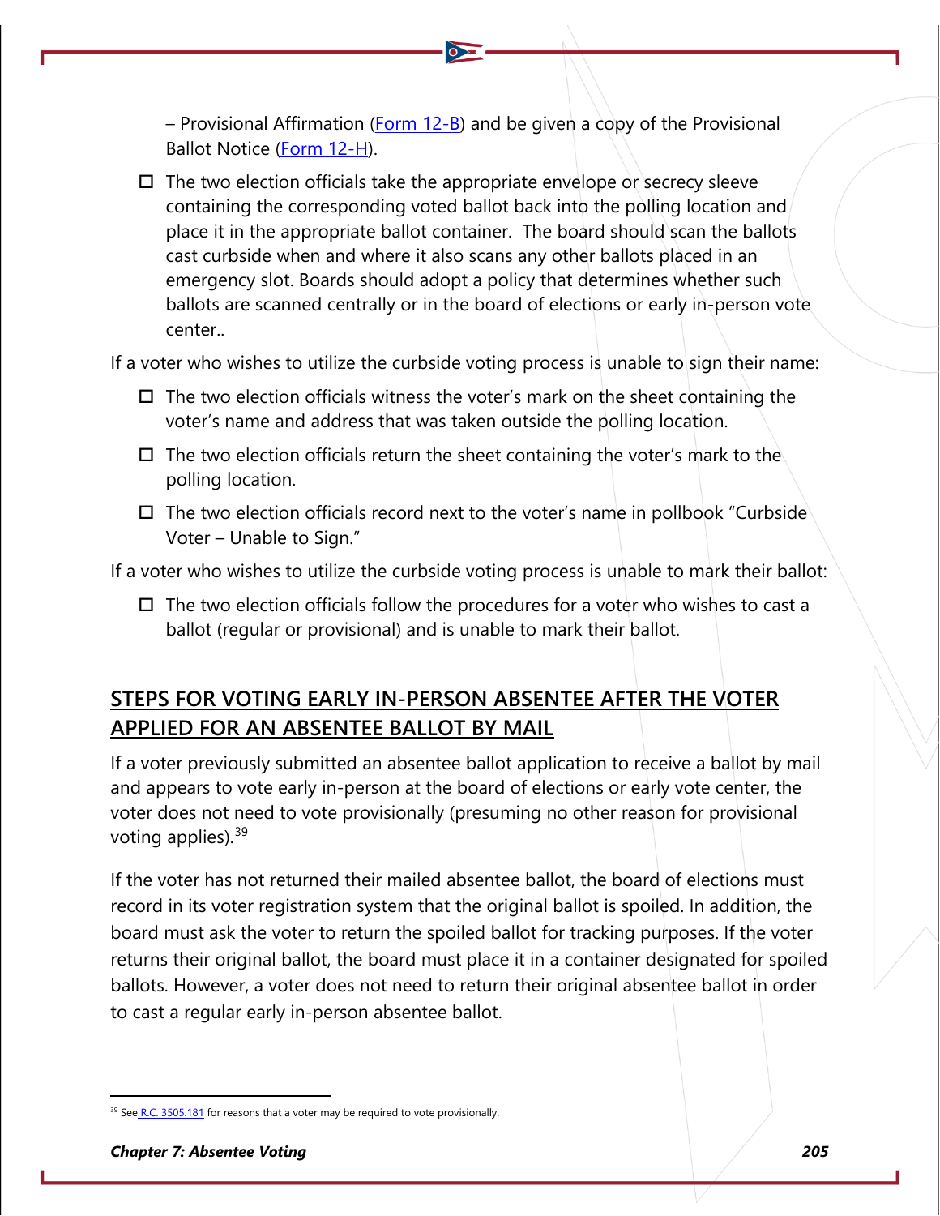– Provisional Affirmation (Form 12-B) and be given a copy of the Provisional Ballot Notice (Form 12-H).

- ☐ The two election officials take the appropriate envelope or secrecy sleeve containing the corresponding voted ballot back into the polling location and place it in the appropriate ballot container. The board should scan the ballots cast curbside when and where it also scans any other ballots placed in an emergency slot. Boards should adopt a policy that determines whether such ballots are scanned centrally or in the board of elections or early in-person vote center..

If a voter who wishes to utilize the curbside voting process is unable to sign their name:

- ☐ The two election officials witness the voter's mark on the sheet containing the voter's name and address that was taken outside the polling location.
- ☐ The two election officials return the sheet containing the voter's mark to the polling location.
- ☐ The two election officials record next to the voter's name in pollbook "Curbside Voter – Unable to Sign."

If a voter who wishes to utilize the curbside voting process is unable to mark their ballot:

- ☐ The two election officials follow the procedures for a voter who wishes to cast a ballot (regular or provisional) and is unable to mark their ballot.

## STEPS FOR VOTING EARLY IN-PERSON ABSENTEE AFTER THE VOTER APPLIED FOR AN ABSENTEE BALLOT BY MAIL

If a voter previously submitted an absentee ballot application to receive a ballot by mail and appears to vote early in-person at the board of elections or early vote center, the voter does not need to vote provisionally (presuming no other reason for provisional voting applies).[39]

If the voter has not returned their mailed absentee ballot, the board of elections must record in its voter registration system that the original ballot is spoiled. In addition, the board must ask the voter to return the spoiled ballot for tracking purposes. If the voter returns their original ballot, the board must place it in a container designated for spoiled ballots. However, a voter does not need to return their original absentee ballot in order to cast a regular early in-person absentee ballot.

[39] See R.C. 3505.181 for reasons that a voter may be required to vote provisionally.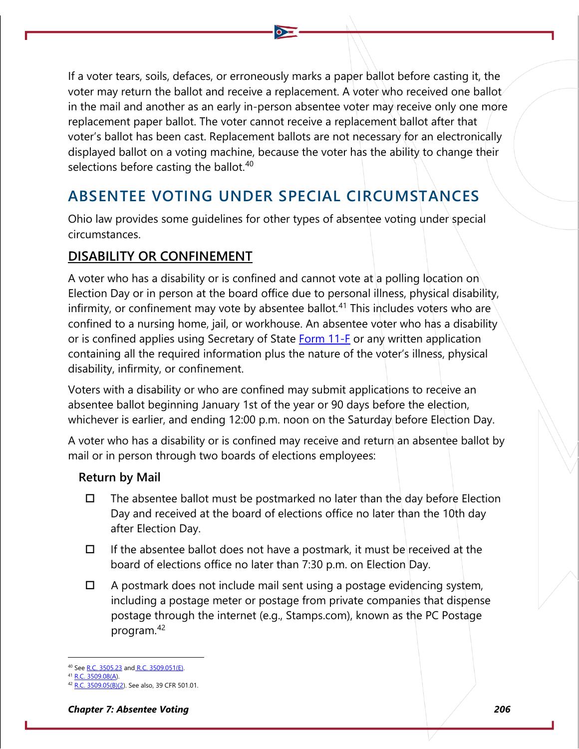If a voter tears, soils, defaces, or erroneously marks a paper ballot before casting it, the voter may return the ballot and receive a replacement. A voter who received one ballot in the mail and another as an early in-person absentee voter may receive only one more replacement paper ballot. The voter cannot receive a replacement ballot after that voter's ballot has been cast. Replacement ballots are not necessary for an electronically displayed ballot on a voting machine, because the voter has the ability to change their selections before casting the ballot.[40]

## ABSENTEE VOTING UNDER SPECIAL CIRCUMSTANCES

Ohio law provides some guidelines for other types of absentee voting under special circumstances.

### DISABILITY OR CONFINEMENT

A voter who has a disability or is confined and cannot vote at a polling location on Election Day or in person at the board office due to personal illness, physical disability, infirmity, or confinement may vote by absentee ballot.[41] This includes voters who are confined to a nursing home, jail, or workhouse. An absentee voter who has a disability or is confined applies using Secretary of State Form 11-F or any written application containing all the required information plus the nature of the voter's illness, physical disability, infirmity, or confinement.

Voters with a disability or who are confined may submit applications to receive an absentee ballot beginning January 1st of the year or 90 days before the election, whichever is earlier, and ending 12:00 p.m. noon on the Saturday before Election Day.

A voter who has a disability or is confined may receive and return an absentee ballot by mail or in person through two boards of elections employees:

#### Return by Mail

- ☐ The absentee ballot must be postmarked no later than the day before Election Day and received at the board of elections office no later than the 10th day after Election Day.
- ☐ If the absentee ballot does not have a postmark, it must be received at the board of elections office no later than 7:30 p.m. on Election Day.
- ☐ A postmark does not include mail sent using a postage evidencing system, including a postage meter or postage from private companies that dispense postage through the internet (e.g., Stamps.com), known as the PC Postage program.[42]

---

[40] See R.C. 3505.23 and R.C. 3509.051(E).

[41] R.C. 3509.08(A).

[42] R.C. 3509.05(B)(2). See also, 39 CFR 501.01.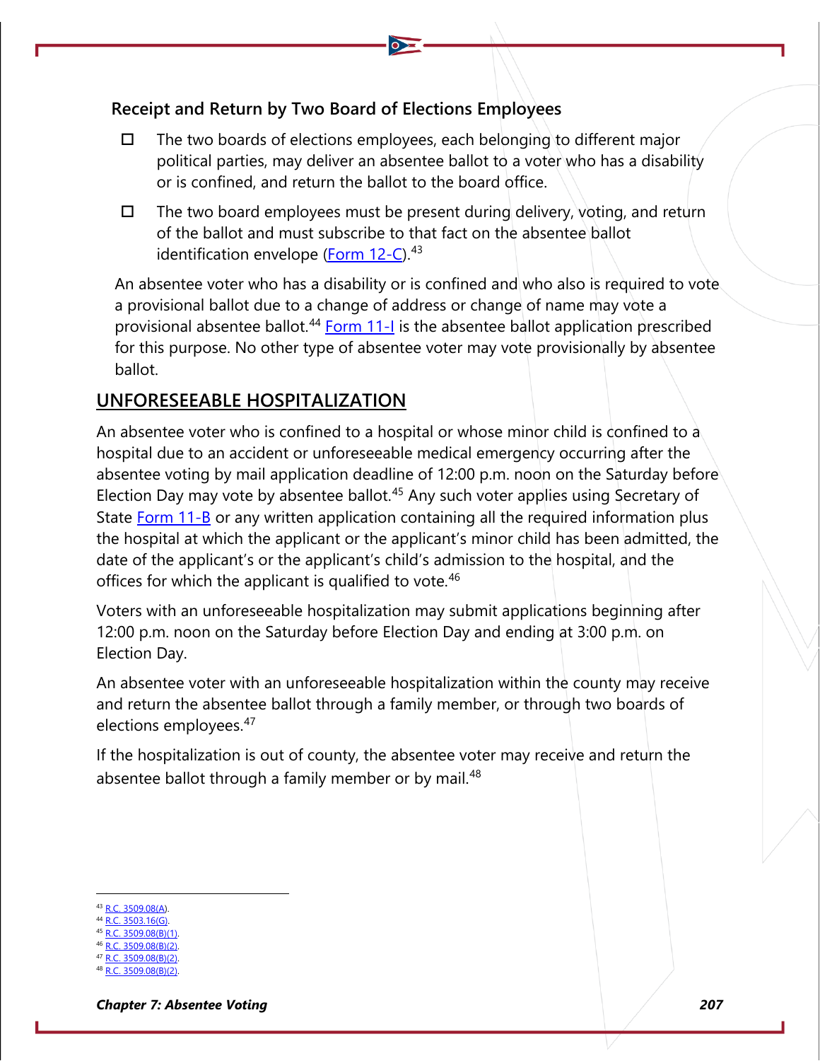### Receipt and Return by Two Board of Elections Employees

- ☐ The two boards of elections employees, each belonging to different major political parties, may deliver an absentee ballot to a voter who has a disability or is confined, and return the ballot to the board office.
- ☐ The two board employees must be present during delivery, voting, and return of the ballot and must subscribe to that fact on the absentee ballot identification envelope (Form 12-C).[43]

An absentee voter who has a disability or is confined and who also is required to vote a provisional ballot due to a change of address or change of name may vote a provisional absentee ballot.[44] Form 11-I is the absentee ballot application prescribed for this purpose. No other type of absentee voter may vote provisionally by absentee ballot.

## UNFORESEEABLE HOSPITALIZATION

An absentee voter who is confined to a hospital or whose minor child is confined to a hospital due to an accident or unforeseeable medical emergency occurring after the absentee voting by mail application deadline of 12:00 p.m. noon on the Saturday before Election Day may vote by absentee ballot.[45] Any such voter applies using Secretary of State Form 11-B or any written application containing all the required information plus the hospital at which the applicant or the applicant's minor child has been admitted, the date of the applicant's or the applicant's child's admission to the hospital, and the offices for which the applicant is qualified to vote.[46]

Voters with an unforeseeable hospitalization may submit applications beginning after 12:00 p.m. noon on the Saturday before Election Day and ending at 3:00 p.m. on Election Day.

An absentee voter with an unforeseeable hospitalization within the county may receive and return the absentee ballot through a family member, or through two boards of elections employees.[47]

If the hospitalization is out of county, the absentee voter may receive and return the absentee ballot through a family member or by mail.[48]

---

[43] R.C. 3509.08(A).
[44] R.C. 3503.16(G).
[45] R.C. 3509.08(B)(1).
[46] R.C. 3509.08(B)(2).
[47] R.C. 3509.08(B)(2).
[48] R.C. 3509.08(B)(2).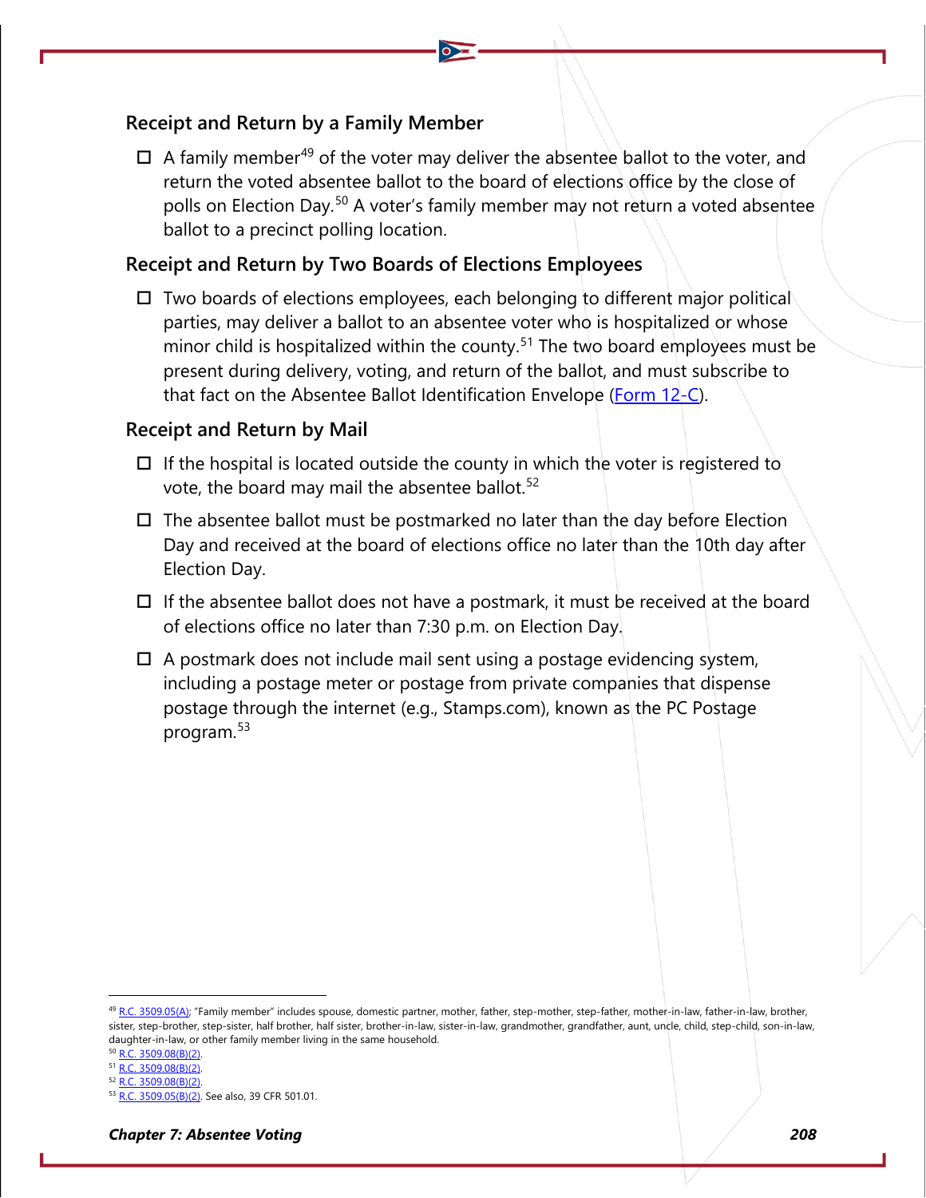### Receipt and Return by a Family Member

- ☐ A family member[49] of the voter may deliver the absentee ballot to the voter, and return the voted absentee ballot to the board of elections office by the close of polls on Election Day.[50] A voter's family member may not return a voted absentee ballot to a precinct polling location.

### Receipt and Return by Two Boards of Elections Employees

- ☐ Two boards of elections employees, each belonging to different major political parties, may deliver a ballot to an absentee voter who is hospitalized or whose minor child is hospitalized within the county.[51] The two board employees must be present during delivery, voting, and return of the ballot, and must subscribe to that fact on the Absentee Ballot Identification Envelope (Form 12-C).

### Receipt and Return by Mail

- ☐ If the hospital is located outside the county in which the voter is registered to vote, the board may mail the absentee ballot.[52]
- ☐ The absentee ballot must be postmarked no later than the day before Election Day and received at the board of elections office no later than the 10th day after Election Day.
- ☐ If the absentee ballot does not have a postmark, it must be received at the board of elections office no later than 7:30 p.m. on Election Day.
- ☐ A postmark does not include mail sent using a postage evidencing system, including a postage meter or postage from private companies that dispense postage through the internet (e.g., Stamps.com), known as the PC Postage program.[53]

---

[49] R.C. 3509.05(A); "Family member" includes spouse, domestic partner, mother, father, step-mother, step-father, mother-in-law, father-in-law, brother, sister, step-brother, step-sister, half brother, half sister, brother-in-law, sister-in-law, grandmother, grandfather, aunt, uncle, child, step-child, son-in-law, daughter-in-law, or other family member living in the same household.

[50] R.C. 3509.08(B)(2).

[51] R.C. 3509.08(B)(2).

[52] R.C. 3509.08(B)(2).

[53] R.C. 3509.05(B)(2). See also, 39 CFR 501.01.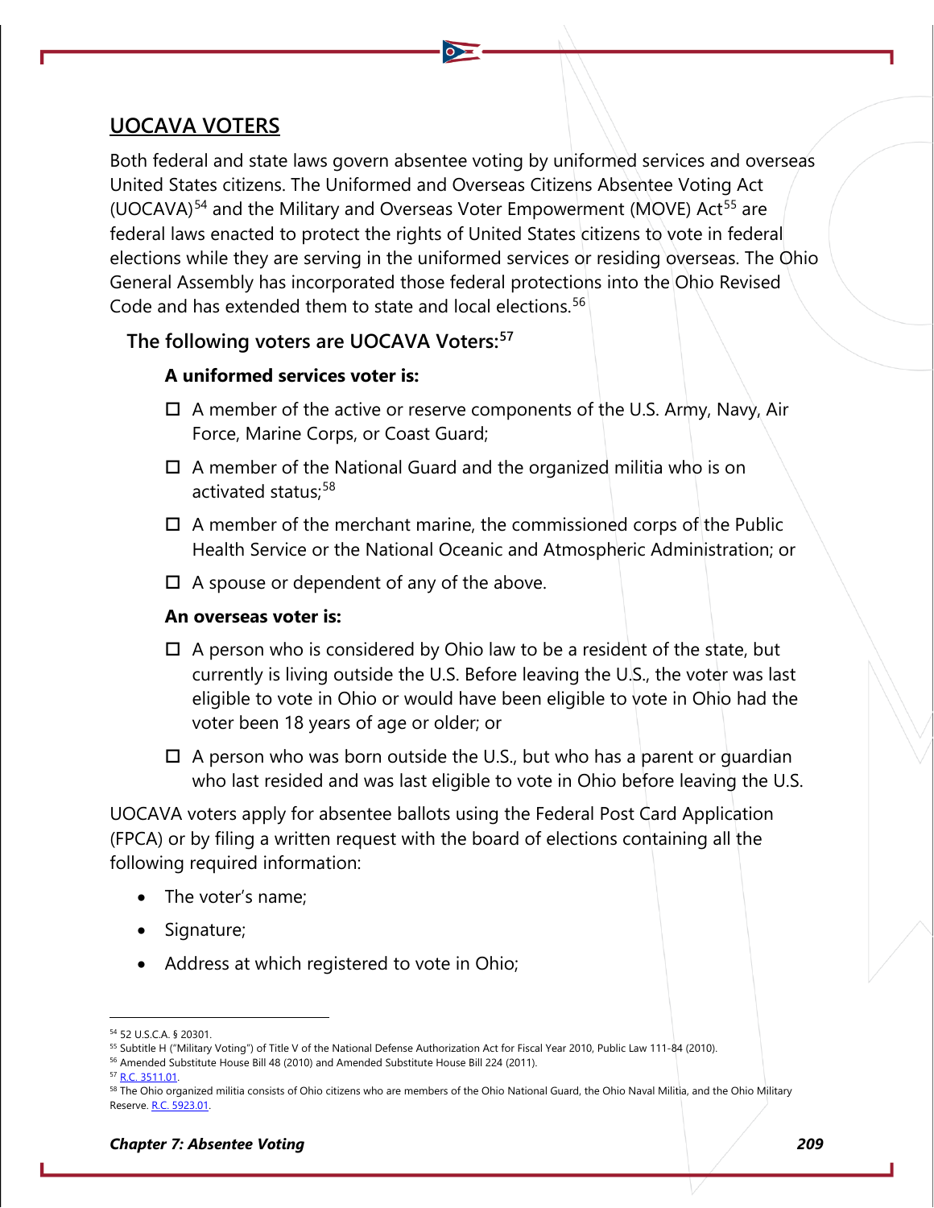## UOCAVA VOTERS

Both federal and state laws govern absentee voting by uniformed services and overseas United States citizens. The Uniformed and Overseas Citizens Absentee Voting Act (UOCAVA)[54] and the Military and Overseas Voter Empowerment (MOVE) Act[55] are federal laws enacted to protect the rights of United States citizens to vote in federal elections while they are serving in the uniformed services or residing overseas. The Ohio General Assembly has incorporated those federal protections into the Ohio Revised Code and has extended them to state and local elections.[56]

### The following voters are UOCAVA Voters:[57]

**A uniformed services voter is:**

- ☐ A member of the active or reserve components of the U.S. Army, Navy, Air Force, Marine Corps, or Coast Guard;
- ☐ A member of the National Guard and the organized militia who is on activated status;[58]
- ☐ A member of the merchant marine, the commissioned corps of the Public Health Service or the National Oceanic and Atmospheric Administration; or
- ☐ A spouse or dependent of any of the above.

**An overseas voter is:**

- ☐ A person who is considered by Ohio law to be a resident of the state, but currently is living outside the U.S. Before leaving the U.S., the voter was last eligible to vote in Ohio or would have been eligible to vote in Ohio had the voter been 18 years of age or older; or
- ☐ A person who was born outside the U.S., but who has a parent or guardian who last resided and was last eligible to vote in Ohio before leaving the U.S.

UOCAVA voters apply for absentee ballots using the Federal Post Card Application (FPCA) or by filing a written request with the board of elections containing all the following required information:

- The voter's name;
- Signature;
- Address at which registered to vote in Ohio;

---

[54] 52 U.S.C.A. § 20301.
[55] Subtitle H ("Military Voting") of Title V of the National Defense Authorization Act for Fiscal Year 2010, Public Law 111-84 (2010).
[56] Amended Substitute House Bill 48 (2010) and Amended Substitute House Bill 224 (2011).
[57] R.C. 3511.01.
[58] The Ohio organized militia consists of Ohio citizens who are members of the Ohio National Guard, the Ohio Naval Militia, and the Ohio Military Reserve. R.C. 5923.01.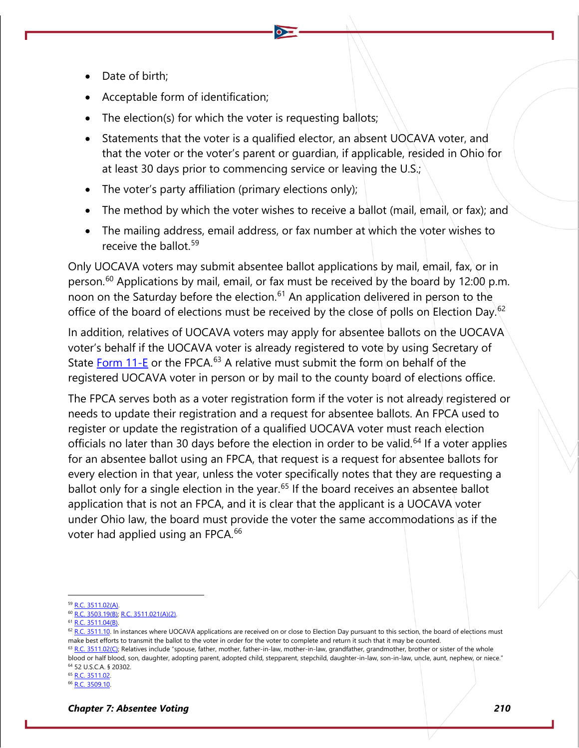- Date of birth;
- Acceptable form of identification;
- The election(s) for which the voter is requesting ballots;
- Statements that the voter is a qualified elector, an absent UOCAVA voter, and that the voter or the voter's parent or guardian, if applicable, resided in Ohio for at least 30 days prior to commencing service or leaving the U.S.;
- The voter's party affiliation (primary elections only);
- The method by which the voter wishes to receive a ballot (mail, email, or fax); and
- The mailing address, email address, or fax number at which the voter wishes to receive the ballot.[59]

Only UOCAVA voters may submit absentee ballot applications by mail, email, fax, or in person.[60] Applications by mail, email, or fax must be received by the board by 12:00 p.m. noon on the Saturday before the election.[61] An application delivered in person to the office of the board of elections must be received by the close of polls on Election Day.[62]

In addition, relatives of UOCAVA voters may apply for absentee ballots on the UOCAVA voter's behalf if the UOCAVA voter is already registered to vote by using Secretary of State [Form 11-E]() or the FPCA.[63] A relative must submit the form on behalf of the registered UOCAVA voter in person or by mail to the county board of elections office.

The FPCA serves both as a voter registration form if the voter is not already registered or needs to update their registration and a request for absentee ballots. An FPCA used to register or update the registration of a qualified UOCAVA voter must reach election officials no later than 30 days before the election in order to be valid.[64] If a voter applies for an absentee ballot using an FPCA, that request is a request for absentee ballots for every election in that year, unless the voter specifically notes that they are requesting a ballot only for a single election in the year.[65] If the board receives an absentee ballot application that is not an FPCA, and it is clear that the applicant is a UOCAVA voter under Ohio law, the board must provide the voter the same accommodations as if the voter had applied using an FPCA.[66]

---

[59] R.C. 3511.02(A).
[60] R.C. 3503.19(B); R.C. 3511.021(A)(2).
[61] R.C. 3511.04(B).
[62] R.C. 3511.10. In instances where UOCAVA applications are received on or close to Election Day pursuant to this section, the board of elections must make best efforts to transmit the ballot to the voter in order for the voter to complete and return it such that it may be counted.
[63] R.C. 3511.02(C); Relatives include "spouse, father, mother, father-in-law, mother-in-law, grandfather, grandmother, brother or sister of the whole blood or half blood, son, daughter, adopting parent, adopted child, stepparent, stepchild, daughter-in-law, son-in-law, uncle, aunt, nephew, or niece."
[64] 52 U.S.C.A. § 20302.
[65] R.C. 3511.02.
[66] R.C. 3509.10.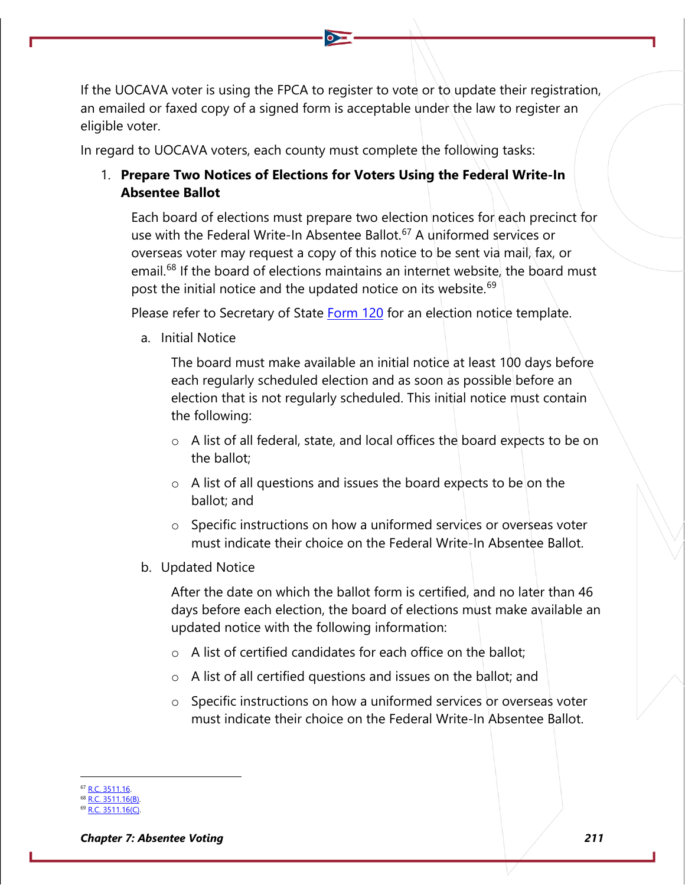If the UOCAVA voter is using the FPCA to register to vote or to update their registration, an emailed or faxed copy of a signed form is acceptable under the law to register an eligible voter.

In regard to UOCAVA voters, each county must complete the following tasks:

1. **Prepare Two Notices of Elections for Voters Using the Federal Write-In Absentee Ballot**

   Each board of elections must prepare two election notices for each precinct for use with the Federal Write-In Absentee Ballot.[67] A uniformed services or overseas voter may request a copy of this notice to be sent via mail, fax, or email.[68] If the board of elections maintains an internet website, the board must post the initial notice and the updated notice on its website.[69]

   Please refer to Secretary of State Form 120 for an election notice template.

   a. Initial Notice

      The board must make available an initial notice at least 100 days before each regularly scheduled election and as soon as possible before an election that is not regularly scheduled. This initial notice must contain the following:

      - A list of all federal, state, and local offices the board expects to be on the ballot;
      - A list of all questions and issues the board expects to be on the ballot; and
      - Specific instructions on how a uniformed services or overseas voter must indicate their choice on the Federal Write-In Absentee Ballot.

   b. Updated Notice

      After the date on which the ballot form is certified, and no later than 46 days before each election, the board of elections must make available an updated notice with the following information:

      - A list of certified candidates for each office on the ballot;
      - A list of all certified questions and issues on the ballot; and
      - Specific instructions on how a uniformed services or overseas voter must indicate their choice on the Federal Write-In Absentee Ballot.

---

[67] R.C. 3511.16.
[68] R.C. 3511.16(B).
[69] R.C. 3511.16(C).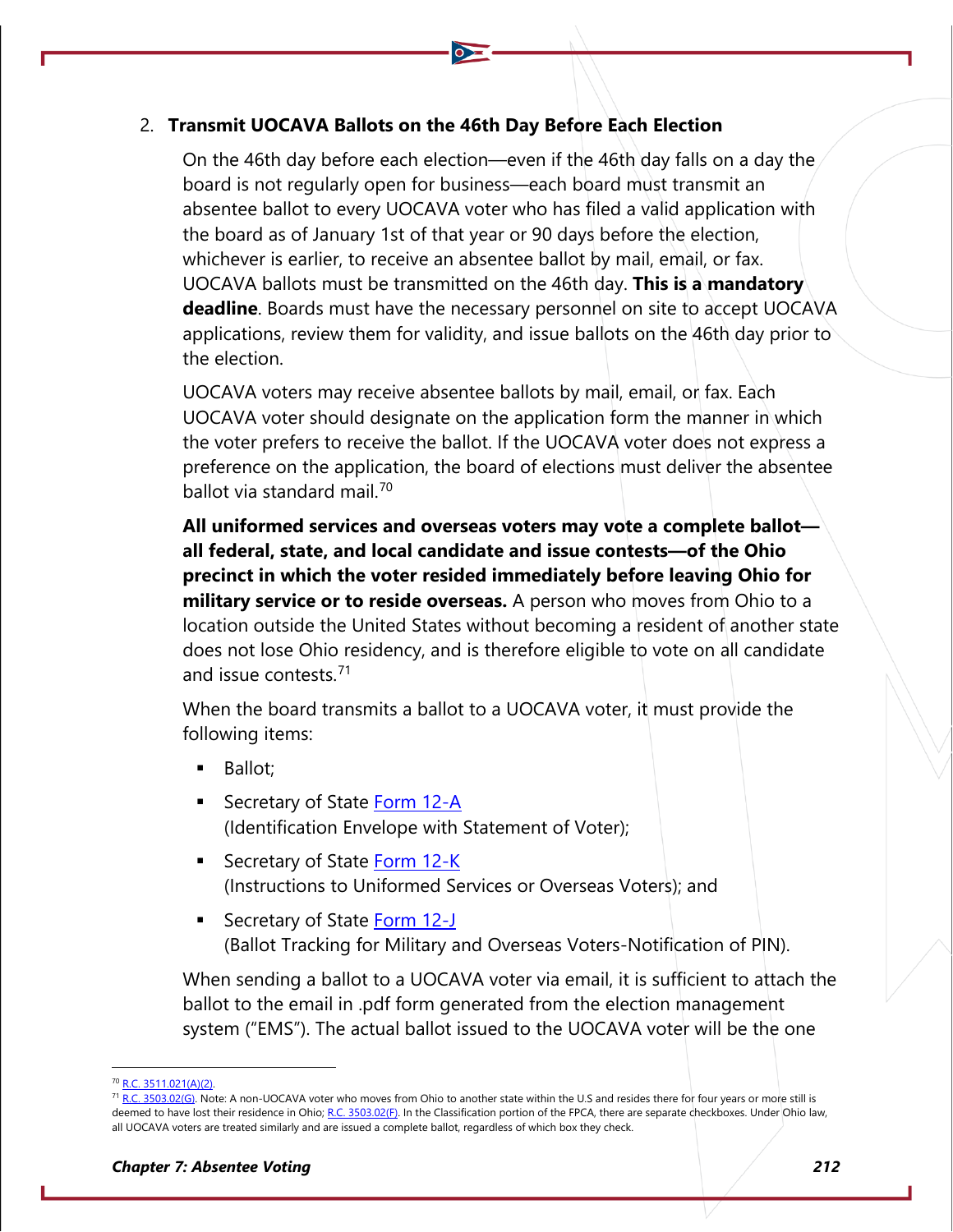2. **Transmit UOCAVA Ballots on the 46th Day Before Each Election**

   On the 46th day before each election—even if the 46th day falls on a day the board is not regularly open for business—each board must transmit an absentee ballot to every UOCAVA voter who has filed a valid application with the board as of January 1st of that year or 90 days before the election, whichever is earlier, to receive an absentee ballot by mail, email, or fax. UOCAVA ballots must be transmitted on the 46th day. **This is a mandatory deadline**. Boards must have the necessary personnel on site to accept UOCAVA applications, review them for validity, and issue ballots on the 46th day prior to the election.

   UOCAVA voters may receive absentee ballots by mail, email, or fax. Each UOCAVA voter should designate on the application form the manner in which the voter prefers to receive the ballot. If the UOCAVA voter does not express a preference on the application, the board of elections must deliver the absentee ballot via standard mail.[70]

   **All uniformed services and overseas voters may vote a complete ballot—all federal, state, and local candidate and issue contests—of the Ohio precinct in which the voter resided immediately before leaving Ohio for military service or to reside overseas.** A person who moves from Ohio to a location outside the United States without becoming a resident of another state does not lose Ohio residency, and is therefore eligible to vote on all candidate and issue contests.[71]

   When the board transmits a ballot to a UOCAVA voter, it must provide the following items:

   - Ballot;
   - Secretary of State Form 12-A (Identification Envelope with Statement of Voter);
   - Secretary of State Form 12-K (Instructions to Uniformed Services or Overseas Voters); and
   - Secretary of State Form 12-J (Ballot Tracking for Military and Overseas Voters-Notification of PIN).

   When sending a ballot to a UOCAVA voter via email, it is sufficient to attach the ballot to the email in .pdf form generated from the election management system ("EMS"). The actual ballot issued to the UOCAVA voter will be the one

---

[70] R.C. 3511.021(A)(2).

[71] R.C. 3503.02(G). Note: A non-UOCAVA voter who moves from Ohio to another state within the U.S and resides there for four years or more still is deemed to have lost their residence in Ohio; R.C. 3503.02(F). In the Classification portion of the FPCA, there are separate checkboxes. Under Ohio law, all UOCAVA voters are treated similarly and are issued a complete ballot, regardless of which box they check.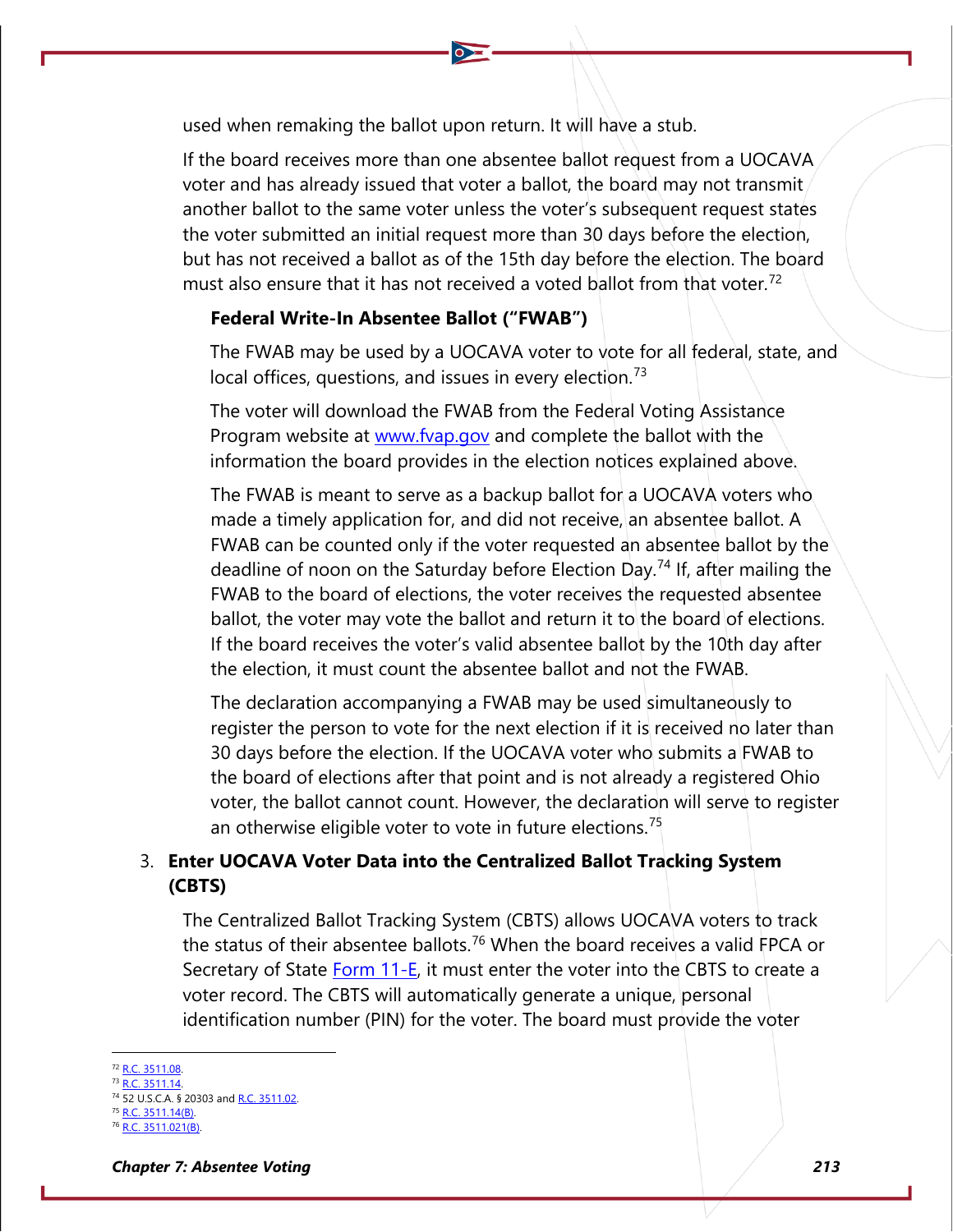used when remaking the ballot upon return. It will have a stub.

If the board receives more than one absentee ballot request from a UOCAVA voter and has already issued that voter a ballot, the board may not transmit another ballot to the same voter unless the voter's subsequent request states the voter submitted an initial request more than 30 days before the election, but has not received a ballot as of the 15th day before the election. The board must also ensure that it has not received a voted ballot from that voter.[72]

**Federal Write-In Absentee Ballot ("FWAB")**

The FWAB may be used by a UOCAVA voter to vote for all federal, state, and local offices, questions, and issues in every election.[73]

The voter will download the FWAB from the Federal Voting Assistance Program website at [www.fvap.gov](http://www.fvap.gov) and complete the ballot with the information the board provides in the election notices explained above.

The FWAB is meant to serve as a backup ballot for a UOCAVA voters who made a timely application for, and did not receive, an absentee ballot. A FWAB can be counted only if the voter requested an absentee ballot by the deadline of noon on the Saturday before Election Day.[74] If, after mailing the FWAB to the board of elections, the voter receives the requested absentee ballot, the voter may vote the ballot and return it to the board of elections. If the board receives the voter's valid absentee ballot by the 10th day after the election, it must count the absentee ballot and not the FWAB.

The declaration accompanying a FWAB may be used simultaneously to register the person to vote for the next election if it is received no later than 30 days before the election. If the UOCAVA voter who submits a FWAB to the board of elections after that point and is not already a registered Ohio voter, the ballot cannot count. However, the declaration will serve to register an otherwise eligible voter to vote in future elections.[75]

3. **Enter UOCAVA Voter Data into the Centralized Ballot Tracking System (CBTS)**

   The Centralized Ballot Tracking System (CBTS) allows UOCAVA voters to track the status of their absentee ballots.[76] When the board receives a valid FPCA or Secretary of State Form 11-E, it must enter the voter into the CBTS to create a voter record. The CBTS will automatically generate a unique, personal identification number (PIN) for the voter. The board must provide the voter

---

[72] R.C. 3511.08.
[73] R.C. 3511.14.
[74] 52 U.S.C.A. § 20303 and R.C. 3511.02.
[75] R.C. 3511.14(B).
[76] R.C. 3511.021(B).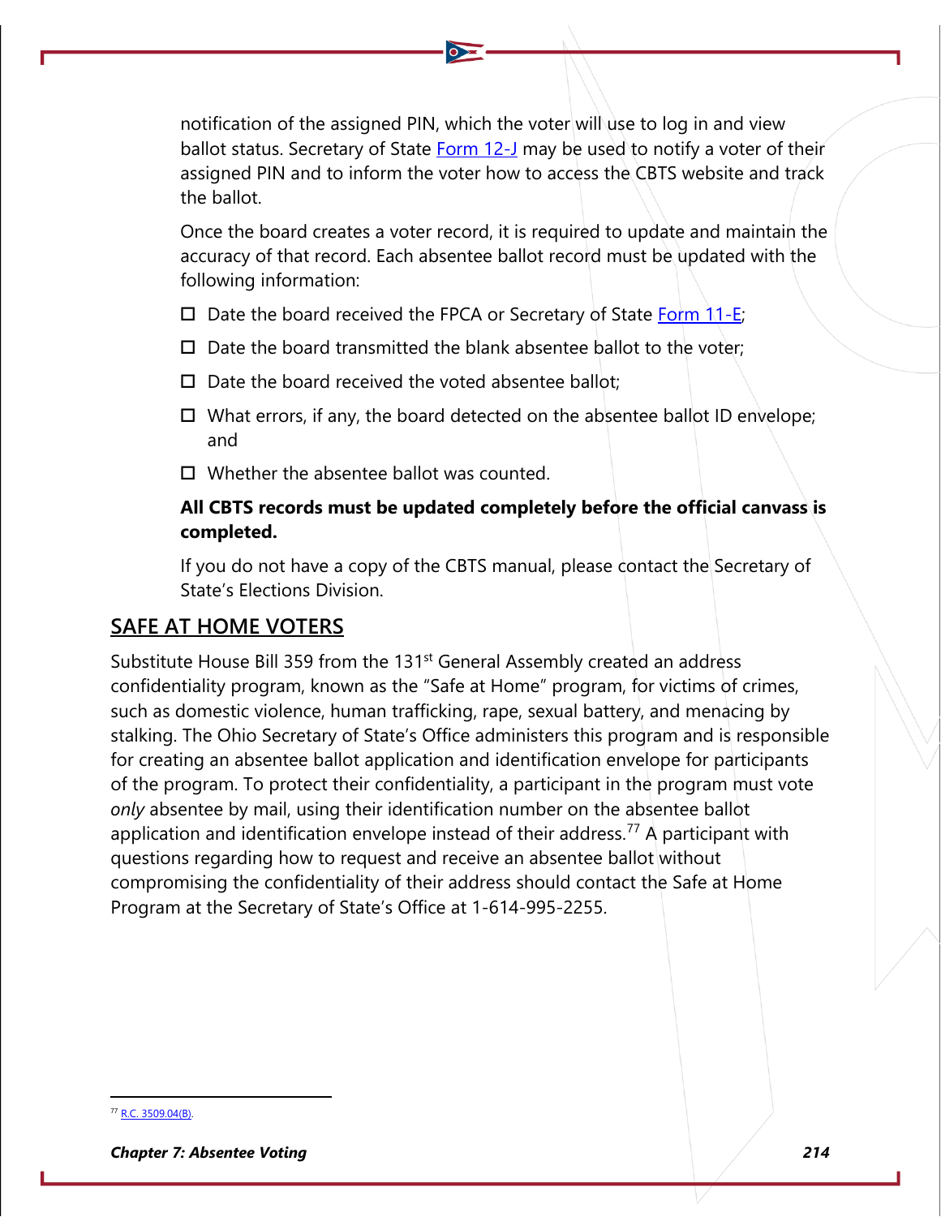notification of the assigned PIN, which the voter will use to log in and view ballot status. Secretary of State Form 12-J may be used to notify a voter of their assigned PIN and to inform the voter how to access the CBTS website and track the ballot.

Once the board creates a voter record, it is required to update and maintain the accuracy of that record. Each absentee ballot record must be updated with the following information:

- ☐ Date the board received the FPCA or Secretary of State Form 11-E;
- ☐ Date the board transmitted the blank absentee ballot to the voter;
- ☐ Date the board received the voted absentee ballot;
- ☐ What errors, if any, the board detected on the absentee ballot ID envelope; and
- ☐ Whether the absentee ballot was counted.

**All CBTS records must be updated completely before the official canvass is completed.**

If you do not have a copy of the CBTS manual, please contact the Secretary of State's Elections Division.

## SAFE AT HOME VOTERS

Substitute House Bill 359 from the 131st General Assembly created an address confidentiality program, known as the "Safe at Home" program, for victims of crimes, such as domestic violence, human trafficking, rape, sexual battery, and menacing by stalking. The Ohio Secretary of State's Office administers this program and is responsible for creating an absentee ballot application and identification envelope for participants of the program. To protect their confidentiality, a participant in the program must vote *only* absentee by mail, using their identification number on the absentee ballot application and identification envelope instead of their address.[77] A participant with questions regarding how to request and receive an absentee ballot without compromising the confidentiality of their address should contact the Safe at Home Program at the Secretary of State's Office at 1-614-995-2255.

[77] R.C. 3509.04(B).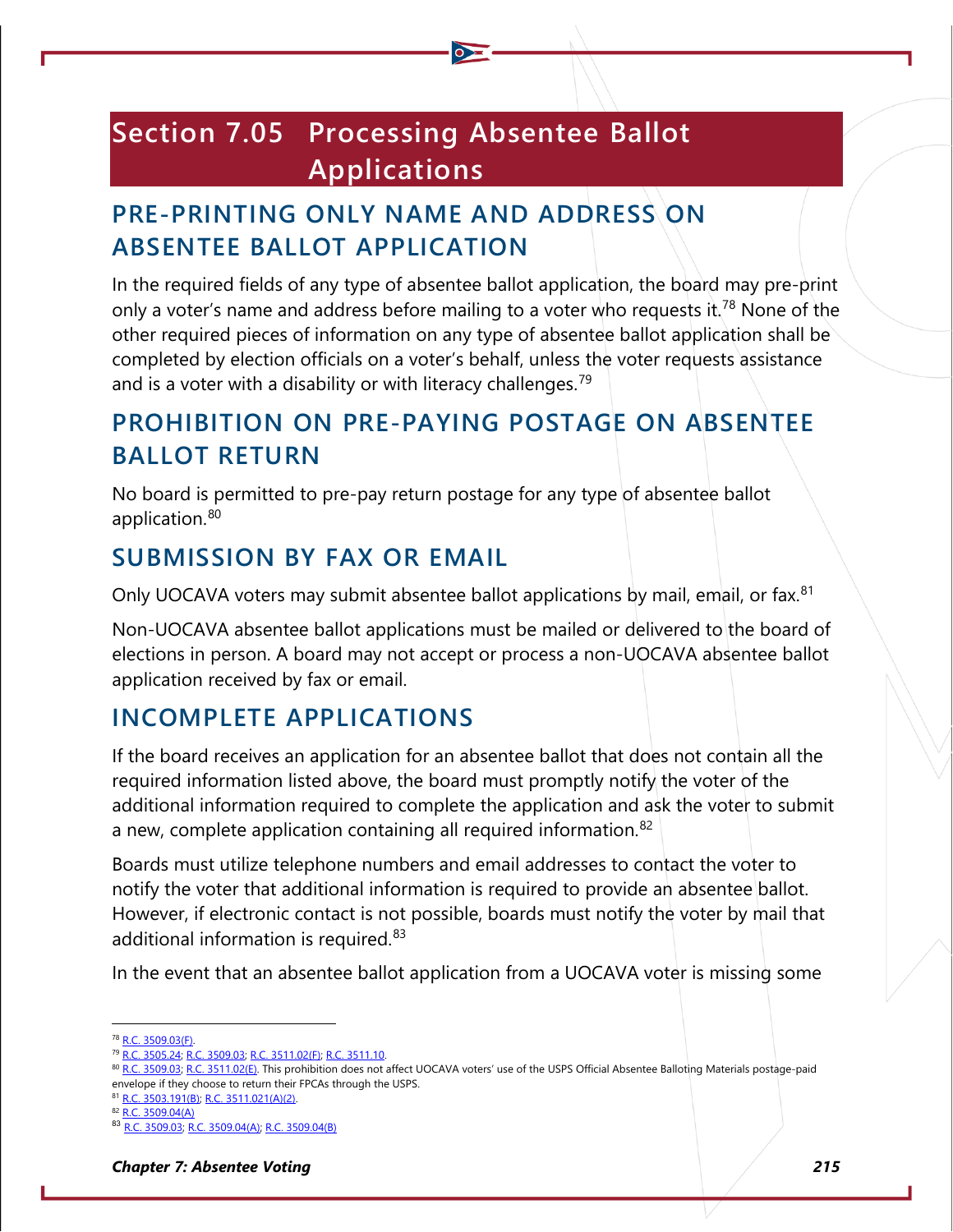# Section 7.05 Processing Absentee Ballot Applications

## PRE-PRINTING ONLY NAME AND ADDRESS ON ABSENTEE BALLOT APPLICATION

In the required fields of any type of absentee ballot application, the board may pre-print only a voter's name and address before mailing to a voter who requests it.[78] None of the other required pieces of information on any type of absentee ballot application shall be completed by election officials on a voter's behalf, unless the voter requests assistance and is a voter with a disability or with literacy challenges.[79]

## PROHIBITION ON PRE-PAYING POSTAGE ON ABSENTEE BALLOT RETURN

No board is permitted to pre-pay return postage for any type of absentee ballot application.[80]

## SUBMISSION BY FAX OR EMAIL

Only UOCAVA voters may submit absentee ballot applications by mail, email, or fax.[81]

Non-UOCAVA absentee ballot applications must be mailed or delivered to the board of elections in person. A board may not accept or process a non-UOCAVA absentee ballot application received by fax or email.

## INCOMPLETE APPLICATIONS

If the board receives an application for an absentee ballot that does not contain all the required information listed above, the board must promptly notify the voter of the additional information required to complete the application and ask the voter to submit a new, complete application containing all required information.[82]

Boards must utilize telephone numbers and email addresses to contact the voter to notify the voter that additional information is required to provide an absentee ballot. However, if electronic contact is not possible, boards must notify the voter by mail that additional information is required.[83]

In the event that an absentee ballot application from a UOCAVA voter is missing some

---

[78] R.C. 3509.03(F).
[79] R.C. 3505.24; R.C. 3509.03; R.C. 3511.02(F); R.C. 3511.10.
[80] R.C. 3509.03; R.C. 3511.02(E). This prohibition does not affect UOCAVA voters' use of the USPS Official Absentee Balloting Materials postage-paid envelope if they choose to return their FPCAs through the USPS.
[81] R.C. 3503.191(B); R.C. 3511.021(A)(2).
[82] R.C. 3509.04(A)
[83] R.C. 3509.03; R.C. 3509.04(A); R.C. 3509.04(B)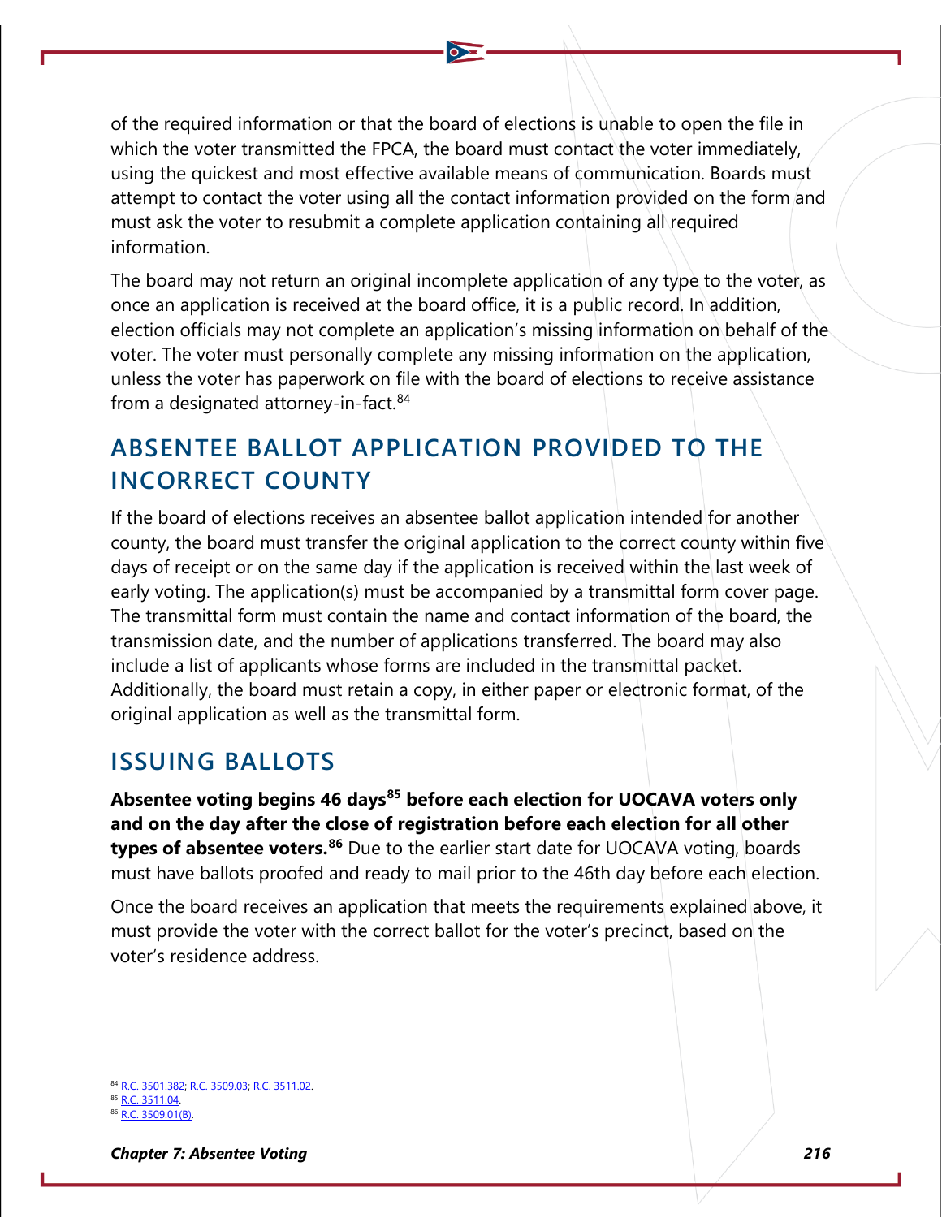of the required information or that the board of elections is unable to open the file in which the voter transmitted the FPCA, the board must contact the voter immediately, using the quickest and most effective available means of communication. Boards must attempt to contact the voter using all the contact information provided on the form and must ask the voter to resubmit a complete application containing all required information.

The board may not return an original incomplete application of any type to the voter, as once an application is received at the board office, it is a public record. In addition, election officials may not complete an application's missing information on behalf of the voter. The voter must personally complete any missing information on the application, unless the voter has paperwork on file with the board of elections to receive assistance from a designated attorney-in-fact.[84]

## ABSENTEE BALLOT APPLICATION PROVIDED TO THE INCORRECT COUNTY

If the board of elections receives an absentee ballot application intended for another county, the board must transfer the original application to the correct county within five days of receipt or on the same day if the application is received within the last week of early voting. The application(s) must be accompanied by a transmittal form cover page. The transmittal form must contain the name and contact information of the board, the transmission date, and the number of applications transferred. The board may also include a list of applicants whose forms are included in the transmittal packet. Additionally, the board must retain a copy, in either paper or electronic format, of the original application as well as the transmittal form.

## ISSUING BALLOTS

**Absentee voting begins 46 days[85] before each election for UOCAVA voters only and on the day after the close of registration before each election for all other types of absentee voters.[86]** Due to the earlier start date for UOCAVA voting, boards must have ballots proofed and ready to mail prior to the 46th day before each election.

Once the board receives an application that meets the requirements explained above, it must provide the voter with the correct ballot for the voter's precinct, based on the voter's residence address.

---

[84] R.C. 3501.382; R.C. 3509.03; R.C. 3511.02.
[85] R.C. 3511.04.
[86] R.C. 3509.01(B).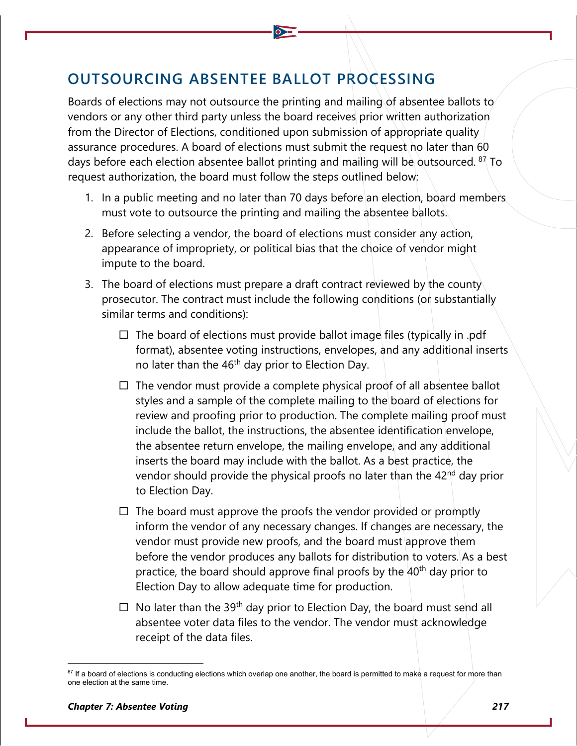## OUTSOURCING ABSENTEE BALLOT PROCESSING

Boards of elections may not outsource the printing and mailing of absentee ballots to vendors or any other third party unless the board receives prior written authorization from the Director of Elections, conditioned upon submission of appropriate quality assurance procedures. A board of elections must submit the request no later than 60 days before each election absentee ballot printing and mailing will be outsourced. [87] To request authorization, the board must follow the steps outlined below:

1. In a public meeting and no later than 70 days before an election, board members must vote to outsource the printing and mailing the absentee ballots.
2. Before selecting a vendor, the board of elections must consider any action, appearance of impropriety, or political bias that the choice of vendor might impute to the board.
3. The board of elections must prepare a draft contract reviewed by the county prosecutor. The contract must include the following conditions (or substantially similar terms and conditions):
   - ☐ The board of elections must provide ballot image files (typically in .pdf format), absentee voting instructions, envelopes, and any additional inserts no later than the 46th day prior to Election Day.
   - ☐ The vendor must provide a complete physical proof of all absentee ballot styles and a sample of the complete mailing to the board of elections for review and proofing prior to production. The complete mailing proof must include the ballot, the instructions, the absentee identification envelope, the absentee return envelope, the mailing envelope, and any additional inserts the board may include with the ballot. As a best practice, the vendor should provide the physical proofs no later than the 42nd day prior to Election Day.
   - ☐ The board must approve the proofs the vendor provided or promptly inform the vendor of any necessary changes. If changes are necessary, the vendor must provide new proofs, and the board must approve them before the vendor produces any ballots for distribution to voters. As a best practice, the board should approve final proofs by the 40th day prior to Election Day to allow adequate time for production.
   - ☐ No later than the 39th day prior to Election Day, the board must send all absentee voter data files to the vendor. The vendor must acknowledge receipt of the data files.

[87] If a board of elections is conducting elections which overlap one another, the board is permitted to make a request for more than one election at the same time.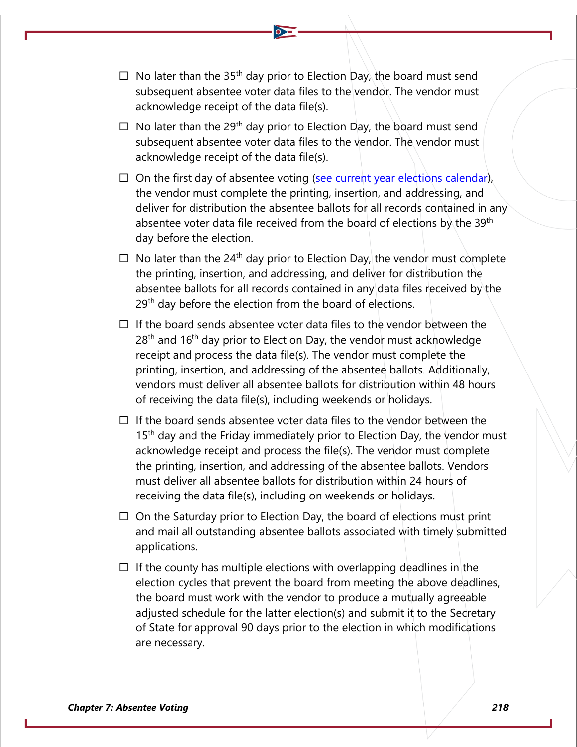- ☐ No later than the 35th day prior to Election Day, the board must send subsequent absentee voter data files to the vendor. The vendor must acknowledge receipt of the data file(s).
- ☐ No later than the 29th day prior to Election Day, the board must send subsequent absentee voter data files to the vendor. The vendor must acknowledge receipt of the data file(s).
- ☐ On the first day of absentee voting (see current year elections calendar), the vendor must complete the printing, insertion, and addressing, and deliver for distribution the absentee ballots for all records contained in any absentee voter data file received from the board of elections by the 39th day before the election.
- ☐ No later than the 24th day prior to Election Day, the vendor must complete the printing, insertion, and addressing, and deliver for distribution the absentee ballots for all records contained in any data files received by the 29th day before the election from the board of elections.
- ☐ If the board sends absentee voter data files to the vendor between the 28th and 16th day prior to Election Day, the vendor must acknowledge receipt and process the data file(s). The vendor must complete the printing, insertion, and addressing of the absentee ballots. Additionally, vendors must deliver all absentee ballots for distribution within 48 hours of receiving the data file(s), including weekends or holidays.
- ☐ If the board sends absentee voter data files to the vendor between the 15th day and the Friday immediately prior to Election Day, the vendor must acknowledge receipt and process the file(s). The vendor must complete the printing, insertion, and addressing of the absentee ballots. Vendors must deliver all absentee ballots for distribution within 24 hours of receiving the data file(s), including on weekends or holidays.
- ☐ On the Saturday prior to Election Day, the board of elections must print and mail all outstanding absentee ballots associated with timely submitted applications.
- ☐ If the county has multiple elections with overlapping deadlines in the election cycles that prevent the board from meeting the above deadlines, the board must work with the vendor to produce a mutually agreeable adjusted schedule for the latter election(s) and submit it to the Secretary of State for approval 90 days prior to the election in which modifications are necessary.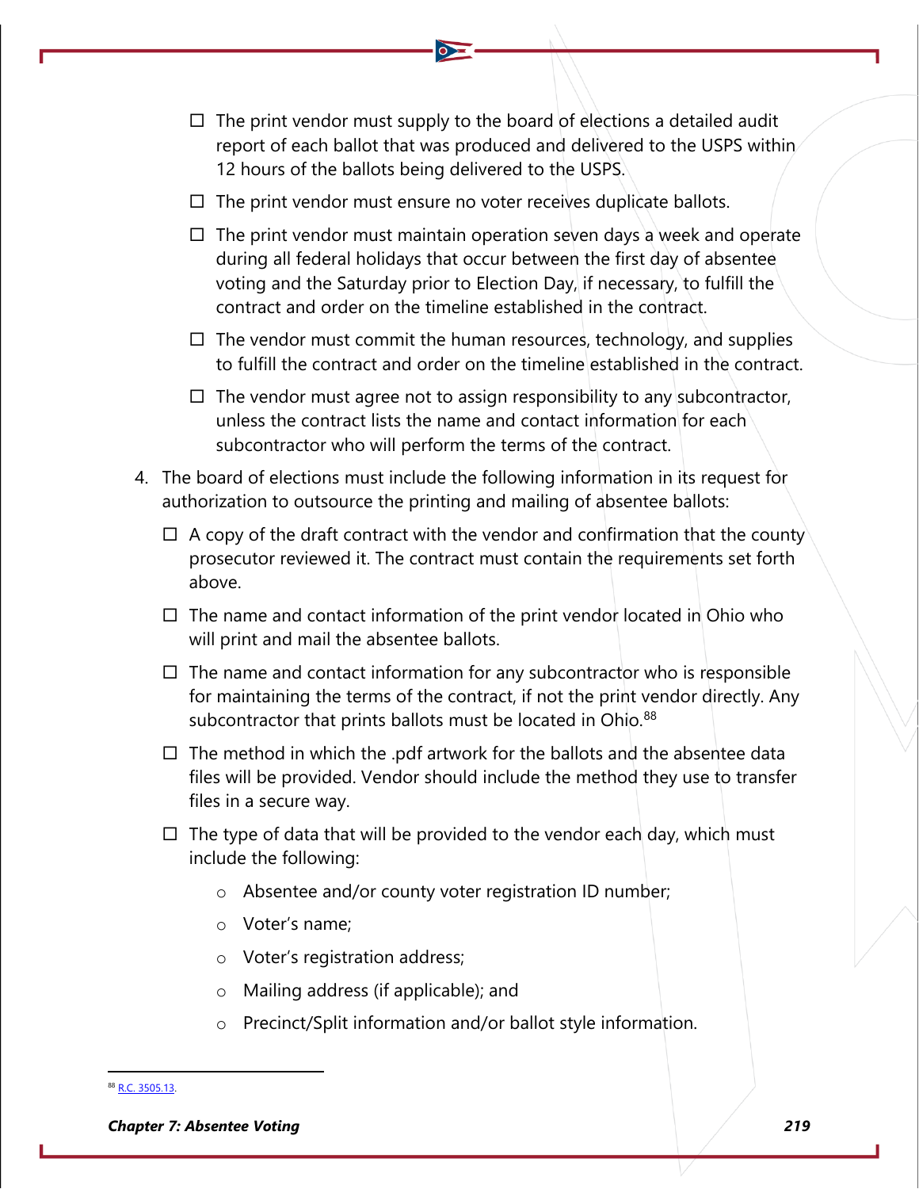- ☐ The print vendor must supply to the board of elections a detailed audit report of each ballot that was produced and delivered to the USPS within 12 hours of the ballots being delivered to the USPS.
- ☐ The print vendor must ensure no voter receives duplicate ballots.
- ☐ The print vendor must maintain operation seven days a week and operate during all federal holidays that occur between the first day of absentee voting and the Saturday prior to Election Day, if necessary, to fulfill the contract and order on the timeline established in the contract.
- ☐ The vendor must commit the human resources, technology, and supplies to fulfill the contract and order on the timeline established in the contract.
- ☐ The vendor must agree not to assign responsibility to any subcontractor, unless the contract lists the name and contact information for each subcontractor who will perform the terms of the contract.

4. The board of elections must include the following information in its request for authorization to outsource the printing and mailing of absentee ballots:
   - ☐ A copy of the draft contract with the vendor and confirmation that the county prosecutor reviewed it. The contract must contain the requirements set forth above.
   - ☐ The name and contact information of the print vendor located in Ohio who will print and mail the absentee ballots.
   - ☐ The name and contact information for any subcontractor who is responsible for maintaining the terms of the contract, if not the print vendor directly. Any subcontractor that prints ballots must be located in Ohio.[88]
   - ☐ The method in which the .pdf artwork for the ballots and the absentee data files will be provided. Vendor should include the method they use to transfer files in a secure way.
   - ☐ The type of data that will be provided to the vendor each day, which must include the following:
     - Absentee and/or county voter registration ID number;
     - Voter's name;
     - Voter's registration address;
     - Mailing address (if applicable); and
     - Precinct/Split information and/or ballot style information.

[88] R.C. 3505.13.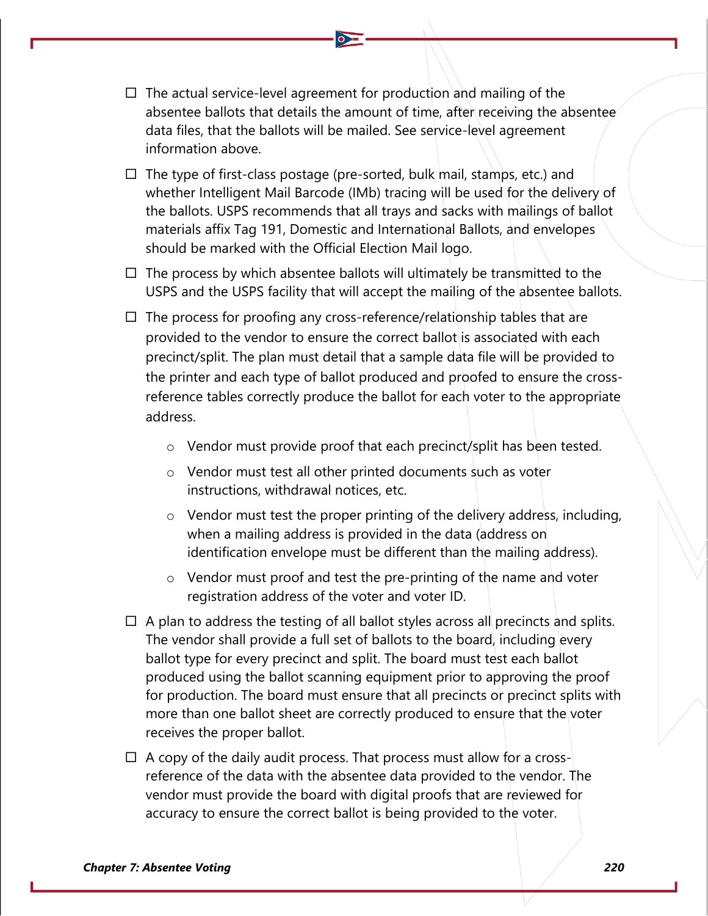- ☐ The actual service-level agreement for production and mailing of the absentee ballots that details the amount of time, after receiving the absentee data files, that the ballots will be mailed. See service-level agreement information above.
- ☐ The type of first-class postage (pre-sorted, bulk mail, stamps, etc.) and whether Intelligent Mail Barcode (IMb) tracing will be used for the delivery of the ballots. USPS recommends that all trays and sacks with mailings of ballot materials affix Tag 191, Domestic and International Ballots, and envelopes should be marked with the Official Election Mail logo.
- ☐ The process by which absentee ballots will ultimately be transmitted to the USPS and the USPS facility that will accept the mailing of the absentee ballots.
- ☐ The process for proofing any cross-reference/relationship tables that are provided to the vendor to ensure the correct ballot is associated with each precinct/split. The plan must detail that a sample data file will be provided to the printer and each type of ballot produced and proofed to ensure the cross-reference tables correctly produce the ballot for each voter to the appropriate address.
  - Vendor must provide proof that each precinct/split has been tested.
  - Vendor must test all other printed documents such as voter instructions, withdrawal notices, etc.
  - Vendor must test the proper printing of the delivery address, including, when a mailing address is provided in the data (address on identification envelope must be different than the mailing address).
  - Vendor must proof and test the pre-printing of the name and voter registration address of the voter and voter ID.
- ☐ A plan to address the testing of all ballot styles across all precincts and splits. The vendor shall provide a full set of ballots to the board, including every ballot type for every precinct and split. The board must test each ballot produced using the ballot scanning equipment prior to approving the proof for production. The board must ensure that all precincts or precinct splits with more than one ballot sheet are correctly produced to ensure that the voter receives the proper ballot.
- ☐ A copy of the daily audit process. That process must allow for a cross-reference of the data with the absentee data provided to the vendor. The vendor must provide the board with digital proofs that are reviewed for accuracy to ensure the correct ballot is being provided to the voter.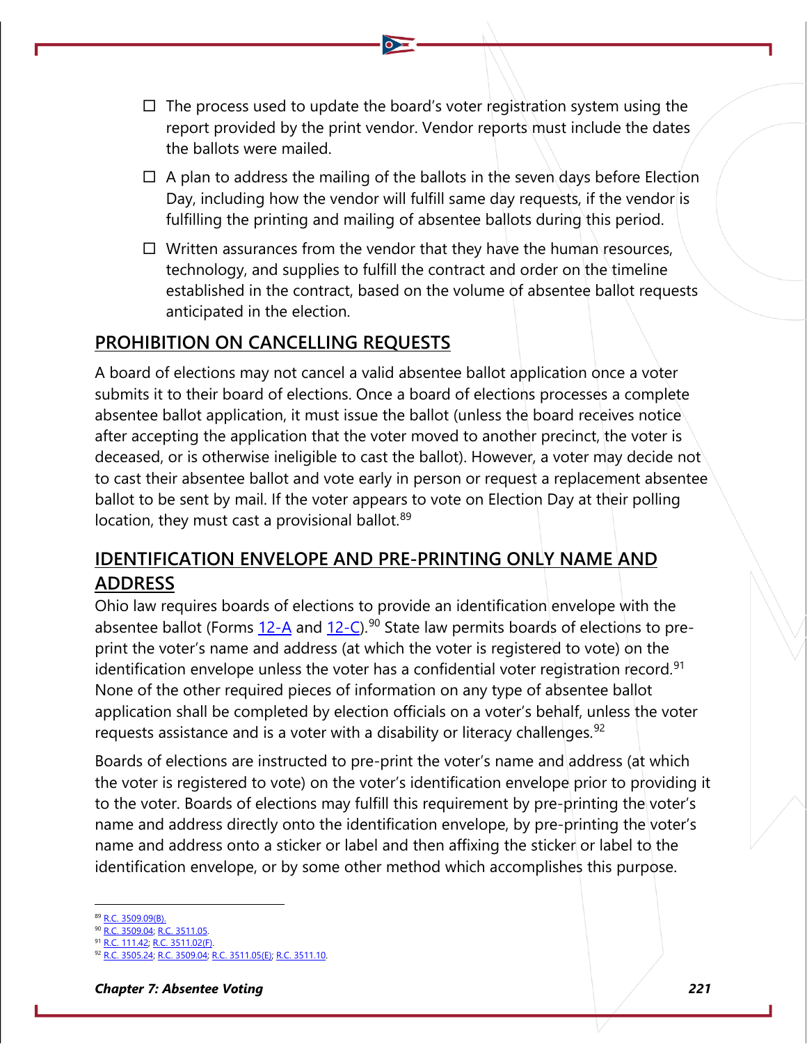- ☐ The process used to update the board's voter registration system using the report provided by the print vendor. Vendor reports must include the dates the ballots were mailed.
- ☐ A plan to address the mailing of the ballots in the seven days before Election Day, including how the vendor will fulfill same day requests, if the vendor is fulfilling the printing and mailing of absentee ballots during this period.
- ☐ Written assurances from the vendor that they have the human resources, technology, and supplies to fulfill the contract and order on the timeline established in the contract, based on the volume of absentee ballot requests anticipated in the election.

## PROHIBITION ON CANCELLING REQUESTS

A board of elections may not cancel a valid absentee ballot application once a voter submits it to their board of elections. Once a board of elections processes a complete absentee ballot application, it must issue the ballot (unless the board receives notice after accepting the application that the voter moved to another precinct, the voter is deceased, or is otherwise ineligible to cast the ballot). However, a voter may decide not to cast their absentee ballot and vote early in person or request a replacement absentee ballot to be sent by mail. If the voter appears to vote on Election Day at their polling location, they must cast a provisional ballot.[89]

## IDENTIFICATION ENVELOPE AND PRE-PRINTING ONLY NAME AND ADDRESS

Ohio law requires boards of elections to provide an identification envelope with the absentee ballot (Forms 12-A and 12-C).[90] State law permits boards of elections to pre-print the voter's name and address (at which the voter is registered to vote) on the identification envelope unless the voter has a confidential voter registration record.[91] None of the other required pieces of information on any type of absentee ballot application shall be completed by election officials on a voter's behalf, unless the voter requests assistance and is a voter with a disability or literacy challenges.[92]

Boards of elections are instructed to pre-print the voter's name and address (at which the voter is registered to vote) on the voter's identification envelope prior to providing it to the voter. Boards of elections may fulfill this requirement by pre-printing the voter's name and address directly onto the identification envelope, by pre-printing the voter's name and address onto a sticker or label and then affixing the sticker or label to the identification envelope, or by some other method which accomplishes this purpose.

---

[89] R.C. 3509.09(B).
[90] R.C. 3509.04; R.C. 3511.05.
[91] R.C. 111.42; R.C. 3511.02(F).
[92] R.C. 3505.24; R.C. 3509.04; R.C. 3511.05(E); R.C. 3511.10.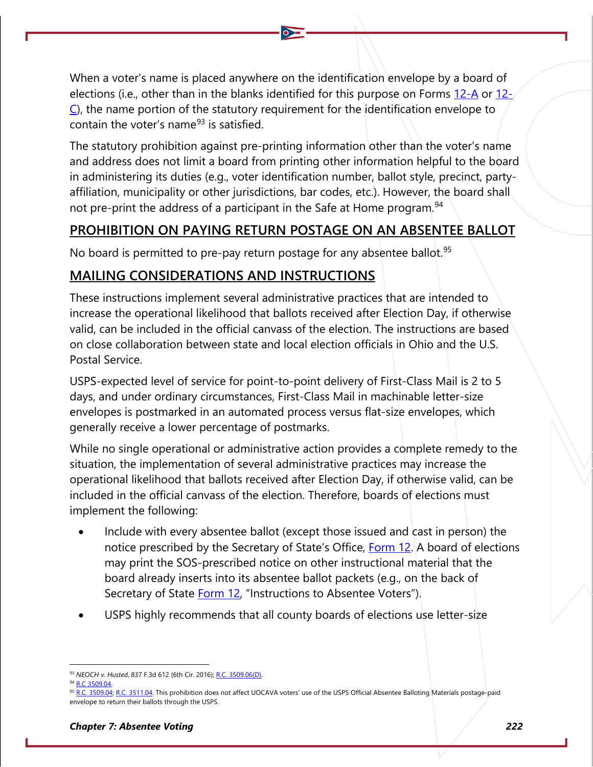When a voter's name is placed anywhere on the identification envelope by a board of elections (i.e., other than in the blanks identified for this purpose on Forms 12-A or 12-C), the name portion of the statutory requirement for the identification envelope to contain the voter's name[93] is satisfied.

The statutory prohibition against pre-printing information other than the voter's name and address does not limit a board from printing other information helpful to the board in administering its duties (e.g., voter identification number, ballot style, precinct, party-affiliation, municipality or other jurisdictions, bar codes, etc.). However, the board shall not pre-print the address of a participant in the Safe at Home program.[94]

## PROHIBITION ON PAYING RETURN POSTAGE ON AN ABSENTEE BALLOT

No board is permitted to pre-pay return postage for any absentee ballot.[95]

## MAILING CONSIDERATIONS AND INSTRUCTIONS

These instructions implement several administrative practices that are intended to increase the operational likelihood that ballots received after Election Day, if otherwise valid, can be included in the official canvass of the election. The instructions are based on close collaboration between state and local election officials in Ohio and the U.S. Postal Service.

USPS-expected level of service for point-to-point delivery of First-Class Mail is 2 to 5 days, and under ordinary circumstances, First-Class Mail in machinable letter-size envelopes is postmarked in an automated process versus flat-size envelopes, which generally receive a lower percentage of postmarks.

While no single operational or administrative action provides a complete remedy to the situation, the implementation of several administrative practices may increase the operational likelihood that ballots received after Election Day, if otherwise valid, can be included in the official canvass of the election. Therefore, boards of elections must implement the following:

- Include with every absentee ballot (except those issued and cast in person) the notice prescribed by the Secretary of State's Office, Form 12. A board of elections may print the SOS-prescribed notice on other instructional material that the board already inserts into its absentee ballot packets (e.g., on the back of Secretary of State Form 12, "Instructions to Absentee Voters").
- USPS highly recommends that all county boards of elections use letter-size

---

[93] *NEOCH v. Husted*, 837 F.3d 612 (6th Cir. 2016); R.C. 3509.06(D).

[94] R.C 3509.04.

[95] R.C. 3509.04; R.C. 3511.04. This prohibition does not affect UOCAVA voters' use of the USPS Official Absentee Balloting Materials postage-paid envelope to return their ballots through the USPS.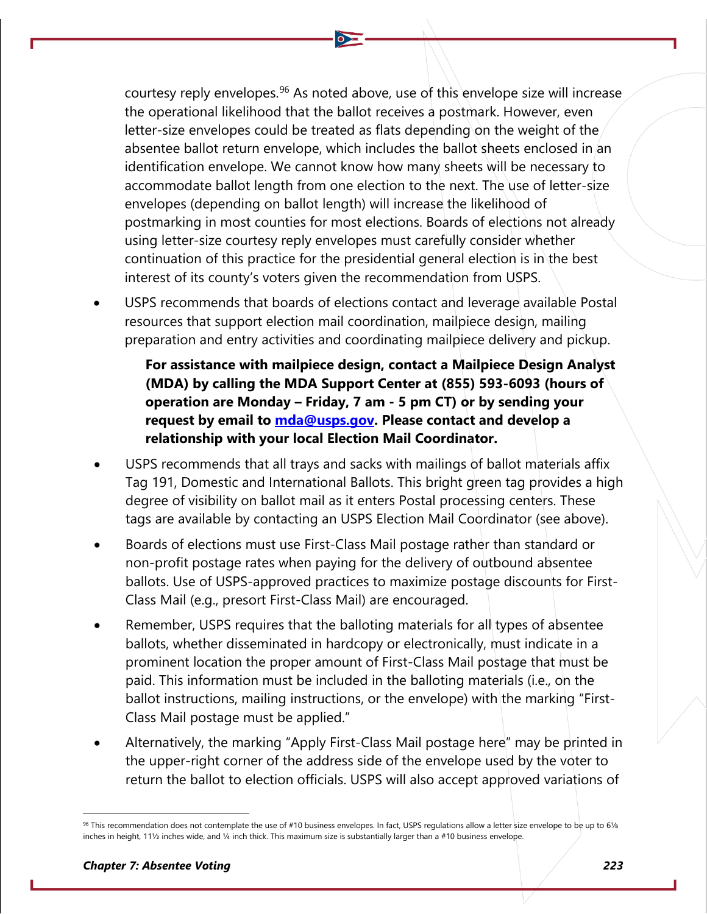courtesy reply envelopes.[96] As noted above, use of this envelope size will increase the operational likelihood that the ballot receives a postmark. However, even letter-size envelopes could be treated as flats depending on the weight of the absentee ballot return envelope, which includes the ballot sheets enclosed in an identification envelope. We cannot know how many sheets will be necessary to accommodate ballot length from one election to the next. The use of letter-size envelopes (depending on ballot length) will increase the likelihood of postmarking in most counties for most elections. Boards of elections not already using letter-size courtesy reply envelopes must carefully consider whether continuation of this practice for the presidential general election is in the best interest of its county's voters given the recommendation from USPS.

- USPS recommends that boards of elections contact and leverage available Postal resources that support election mail coordination, mailpiece design, mailing preparation and entry activities and coordinating mailpiece delivery and pickup.

  **For assistance with mailpiece design, contact a Mailpiece Design Analyst (MDA) by calling the MDA Support Center at (855) 593-6093 (hours of operation are Monday – Friday, 7 am - 5 pm CT) or by sending your request by email to [mda@usps.gov](mailto:mda@usps.gov). Please contact and develop a relationship with your local Election Mail Coordinator.**

- USPS recommends that all trays and sacks with mailings of ballot materials affix Tag 191, Domestic and International Ballots. This bright green tag provides a high degree of visibility on ballot mail as it enters Postal processing centers. These tags are available by contacting an USPS Election Mail Coordinator (see above).
- Boards of elections must use First-Class Mail postage rather than standard or non-profit postage rates when paying for the delivery of outbound absentee ballots. Use of USPS-approved practices to maximize postage discounts for First-Class Mail (e.g., presort First-Class Mail) are encouraged.
- Remember, USPS requires that the balloting materials for all types of absentee ballots, whether disseminated in hardcopy or electronically, must indicate in a prominent location the proper amount of First-Class Mail postage that must be paid. This information must be included in the balloting materials (i.e., on the ballot instructions, mailing instructions, or the envelope) with the marking "First-Class Mail postage must be applied."
- Alternatively, the marking "Apply First-Class Mail postage here" may be printed in the upper-right corner of the address side of the envelope used by the voter to return the ballot to election officials. USPS will also accept approved variations of

[96] This recommendation does not contemplate the use of #10 business envelopes. In fact, USPS regulations allow a letter size envelope to be up to 6⅛ inches in height, 11½ inches wide, and ¼ inch thick. This maximum size is substantially larger than a #10 business envelope.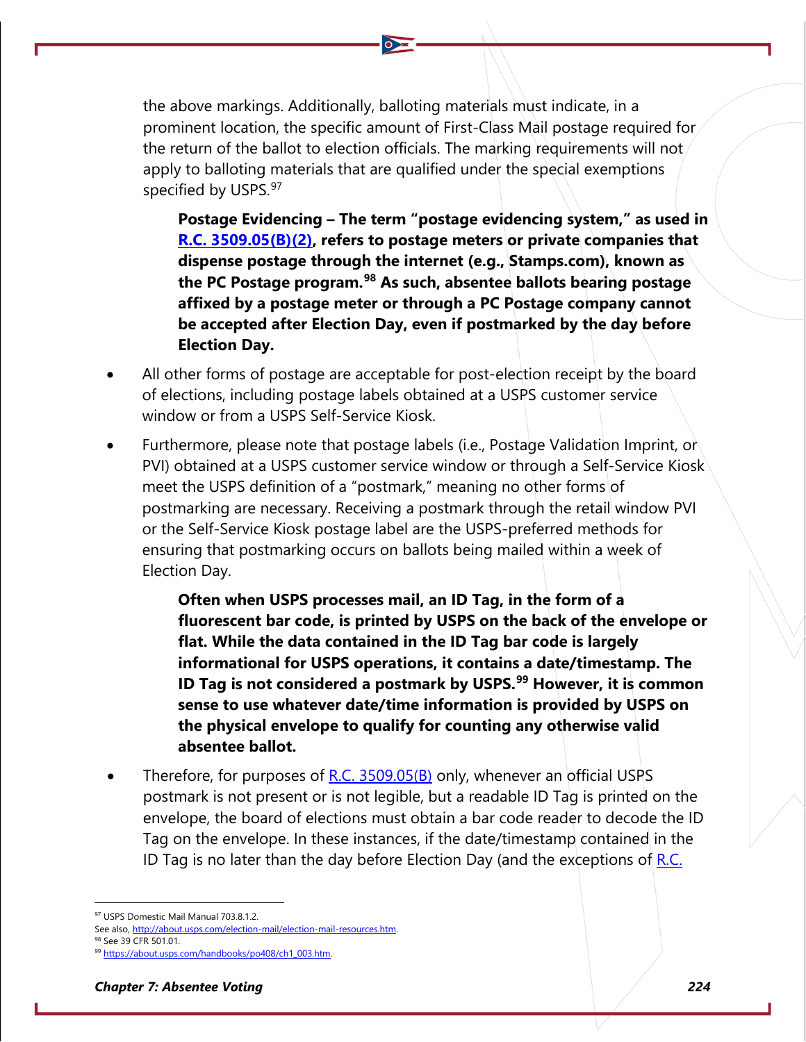the above markings. Additionally, balloting materials must indicate, in a prominent location, the specific amount of First-Class Mail postage required for the return of the ballot to election officials. The marking requirements will not apply to balloting materials that are qualified under the special exemptions specified by USPS.[97]

> **Postage Evidencing – The term "postage evidencing system," as used in R.C. 3509.05(B)(2), refers to postage meters or private companies that dispense postage through the internet (e.g., Stamps.com), known as the PC Postage program.[98] As such, absentee ballots bearing postage affixed by a postage meter or through a PC Postage company cannot be accepted after Election Day, even if postmarked by the day before Election Day.**

- All other forms of postage are acceptable for post-election receipt by the board of elections, including postage labels obtained at a USPS customer service window or from a USPS Self-Service Kiosk.
- Furthermore, please note that postage labels (i.e., Postage Validation Imprint, or PVI) obtained at a USPS customer service window or through a Self-Service Kiosk meet the USPS definition of a "postmark," meaning no other forms of postmarking are necessary. Receiving a postmark through the retail window PVI or the Self-Service Kiosk postage label are the USPS-preferred methods for ensuring that postmarking occurs on ballots being mailed within a week of Election Day.

> **Often when USPS processes mail, an ID Tag, in the form of a fluorescent bar code, is printed by USPS on the back of the envelope or flat. While the data contained in the ID Tag bar code is largely informational for USPS operations, it contains a date/timestamp. The ID Tag is not considered a postmark by USPS.[99] However, it is common sense to use whatever date/time information is provided by USPS on the physical envelope to qualify for counting any otherwise valid absentee ballot.**

- Therefore, for purposes of R.C. 3509.05(B) only, whenever an official USPS postmark is not present or is not legible, but a readable ID Tag is printed on the envelope, the board of elections must obtain a bar code reader to decode the ID Tag on the envelope. In these instances, if the date/timestamp contained in the ID Tag is no later than the day before Election Day (and the exceptions of R.C.

---

[97] USPS Domestic Mail Manual 703.8.1.2.
See also, http://about.usps.com/election-mail/election-mail-resources.htm.
[98] See 39 CFR 501.01.
[99] https://about.usps.com/handbooks/po408/ch1_003.htm.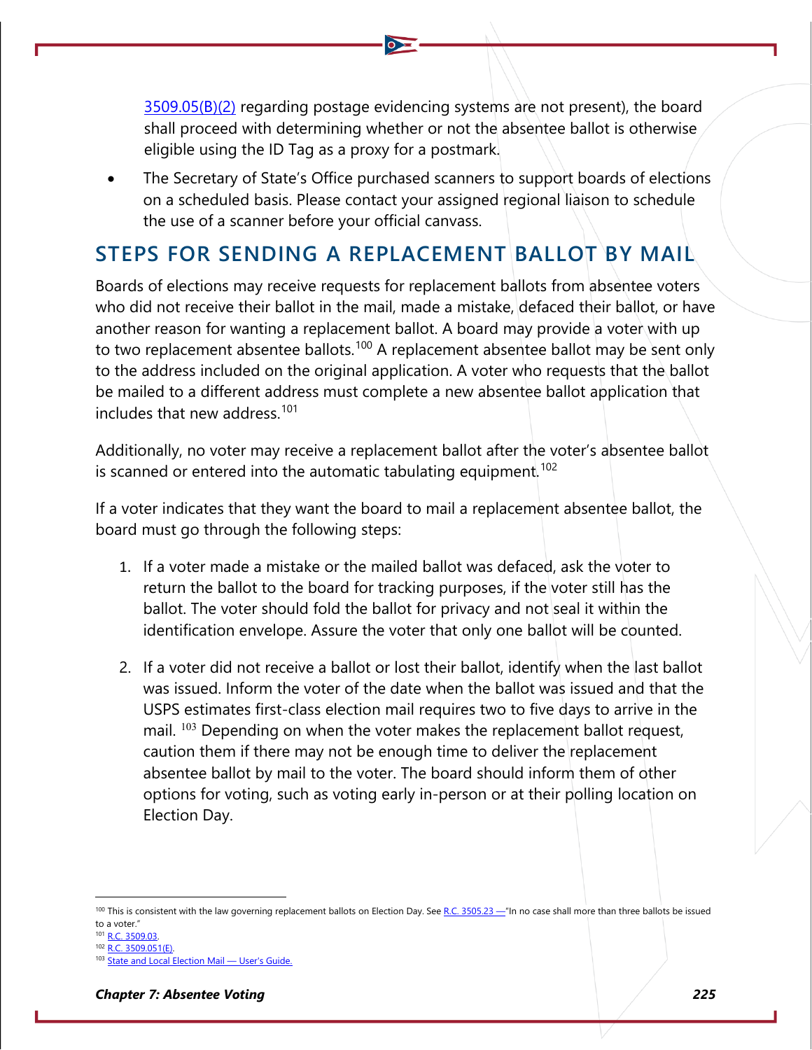3509.05(B)(2) regarding postage evidencing systems are not present), the board shall proceed with determining whether or not the absentee ballot is otherwise eligible using the ID Tag as a proxy for a postmark.

- The Secretary of State's Office purchased scanners to support boards of elections on a scheduled basis. Please contact your assigned regional liaison to schedule the use of a scanner before your official canvass.

## STEPS FOR SENDING A REPLACEMENT BALLOT BY MAIL

Boards of elections may receive requests for replacement ballots from absentee voters who did not receive their ballot in the mail, made a mistake, defaced their ballot, or have another reason for wanting a replacement ballot. A board may provide a voter with up to two replacement absentee ballots.[100] A replacement absentee ballot may be sent only to the address included on the original application. A voter who requests that the ballot be mailed to a different address must complete a new absentee ballot application that includes that new address.[101]

Additionally, no voter may receive a replacement ballot after the voter's absentee ballot is scanned or entered into the automatic tabulating equipment.[102]

If a voter indicates that they want the board to mail a replacement absentee ballot, the board must go through the following steps:

1. If a voter made a mistake or the mailed ballot was defaced, ask the voter to return the ballot to the board for tracking purposes, if the voter still has the ballot. The voter should fold the ballot for privacy and not seal it within the identification envelope. Assure the voter that only one ballot will be counted.

2. If a voter did not receive a ballot or lost their ballot, identify when the last ballot was issued. Inform the voter of the date when the ballot was issued and that the USPS estimates first-class election mail requires two to five days to arrive in the mail. [103] Depending on when the voter makes the replacement ballot request, caution them if there may not be enough time to deliver the replacement absentee ballot by mail to the voter. The board should inform them of other options for voting, such as voting early in-person or at their polling location on Election Day.

---

[100] This is consistent with the law governing replacement ballots on Election Day. See R.C. 3505.23 —"In no case shall more than three ballots be issued to a voter."

[101] R.C. 3509.03.

[102] R.C. 3509.051(E).

[103] State and Local Election Mail — User's Guide.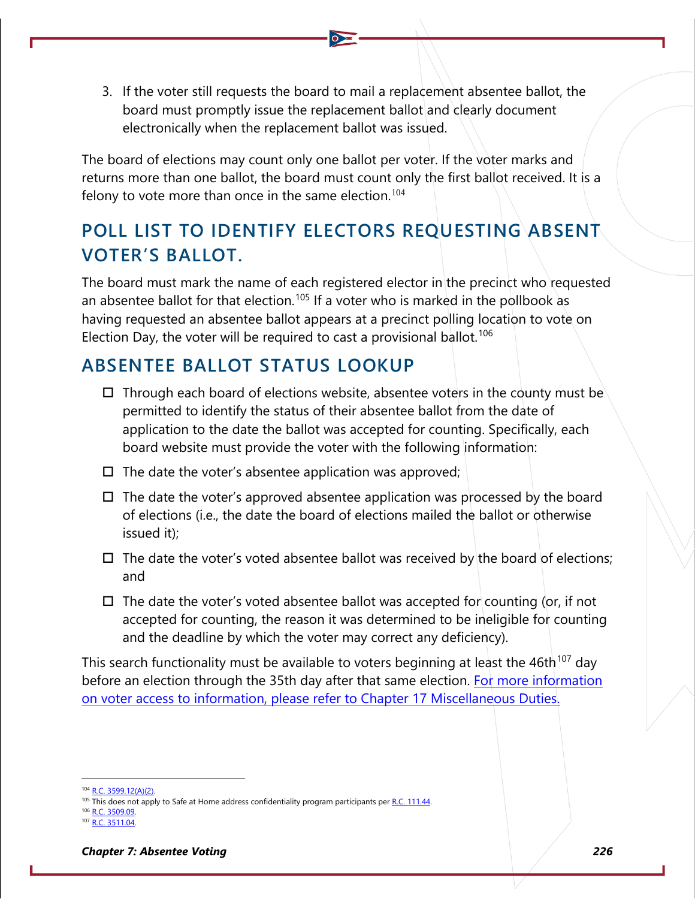3. If the voter still requests the board to mail a replacement absentee ballot, the board must promptly issue the replacement ballot and clearly document electronically when the replacement ballot was issued.

The board of elections may count only one ballot per voter. If the voter marks and returns more than one ballot, the board must count only the first ballot received. It is a felony to vote more than once in the same election.[104]

## POLL LIST TO IDENTIFY ELECTORS REQUESTING ABSENT VOTER'S BALLOT.

The board must mark the name of each registered elector in the precinct who requested an absentee ballot for that election.[105] If a voter who is marked in the pollbook as having requested an absentee ballot appears at a precinct polling location to vote on Election Day, the voter will be required to cast a provisional ballot.[106]

## ABSENTEE BALLOT STATUS LOOKUP

- ☐ Through each board of elections website, absentee voters in the county must be permitted to identify the status of their absentee ballot from the date of application to the date the ballot was accepted for counting. Specifically, each board website must provide the voter with the following information:
- ☐ The date the voter's absentee application was approved;
- ☐ The date the voter's approved absentee application was processed by the board of elections (i.e., the date the board of elections mailed the ballot or otherwise issued it);
- ☐ The date the voter's voted absentee ballot was received by the board of elections; and
- ☐ The date the voter's voted absentee ballot was accepted for counting (or, if not accepted for counting, the reason it was determined to be ineligible for counting and the deadline by which the voter may correct any deficiency).

This search functionality must be available to voters beginning at least the 46th[107] day before an election through the 35th day after that same election. [For more information on voter access to information, please refer to Chapter 17 Miscellaneous Duties.]()

---

[104] R.C. 3599.12(A)(2).
[105] This does not apply to Safe at Home address confidentiality program participants per R.C. 111.44.
[106] R.C. 3509.09.
[107] R.C. 3511.04.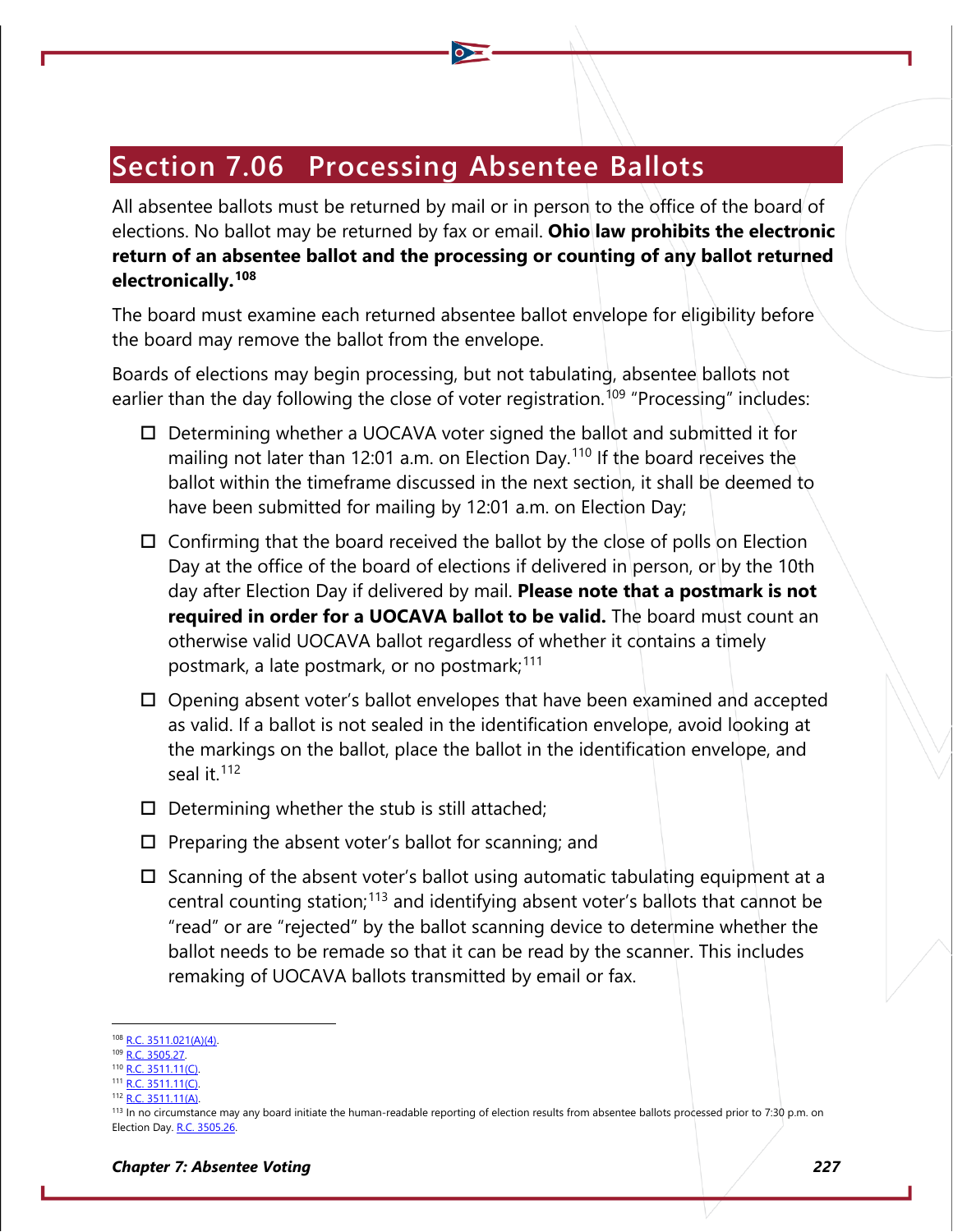## Section 7.06 Processing Absentee Ballots

All absentee ballots must be returned by mail or in person to the office of the board of elections. No ballot may be returned by fax or email. **Ohio law prohibits the electronic return of an absentee ballot and the processing or counting of any ballot returned electronically.**[108]

The board must examine each returned absentee ballot envelope for eligibility before the board may remove the ballot from the envelope.

Boards of elections may begin processing, but not tabulating, absentee ballots not earlier than the day following the close of voter registration.[109] "Processing" includes:

- ☐ Determining whether a UOCAVA voter signed the ballot and submitted it for mailing not later than 12:01 a.m. on Election Day.[110] If the board receives the ballot within the timeframe discussed in the next section, it shall be deemed to have been submitted for mailing by 12:01 a.m. on Election Day;
- ☐ Confirming that the board received the ballot by the close of polls on Election Day at the office of the board of elections if delivered in person, or by the 10th day after Election Day if delivered by mail. **Please note that a postmark is not required in order for a UOCAVA ballot to be valid.** The board must count an otherwise valid UOCAVA ballot regardless of whether it contains a timely postmark, a late postmark, or no postmark;[111]
- ☐ Opening absent voter's ballot envelopes that have been examined and accepted as valid. If a ballot is not sealed in the identification envelope, avoid looking at the markings on the ballot, place the ballot in the identification envelope, and seal it.[112]
- ☐ Determining whether the stub is still attached;
- ☐ Preparing the absent voter's ballot for scanning; and
- ☐ Scanning of the absent voter's ballot using automatic tabulating equipment at a central counting station;[113] and identifying absent voter's ballots that cannot be "read" or are "rejected" by the ballot scanning device to determine whether the ballot needs to be remade so that it can be read by the scanner. This includes remaking of UOCAVA ballots transmitted by email or fax.

---

[108] R.C. 3511.021(A)(4).
[109] R.C. 3505.27.
[110] R.C. 3511.11(C).
[111] R.C. 3511.11(C).
[112] R.C. 3511.11(A).
[113] In no circumstance may any board initiate the human-readable reporting of election results from absentee ballots processed prior to 7:30 p.m. on Election Day. R.C. 3505.26.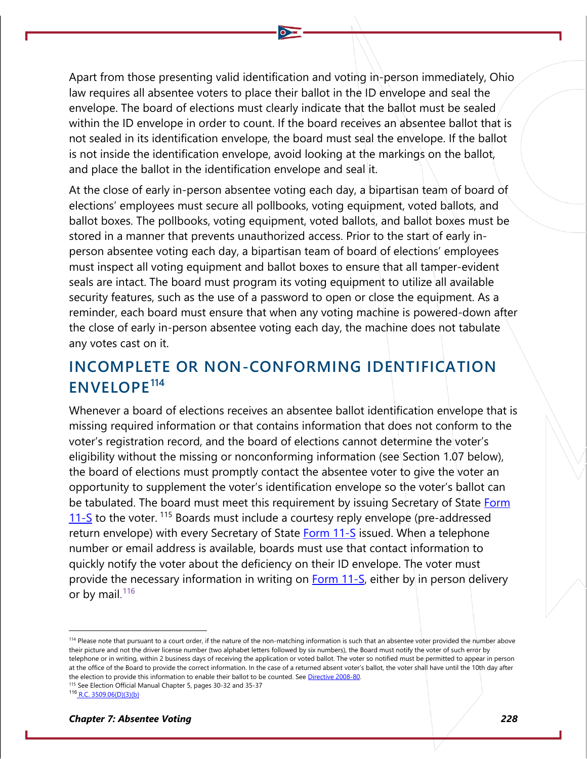Apart from those presenting valid identification and voting in-person immediately, Ohio law requires all absentee voters to place their ballot in the ID envelope and seal the envelope. The board of elections must clearly indicate that the ballot must be sealed within the ID envelope in order to count. If the board receives an absentee ballot that is not sealed in its identification envelope, the board must seal the envelope. If the ballot is not inside the identification envelope, avoid looking at the markings on the ballot, and place the ballot in the identification envelope and seal it.

At the close of early in-person absentee voting each day, a bipartisan team of board of elections' employees must secure all pollbooks, voting equipment, voted ballots, and ballot boxes. The pollbooks, voting equipment, voted ballots, and ballot boxes must be stored in a manner that prevents unauthorized access. Prior to the start of early in-person absentee voting each day, a bipartisan team of board of elections' employees must inspect all voting equipment and ballot boxes to ensure that all tamper-evident seals are intact. The board must program its voting equipment to utilize all available security features, such as the use of a password to open or close the equipment. As a reminder, each board must ensure that when any voting machine is powered-down after the close of early in-person absentee voting each day, the machine does not tabulate any votes cast on it.

## INCOMPLETE OR NON-CONFORMING IDENTIFICATION ENVELOPE[114]

Whenever a board of elections receives an absentee ballot identification envelope that is missing required information or that contains information that does not conform to the voter's registration record, and the board of elections cannot determine the voter's eligibility without the missing or nonconforming information (see Section 1.07 below), the board of elections must promptly contact the absentee voter to give the voter an opportunity to supplement the voter's identification envelope so the voter's ballot can be tabulated. The board must meet this requirement by issuing Secretary of State Form 11-S to the voter.[115] Boards must include a courtesy reply envelope (pre-addressed return envelope) with every Secretary of State Form 11-S issued. When a telephone number or email address is available, boards must use that contact information to quickly notify the voter about the deficiency on their ID envelope. The voter must provide the necessary information in writing on Form 11-S, either by in person delivery or by mail.[116]

---

[114] Please note that pursuant to a court order, if the nature of the non-matching information is such that an absentee voter provided the number above their picture and not the driver license number (two alphabet letters followed by six numbers), the Board must notify the voter of such error by telephone or in writing, within 2 business days of receiving the application or voted ballot. The voter so notified must be permitted to appear in person at the office of the Board to provide the correct information. In the case of a returned absent voter's ballot, the voter shall have until the 10th day after the election to provide this information to enable their ballot to be counted. See Directive 2008-80.

[115] See Election Official Manual Chapter 5, pages 30-32 and 35-37

[116] R.C. 3509.06(D)(3)(b)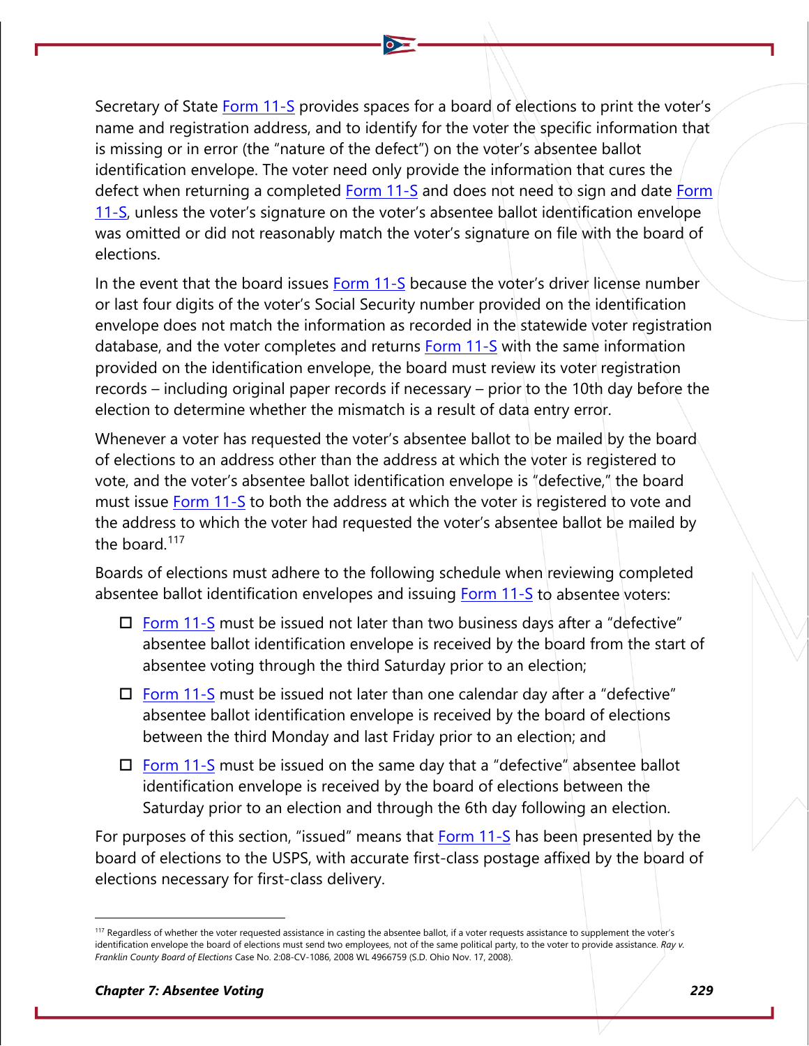Secretary of State Form 11-S provides spaces for a board of elections to print the voter's name and registration address, and to identify for the voter the specific information that is missing or in error (the "nature of the defect") on the voter's absentee ballot identification envelope. The voter need only provide the information that cures the defect when returning a completed Form 11-S and does not need to sign and date Form 11-S, unless the voter's signature on the voter's absentee ballot identification envelope was omitted or did not reasonably match the voter's signature on file with the board of elections.

In the event that the board issues Form 11-S because the voter's driver license number or last four digits of the voter's Social Security number provided on the identification envelope does not match the information as recorded in the statewide voter registration database, and the voter completes and returns Form 11-S with the same information provided on the identification envelope, the board must review its voter registration records – including original paper records if necessary – prior to the 10th day before the election to determine whether the mismatch is a result of data entry error.

Whenever a voter has requested the voter's absentee ballot to be mailed by the board of elections to an address other than the address at which the voter is registered to vote, and the voter's absentee ballot identification envelope is "defective," the board must issue Form 11-S to both the address at which the voter is registered to vote and the address to which the voter had requested the voter's absentee ballot be mailed by the board.[117]

Boards of elections must adhere to the following schedule when reviewing completed absentee ballot identification envelopes and issuing Form 11-S to absentee voters:

- ☐ Form 11-S must be issued not later than two business days after a "defective" absentee ballot identification envelope is received by the board from the start of absentee voting through the third Saturday prior to an election;
- ☐ Form 11-S must be issued not later than one calendar day after a "defective" absentee ballot identification envelope is received by the board of elections between the third Monday and last Friday prior to an election; and
- ☐ Form 11-S must be issued on the same day that a "defective" absentee ballot identification envelope is received by the board of elections between the Saturday prior to an election and through the 6th day following an election.

For purposes of this section, "issued" means that Form 11-S has been presented by the board of elections to the USPS, with accurate first-class postage affixed by the board of elections necessary for first-class delivery.

---

[117] Regardless of whether the voter requested assistance in casting the absentee ballot, if a voter requests assistance to supplement the voter's identification envelope the board of elections must send two employees, not of the same political party, to the voter to provide assistance. *Ray v. Franklin County Board of Elections* Case No. 2:08-CV-1086, 2008 WL 4966759 (S.D. Ohio Nov. 17, 2008).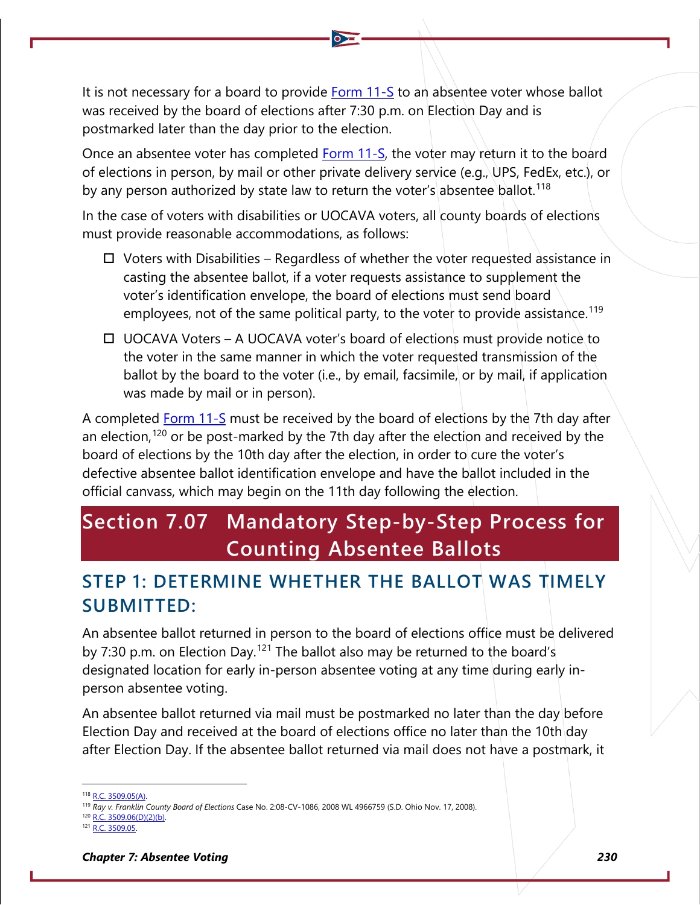It is not necessary for a board to provide Form 11-S to an absentee voter whose ballot was received by the board of elections after 7:30 p.m. on Election Day and is postmarked later than the day prior to the election.

Once an absentee voter has completed Form 11-S, the voter may return it to the board of elections in person, by mail or other private delivery service (e.g., UPS, FedEx, etc.), or by any person authorized by state law to return the voter's absentee ballot.[118]

In the case of voters with disabilities or UOCAVA voters, all county boards of elections must provide reasonable accommodations, as follows:

- ☐ Voters with Disabilities – Regardless of whether the voter requested assistance in casting the absentee ballot, if a voter requests assistance to supplement the voter's identification envelope, the board of elections must send board employees, not of the same political party, to the voter to provide assistance.[119]
- ☐ UOCAVA Voters – A UOCAVA voter's board of elections must provide notice to the voter in the same manner in which the voter requested transmission of the ballot by the board to the voter (i.e., by email, facsimile, or by mail, if application was made by mail or in person).

A completed Form 11-S must be received by the board of elections by the 7th day after an election,[120] or be post-marked by the 7th day after the election and received by the board of elections by the 10th day after the election, in order to cure the voter's defective absentee ballot identification envelope and have the ballot included in the official canvass, which may begin on the 11th day following the election.

## Section 7.07 Mandatory Step-by-Step Process for Counting Absentee Ballots

### STEP 1: DETERMINE WHETHER THE BALLOT WAS TIMELY SUBMITTED:

An absentee ballot returned in person to the board of elections office must be delivered by 7:30 p.m. on Election Day.[121] The ballot also may be returned to the board's designated location for early in-person absentee voting at any time during early in-person absentee voting.

An absentee ballot returned via mail must be postmarked no later than the day before Election Day and received at the board of elections office no later than the 10th day after Election Day. If the absentee ballot returned via mail does not have a postmark, it

---

[118] R.C. 3509.05(A).

[119] *Ray v. Franklin County Board of Elections* Case No. 2:08-CV-1086, 2008 WL 4966759 (S.D. Ohio Nov. 17, 2008).

[120] R.C. 3509.06(D)(2)(b).

[121] R.C. 3509.05.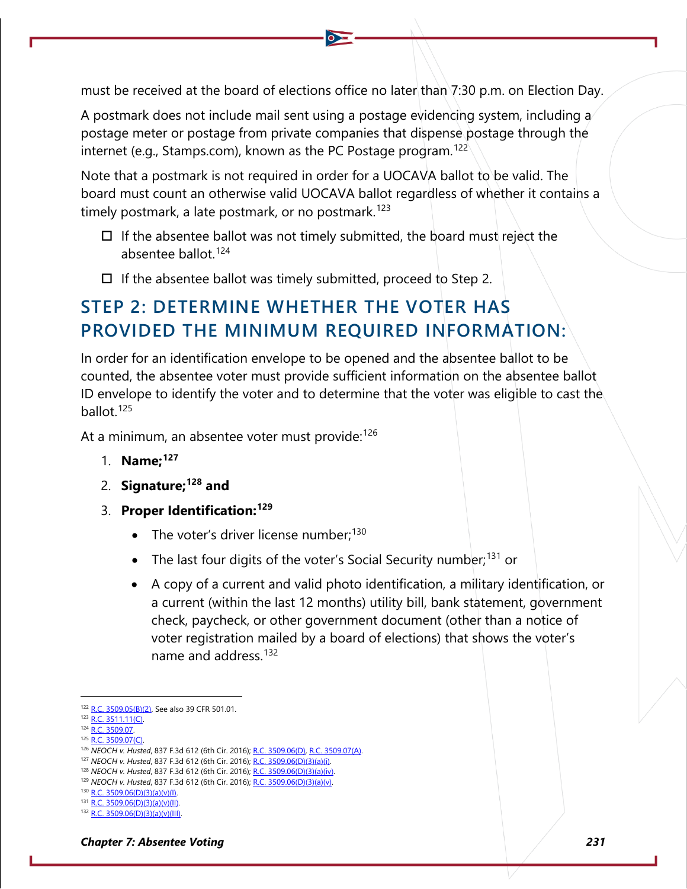must be received at the board of elections office no later than 7:30 p.m. on Election Day.

A postmark does not include mail sent using a postage evidencing system, including a postage meter or postage from private companies that dispense postage through the internet (e.g., Stamps.com), known as the PC Postage program.[122]

Note that a postmark is not required in order for a UOCAVA ballot to be valid. The board must count an otherwise valid UOCAVA ballot regardless of whether it contains a timely postmark, a late postmark, or no postmark.[123]

- ☐ If the absentee ballot was not timely submitted, the board must reject the absentee ballot.[124]
- ☐ If the absentee ballot was timely submitted, proceed to Step 2.

## STEP 2: DETERMINE WHETHER THE VOTER HAS PROVIDED THE MINIMUM REQUIRED INFORMATION:

In order for an identification envelope to be opened and the absentee ballot to be counted, the absentee voter must provide sufficient information on the absentee ballot ID envelope to identify the voter and to determine that the voter was eligible to cast the ballot.[125]

At a minimum, an absentee voter must provide:[126]

1. **Name;[127]**
2. **Signature;[128] and**
3. **Proper Identification:[129]**
   - The voter's driver license number;[130]
   - The last four digits of the voter's Social Security number;[131] or
   - A copy of a current and valid photo identification, a military identification, or a current (within the last 12 months) utility bill, bank statement, government check, paycheck, or other government document (other than a notice of voter registration mailed by a board of elections) that shows the voter's name and address.[132]

---

[122] R.C. 3509.05(B)(2). See also 39 CFR 501.01.
[123] R.C. 3511.11(C).
[124] R.C. 3509.07.
[125] R.C. 3509.07(C).
[126] *NEOCH v. Husted*, 837 F.3d 612 (6th Cir. 2016); R.C. 3509.06(D), R.C. 3509.07(A).
[127] *NEOCH v. Husted*, 837 F.3d 612 (6th Cir. 2016); R.C. 3509.06(D)(3)(a)(i).
[128] *NEOCH v. Husted*, 837 F.3d 612 (6th Cir. 2016); R.C. 3509.06(D)(3)(a)(iv).
[129] *NEOCH v. Husted*, 837 F.3d 612 (6th Cir. 2016); R.C. 3509.06(D)(3)(a)(v).
[130] R.C. 3509.06(D)(3)(a)(v)(I).
[131] R.C. 3509.06(D)(3)(a)(v)(II).
[132] R.C. 3509.06(D)(3)(a)(v)(III).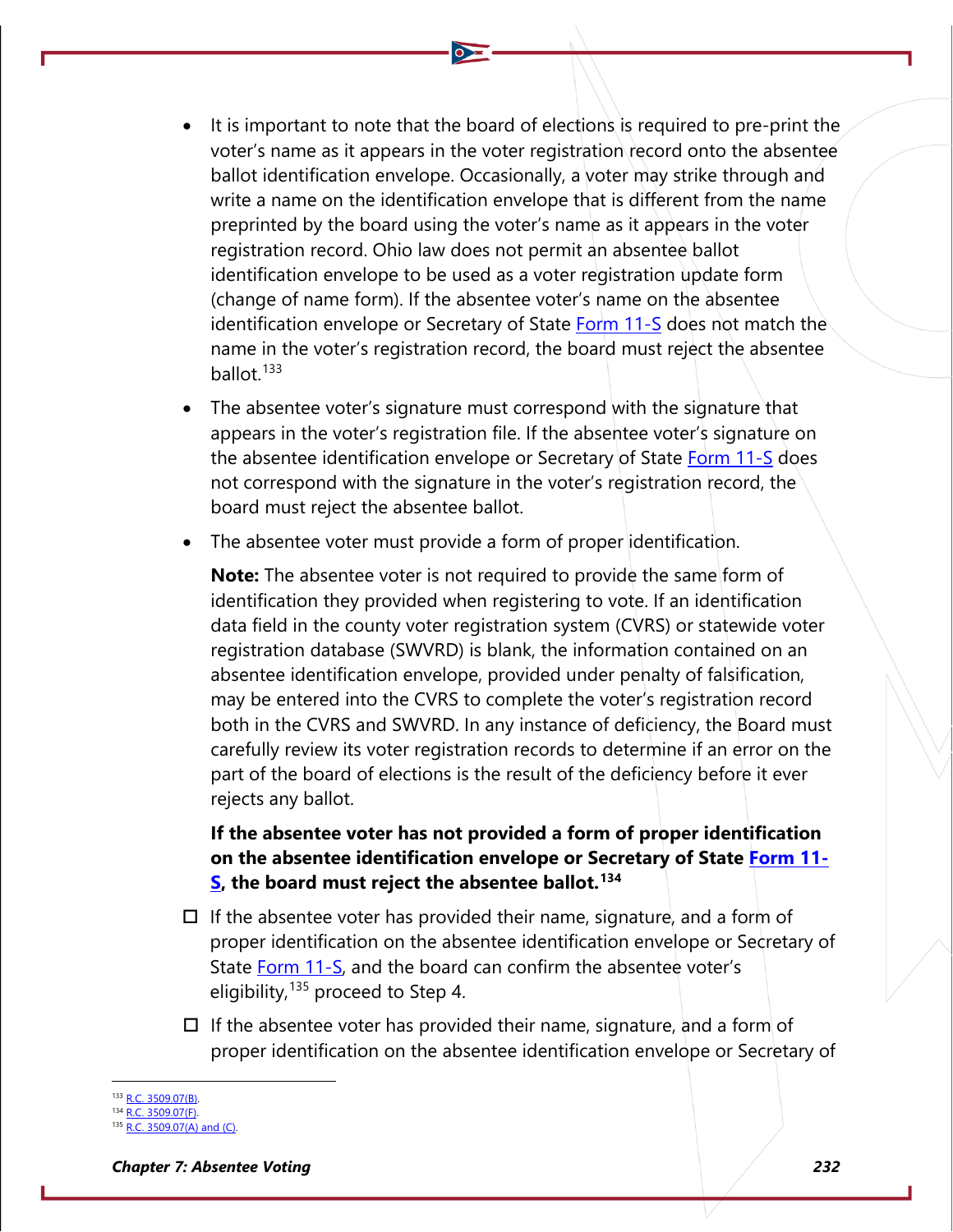- It is important to note that the board of elections is required to pre-print the voter's name as it appears in the voter registration record onto the absentee ballot identification envelope. Occasionally, a voter may strike through and write a name on the identification envelope that is different from the name preprinted by the board using the voter's name as it appears in the voter registration record. Ohio law does not permit an absentee ballot identification envelope to be used as a voter registration update form (change of name form). If the absentee voter's name on the absentee identification envelope or Secretary of State Form 11-S does not match the name in the voter's registration record, the board must reject the absentee ballot.[133]

- The absentee voter's signature must correspond with the signature that appears in the voter's registration file. If the absentee voter's signature on the absentee identification envelope or Secretary of State Form 11-S does not correspond with the signature in the voter's registration record, the board must reject the absentee ballot.

- The absentee voter must provide a form of proper identification.

  **Note:** The absentee voter is not required to provide the same form of identification they provided when registering to vote. If an identification data field in the county voter registration system (CVRS) or statewide voter registration database (SWVRD) is blank, the information contained on an absentee identification envelope, provided under penalty of falsification, may be entered into the CVRS to complete the voter's registration record both in the CVRS and SWVRD. In any instance of deficiency, the Board must carefully review its voter registration records to determine if an error on the part of the board of elections is the result of the deficiency before it ever rejects any ballot.

  **If the absentee voter has not provided a form of proper identification on the absentee identification envelope or Secretary of State Form 11-S, the board must reject the absentee ballot.[134]**

☐ If the absentee voter has provided their name, signature, and a form of proper identification on the absentee identification envelope or Secretary of State Form 11-S, and the board can confirm the absentee voter's eligibility,[135] proceed to Step 4.

☐ If the absentee voter has provided their name, signature, and a form of proper identification on the absentee identification envelope or Secretary of

[133] R.C. 3509.07(B).
[134] R.C. 3509.07(F).
[135] R.C. 3509.07(A) and (C).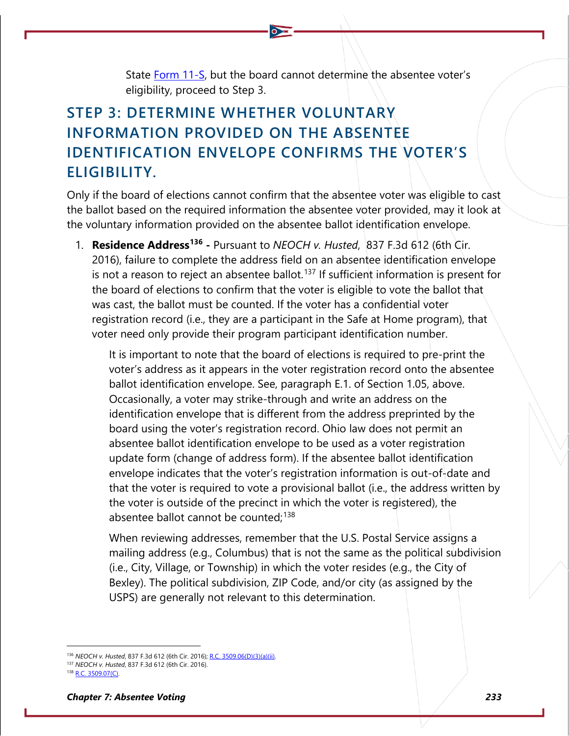State Form 11-S, but the board cannot determine the absentee voter's eligibility, proceed to Step 3.

## STEP 3: DETERMINE WHETHER VOLUNTARY INFORMATION PROVIDED ON THE ABSENTEE IDENTIFICATION ENVELOPE CONFIRMS THE VOTER'S ELIGIBILITY.

Only if the board of elections cannot confirm that the absentee voter was eligible to cast the ballot based on the required information the absentee voter provided, may it look at the voluntary information provided on the absentee ballot identification envelope.

1. **Residence Address[136] -** Pursuant to *NEOCH v. Husted*, 837 F.3d 612 (6th Cir. 2016), failure to complete the address field on an absentee identification envelope is not a reason to reject an absentee ballot.[137] If sufficient information is present for the board of elections to confirm that the voter is eligible to vote the ballot that was cast, the ballot must be counted. If the voter has a confidential voter registration record (i.e., they are a participant in the Safe at Home program), that voter need only provide their program participant identification number.

   It is important to note that the board of elections is required to pre-print the voter's address as it appears in the voter registration record onto the absentee ballot identification envelope. See, paragraph E.1. of Section 1.05, above. Occasionally, a voter may strike-through and write an address on the identification envelope that is different from the address preprinted by the board using the voter's registration record. Ohio law does not permit an absentee ballot identification envelope to be used as a voter registration update form (change of address form). If the absentee ballot identification envelope indicates that the voter's registration information is out-of-date and that the voter is required to vote a provisional ballot (i.e., the address written by the voter is outside of the precinct in which the voter is registered), the absentee ballot cannot be counted;[138]

   When reviewing addresses, remember that the U.S. Postal Service assigns a mailing address (e.g., Columbus) that is not the same as the political subdivision (i.e., City, Village, or Township) in which the voter resides (e.g., the City of Bexley). The political subdivision, ZIP Code, and/or city (as assigned by the USPS) are generally not relevant to this determination.

---

[136] *NEOCH v. Husted*, 837 F.3d 612 (6th Cir. 2016); R.C. 3509.06(D)(3)(a)(ii).

[137] *NEOCH v. Husted*, 837 F.3d 612 (6th Cir. 2016).

[138] R.C. 3509.07(C).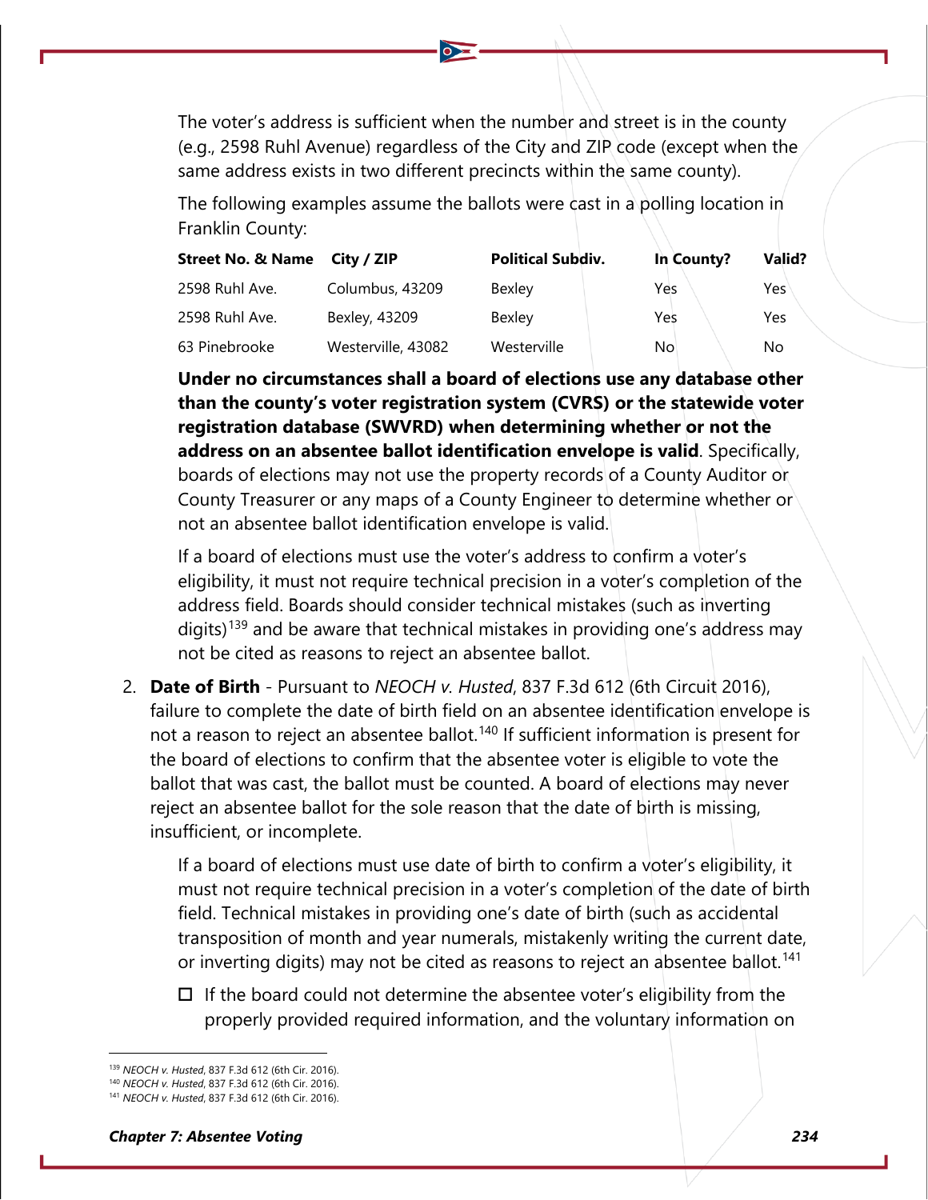The voter's address is sufficient when the number and street is in the county (e.g., 2598 Ruhl Avenue) regardless of the City and ZIP code (except when the same address exists in two different precincts within the same county).

The following examples assume the ballots were cast in a polling location in Franklin County:

| Street No. & Name | City / ZIP | Political Subdiv. | In County? | Valid? |
|---|---|---|---|---|
| 2598 Ruhl Ave. | Columbus, 43209 | Bexley | Yes | Yes |
| 2598 Ruhl Ave. | Bexley, 43209 | Bexley | Yes | Yes |
| 63 Pinebrooke | Westerville, 43082 | Westerville | No | No |

**Under no circumstances shall a board of elections use any database other than the county's voter registration system (CVRS) or the statewide voter registration database (SWVRD) when determining whether or not the address on an absentee ballot identification envelope is valid**. Specifically, boards of elections may not use the property records of a County Auditor or County Treasurer or any maps of a County Engineer to determine whether or not an absentee ballot identification envelope is valid.

If a board of elections must use the voter's address to confirm a voter's eligibility, it must not require technical precision in a voter's completion of the address field. Boards should consider technical mistakes (such as inverting digits)[139] and be aware that technical mistakes in providing one's address may not be cited as reasons to reject an absentee ballot.

2. **Date of Birth** - Pursuant to *NEOCH v. Husted*, 837 F.3d 612 (6th Circuit 2016), failure to complete the date of birth field on an absentee identification envelope is not a reason to reject an absentee ballot.[140] If sufficient information is present for the board of elections to confirm that the absentee voter is eligible to vote the ballot that was cast, the ballot must be counted. A board of elections may never reject an absentee ballot for the sole reason that the date of birth is missing, insufficient, or incomplete.

   If a board of elections must use date of birth to confirm a voter's eligibility, it must not require technical precision in a voter's completion of the date of birth field. Technical mistakes in providing one's date of birth (such as accidental transposition of month and year numerals, mistakenly writing the current date, or inverting digits) may not be cited as reasons to reject an absentee ballot.[141]

   - ☐ If the board could not determine the absentee voter's eligibility from the properly provided required information, and the voluntary information on

---

[139] *NEOCH v. Husted*, 837 F.3d 612 (6th Cir. 2016).
[140] *NEOCH v. Husted*, 837 F.3d 612 (6th Cir. 2016).
[141] *NEOCH v. Husted*, 837 F.3d 612 (6th Cir. 2016).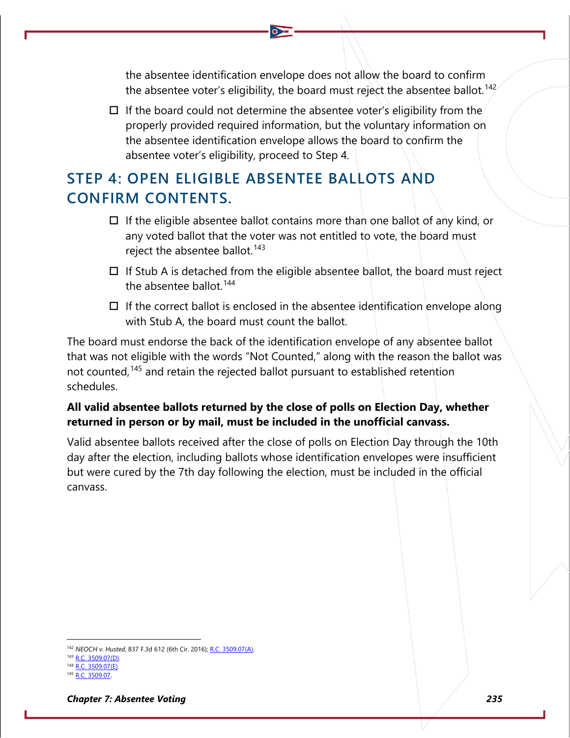the absentee identification envelope does not allow the board to confirm the absentee voter's eligibility, the board must reject the absentee ballot.[142]

- ☐ If the board could not determine the absentee voter's eligibility from the properly provided required information, but the voluntary information on the absentee identification envelope allows the board to confirm the absentee voter's eligibility, proceed to Step 4.

## STEP 4: OPEN ELIGIBLE ABSENTEE BALLOTS AND CONFIRM CONTENTS.

- ☐ If the eligible absentee ballot contains more than one ballot of any kind, or any voted ballot that the voter was not entitled to vote, the board must reject the absentee ballot.[143]
- ☐ If Stub A is detached from the eligible absentee ballot, the board must reject the absentee ballot.[144]
- ☐ If the correct ballot is enclosed in the absentee identification envelope along with Stub A, the board must count the ballot.

The board must endorse the back of the identification envelope of any absentee ballot that was not eligible with the words "Not Counted," along with the reason the ballot was not counted,[145] and retain the rejected ballot pursuant to established retention schedules.

**All valid absentee ballots returned by the close of polls on Election Day, whether returned in person or by mail, must be included in the unofficial canvass.**

Valid absentee ballots received after the close of polls on Election Day through the 10th day after the election, including ballots whose identification envelopes were insufficient but were cured by the 7th day following the election, must be included in the official canvass.

---

[142] *NEOCH v. Husted*, 837 F.3d 612 (6th Cir. 2016); R.C. 3509.07(A).
[143] R.C. 3509.07(D).
[144] R.C. 3509.07(E).
[145] R.C. 3509.07.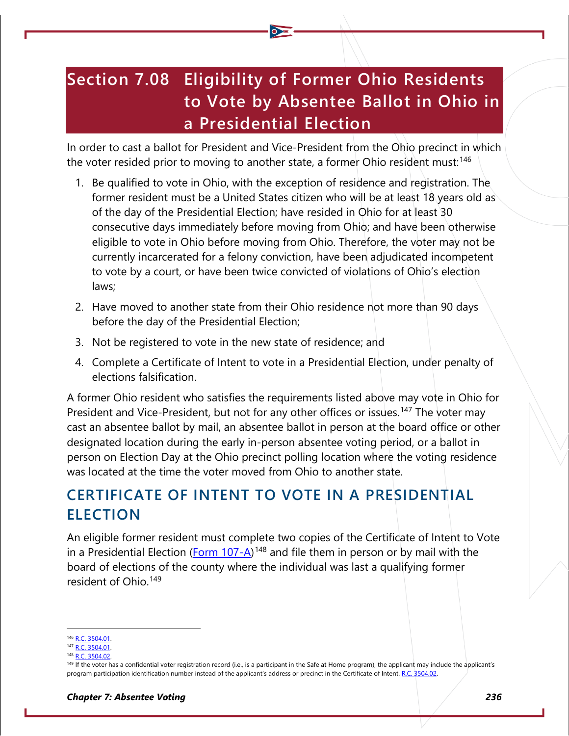# Section 7.08 Eligibility of Former Ohio Residents to Vote by Absentee Ballot in Ohio in a Presidential Election

In order to cast a ballot for President and Vice-President from the Ohio precinct in which the voter resided prior to moving to another state, a former Ohio resident must:[146]

1. Be qualified to vote in Ohio, with the exception of residence and registration. The former resident must be a United States citizen who will be at least 18 years old as of the day of the Presidential Election; have resided in Ohio for at least 30 consecutive days immediately before moving from Ohio; and have been otherwise eligible to vote in Ohio before moving from Ohio. Therefore, the voter may not be currently incarcerated for a felony conviction, have been adjudicated incompetent to vote by a court, or have been twice convicted of violations of Ohio's election laws;
2. Have moved to another state from their Ohio residence not more than 90 days before the day of the Presidential Election;
3. Not be registered to vote in the new state of residence; and
4. Complete a Certificate of Intent to vote in a Presidential Election, under penalty of elections falsification.

A former Ohio resident who satisfies the requirements listed above may vote in Ohio for President and Vice-President, but not for any other offices or issues.[147] The voter may cast an absentee ballot by mail, an absentee ballot in person at the board office or other designated location during the early in-person absentee voting period, or a ballot in person on Election Day at the Ohio precinct polling location where the voting residence was located at the time the voter moved from Ohio to another state.

## CERTIFICATE OF INTENT TO VOTE IN A PRESIDENTIAL ELECTION

An eligible former resident must complete two copies of the Certificate of Intent to Vote in a Presidential Election (Form 107-A)[148] and file them in person or by mail with the board of elections of the county where the individual was last a qualifying former resident of Ohio.[149]

---

[146] R.C. 3504.01.

[147] R.C. 3504.01.

[148] R.C. 3504.02.

[149] If the voter has a confidential voter registration record (i.e., is a participant in the Safe at Home program), the applicant may include the applicant's program participation identification number instead of the applicant's address or precinct in the Certificate of Intent. R.C. 3504.02.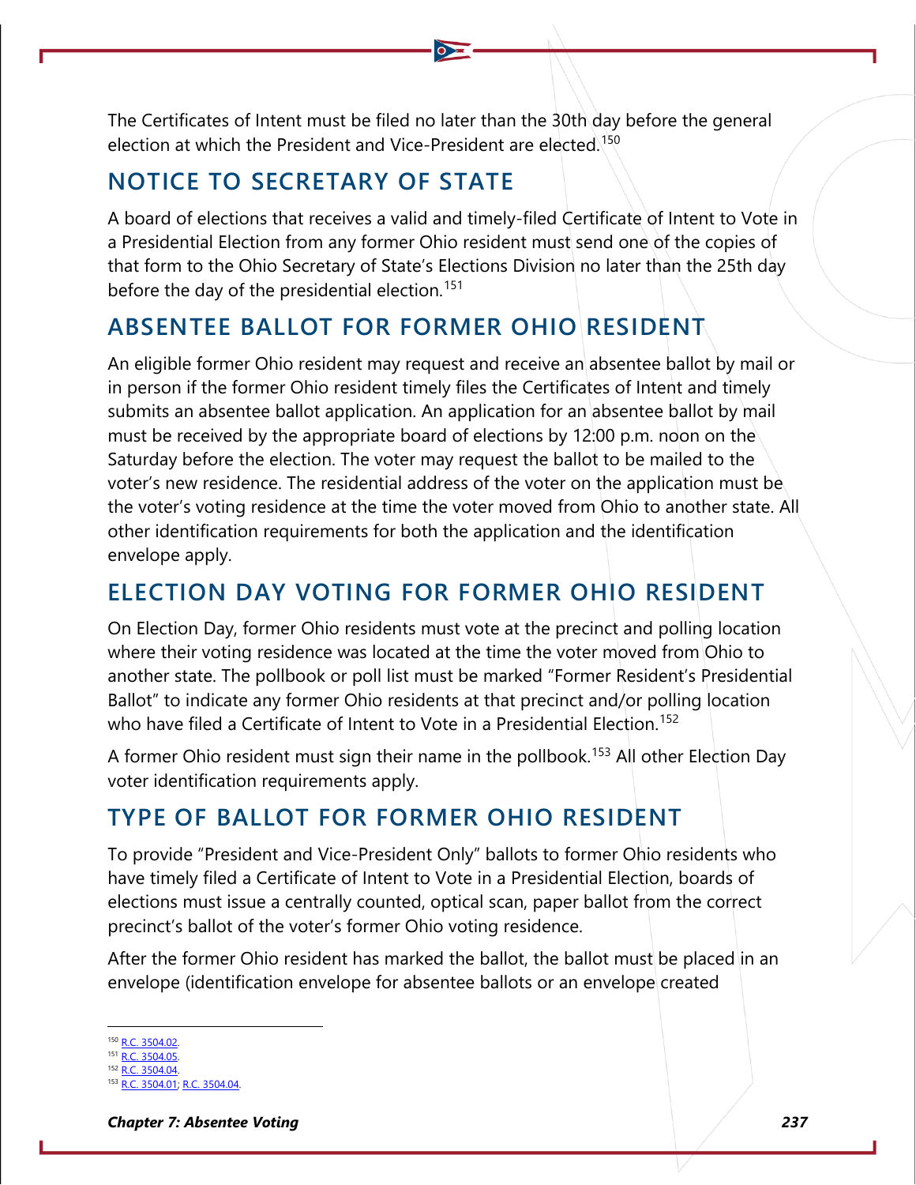The Certificates of Intent must be filed no later than the 30th day before the general election at which the President and Vice-President are elected.[150]

## NOTICE TO SECRETARY OF STATE

A board of elections that receives a valid and timely-filed Certificate of Intent to Vote in a Presidential Election from any former Ohio resident must send one of the copies of that form to the Ohio Secretary of State's Elections Division no later than the 25th day before the day of the presidential election.[151]

## ABSENTEE BALLOT FOR FORMER OHIO RESIDENT

An eligible former Ohio resident may request and receive an absentee ballot by mail or in person if the former Ohio resident timely files the Certificates of Intent and timely submits an absentee ballot application. An application for an absentee ballot by mail must be received by the appropriate board of elections by 12:00 p.m. noon on the Saturday before the election. The voter may request the ballot to be mailed to the voter's new residence. The residential address of the voter on the application must be the voter's voting residence at the time the voter moved from Ohio to another state. All other identification requirements for both the application and the identification envelope apply.

## ELECTION DAY VOTING FOR FORMER OHIO RESIDENT

On Election Day, former Ohio residents must vote at the precinct and polling location where their voting residence was located at the time the voter moved from Ohio to another state. The pollbook or poll list must be marked "Former Resident's Presidential Ballot" to indicate any former Ohio residents at that precinct and/or polling location who have filed a Certificate of Intent to Vote in a Presidential Election.[152]

A former Ohio resident must sign their name in the pollbook.[153] All other Election Day voter identification requirements apply.

## TYPE OF BALLOT FOR FORMER OHIO RESIDENT

To provide "President and Vice-President Only" ballots to former Ohio residents who have timely filed a Certificate of Intent to Vote in a Presidential Election, boards of elections must issue a centrally counted, optical scan, paper ballot from the correct precinct's ballot of the voter's former Ohio voting residence.

After the former Ohio resident has marked the ballot, the ballot must be placed in an envelope (identification envelope for absentee ballots or an envelope created

---

[150] R.C. 3504.02.
[151] R.C. 3504.05.
[152] R.C. 3504.04.
[153] R.C. 3504.01; R.C. 3504.04.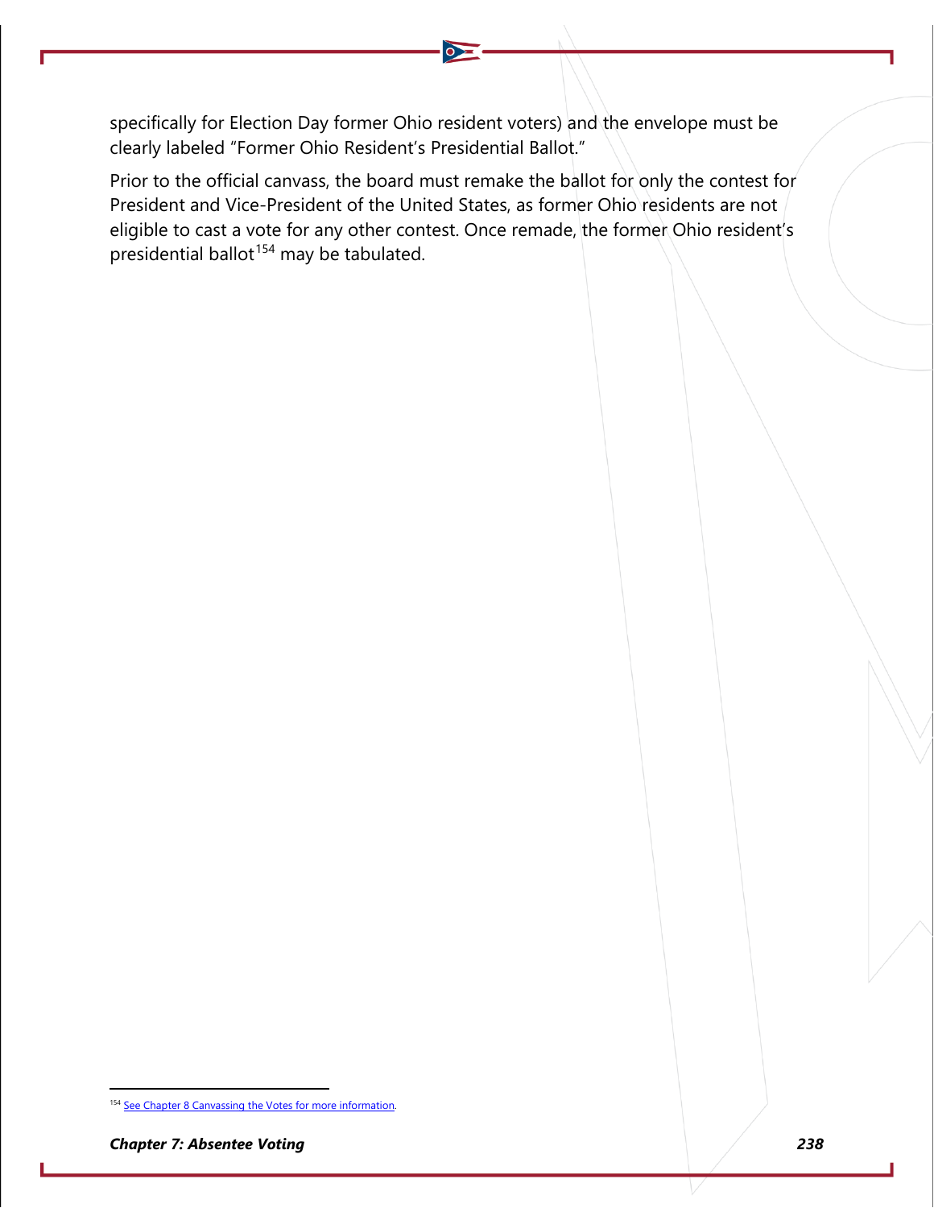specifically for Election Day former Ohio resident voters) and the envelope must be clearly labeled "Former Ohio Resident's Presidential Ballot."

Prior to the official canvass, the board must remake the ballot for only the contest for President and Vice-President of the United States, as former Ohio residents are not eligible to cast a vote for any other contest. Once remade, the former Ohio resident's presidential ballot[154] may be tabulated.

[154] See Chapter 8 Canvassing the Votes for more information.